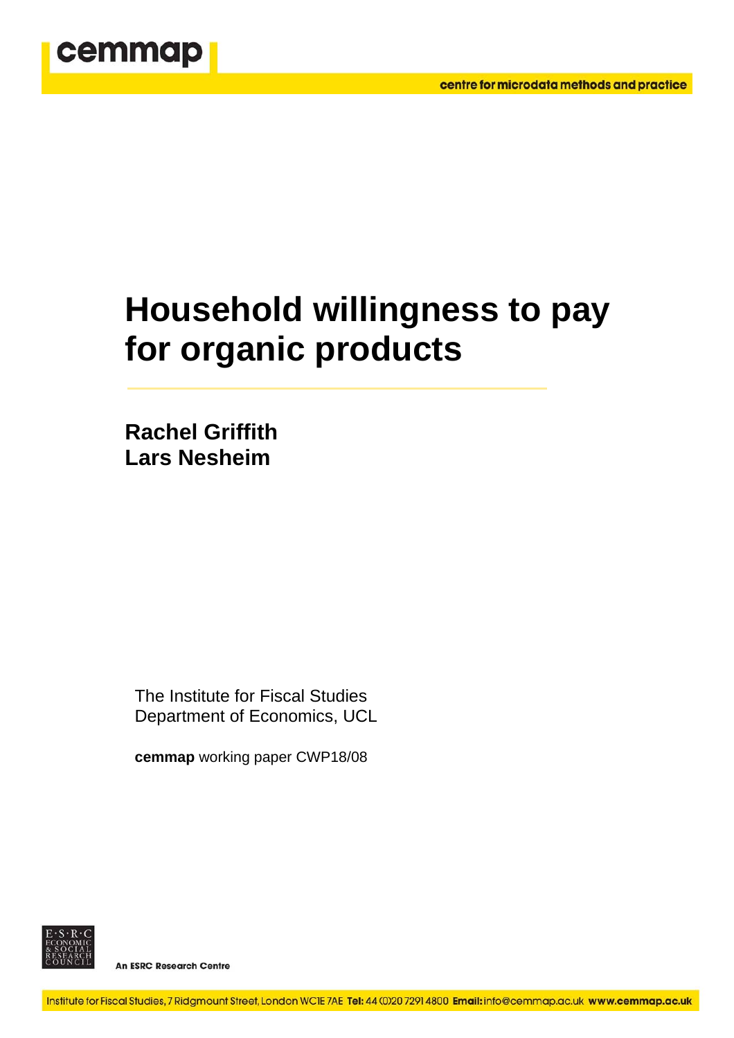cemmap

centre for microdata methods and practice

# Household willingness to pay for organic products

**Rachel Griffith**
**Lars Nesheim**

The Institute for Fiscal Studies
Department of Economics, UCL

**cemmap** working paper CWP18/08

E·S·R·C ECONOMIC & SOCIAL RESEARCH COUNCIL

An ESRC Research Centre

Institute for Fiscal Studies, 7 Ridgmount Street, London WC1E 7AE **Tel:** 44 (0)20 7291 4800 **Email:** info@cemmap.ac.uk **www.cemmap.ac.uk**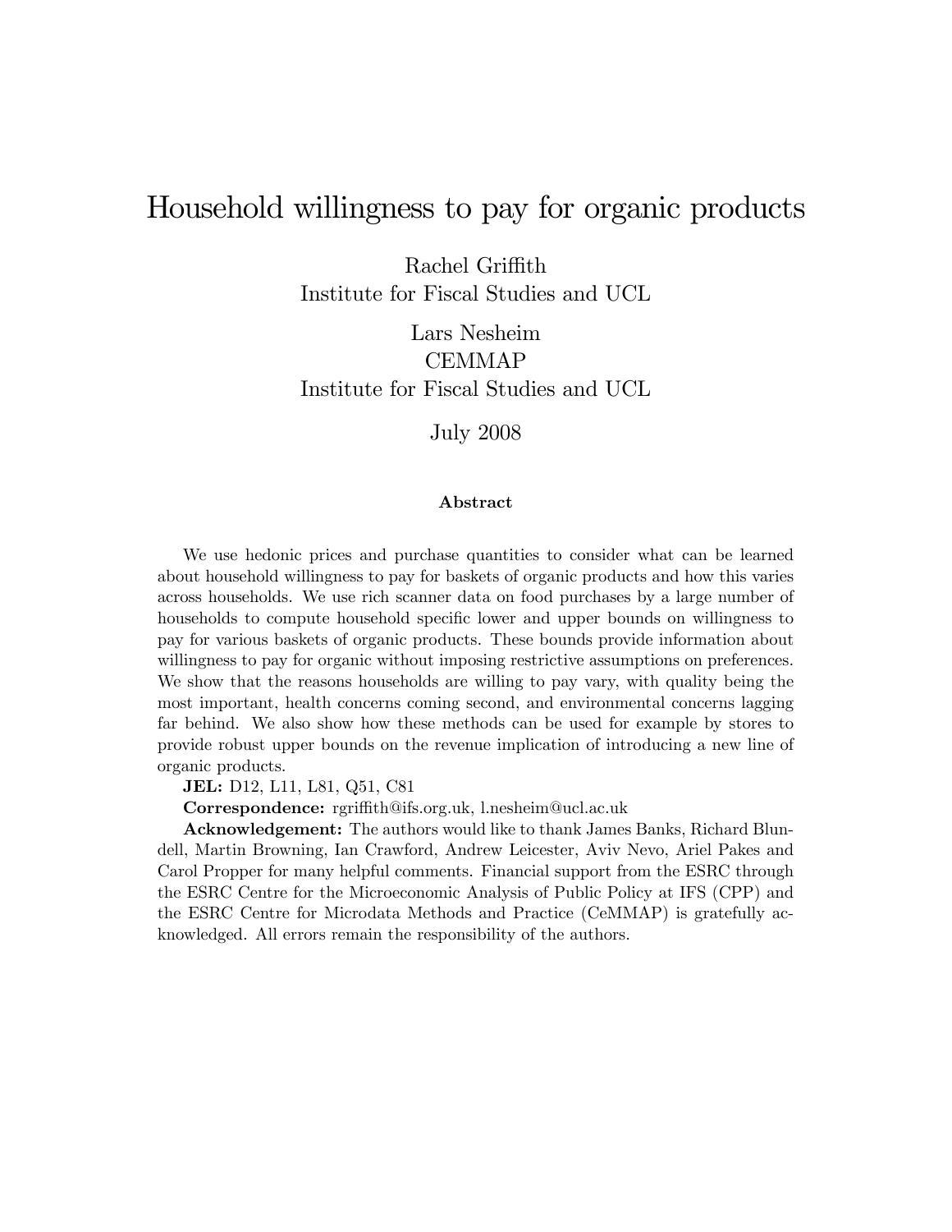# Household willingness to pay for organic products

Rachel Griffith
Institute for Fiscal Studies and UCL

Lars Nesheim
CEMMAP
Institute for Fiscal Studies and UCL

July 2008

**Abstract**

We use hedonic prices and purchase quantities to consider what can be learned about household willingness to pay for baskets of organic products and how this varies across households. We use rich scanner data on food purchases by a large number of households to compute household specific lower and upper bounds on willingness to pay for various baskets of organic products. These bounds provide information about willingness to pay for organic without imposing restrictive assumptions on preferences. We show that the reasons households are willing to pay vary, with quality being the most important, health concerns coming second, and environmental concerns lagging far behind. We also show how these methods can be used for example by stores to provide robust upper bounds on the revenue implication of introducing a new line of organic products.

**JEL:** D12, L11, L81, Q51, C81

**Correspondence:** rgriffith@ifs.org.uk, l.nesheim@ucl.ac.uk

**Acknowledgement:** The authors would like to thank James Banks, Richard Blundell, Martin Browning, Ian Crawford, Andrew Leicester, Aviv Nevo, Ariel Pakes and Carol Propper for many helpful comments. Financial support from the ESRC through the ESRC Centre for the Microeconomic Analysis of Public Policy at IFS (CPP) and the ESRC Centre for Microdata Methods and Practice (CeMMAP) is gratefully acknowledged. All errors remain the responsibility of the authors.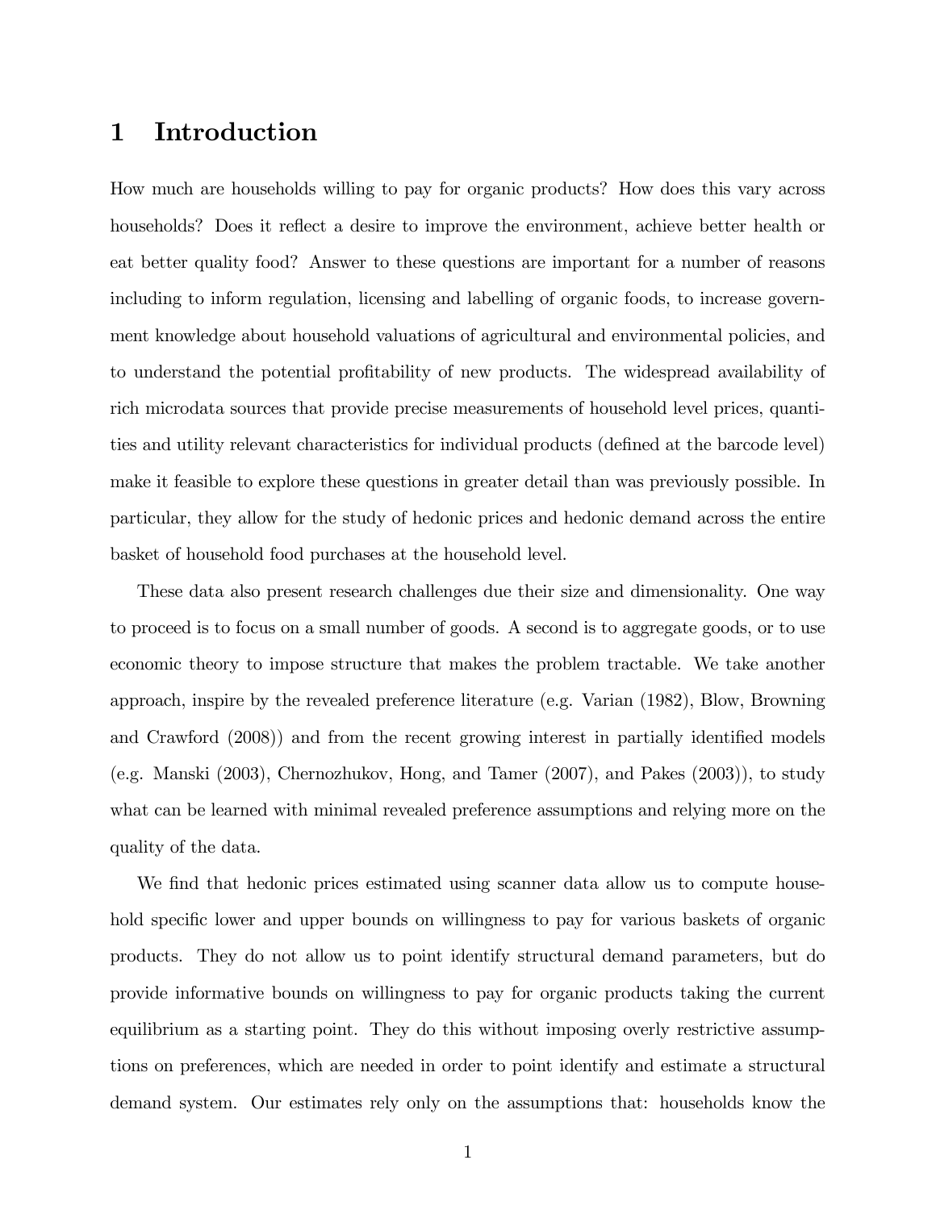# 1 Introduction

How much are households willing to pay for organic products? How does this vary across households? Does it reflect a desire to improve the environment, achieve better health or eat better quality food? Answer to these questions are important for a number of reasons including to inform regulation, licensing and labelling of organic foods, to increase government knowledge about household valuations of agricultural and environmental policies, and to understand the potential profitability of new products. The widespread availability of rich microdata sources that provide precise measurements of household level prices, quantities and utility relevant characteristics for individual products (defined at the barcode level) make it feasible to explore these questions in greater detail than was previously possible. In particular, they allow for the study of hedonic prices and hedonic demand across the entire basket of household food purchases at the household level.

These data also present research challenges due their size and dimensionality. One way to proceed is to focus on a small number of goods. A second is to aggregate goods, or to use economic theory to impose structure that makes the problem tractable. We take another approach, inspire by the revealed preference literature (e.g. Varian (1982), Blow, Browning and Crawford (2008)) and from the recent growing interest in partially identified models (e.g. Manski (2003), Chernozhukov, Hong, and Tamer (2007), and Pakes (2003)), to study what can be learned with minimal revealed preference assumptions and relying more on the quality of the data.

We find that hedonic prices estimated using scanner data allow us to compute household specific lower and upper bounds on willingness to pay for various baskets of organic products. They do not allow us to point identify structural demand parameters, but do provide informative bounds on willingness to pay for organic products taking the current equilibrium as a starting point. They do this without imposing overly restrictive assumptions on preferences, which are needed in order to point identify and estimate a structural demand system. Our estimates rely only on the assumptions that: households know the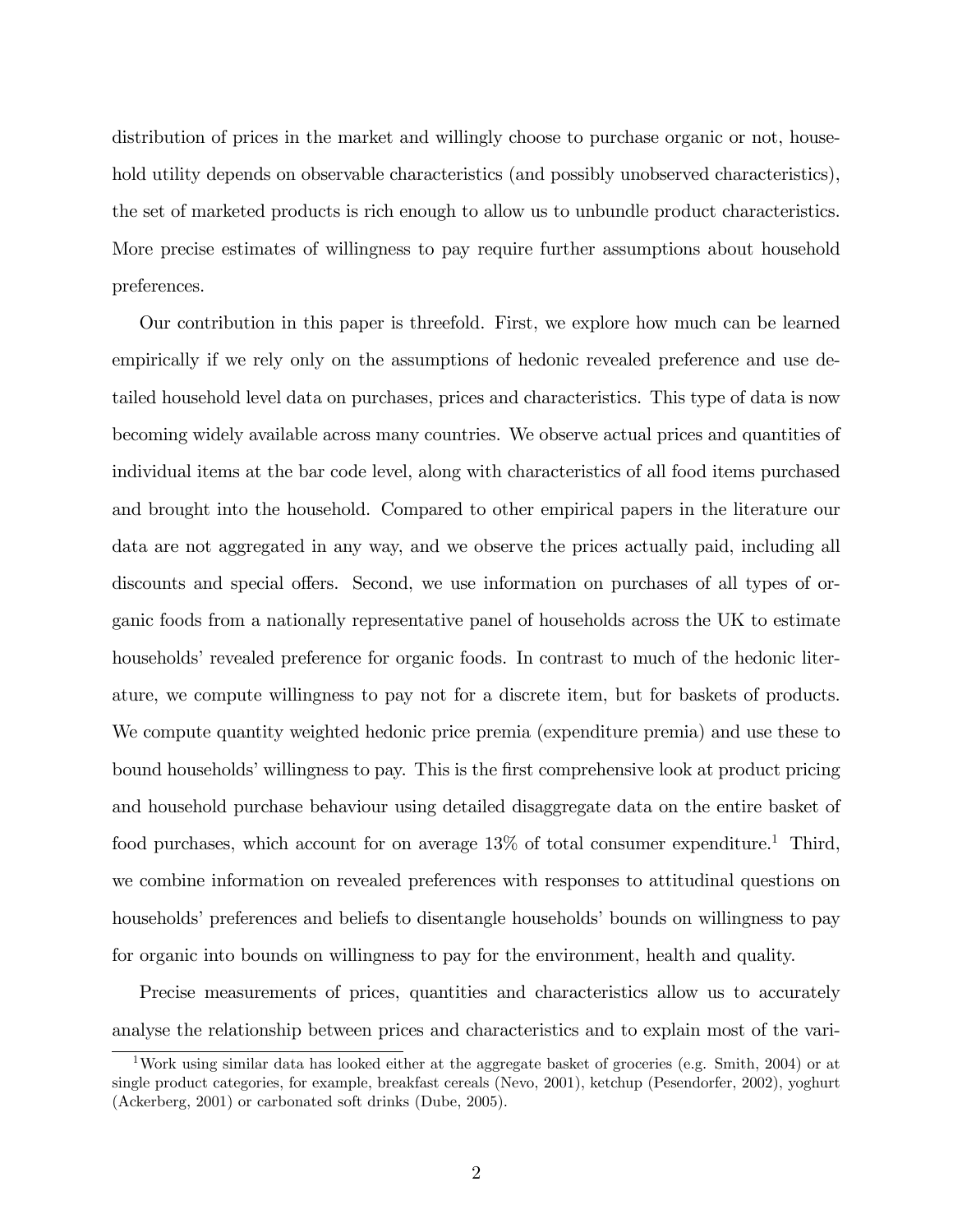distribution of prices in the market and willingly choose to purchase organic or not, household utility depends on observable characteristics (and possibly unobserved characteristics), the set of marketed products is rich enough to allow us to unbundle product characteristics. More precise estimates of willingness to pay require further assumptions about household preferences.

Our contribution in this paper is threefold. First, we explore how much can be learned empirically if we rely only on the assumptions of hedonic revealed preference and use detailed household level data on purchases, prices and characteristics. This type of data is now becoming widely available across many countries. We observe actual prices and quantities of individual items at the bar code level, along with characteristics of all food items purchased and brought into the household. Compared to other empirical papers in the literature our data are not aggregated in any way, and we observe the prices actually paid, including all discounts and special offers. Second, we use information on purchases of all types of organic foods from a nationally representative panel of households across the UK to estimate households' revealed preference for organic foods. In contrast to much of the hedonic literature, we compute willingness to pay not for a discrete item, but for baskets of products. We compute quantity weighted hedonic price premia (expenditure premia) and use these to bound households' willingness to pay. This is the first comprehensive look at product pricing and household purchase behaviour using detailed disaggregate data on the entire basket of food purchases, which account for on average 13% of total consumer expenditure.[1] Third, we combine information on revealed preferences with responses to attitudinal questions on households' preferences and beliefs to disentangle households' bounds on willingness to pay for organic into bounds on willingness to pay for the environment, health and quality.

Precise measurements of prices, quantities and characteristics allow us to accurately analyse the relationship between prices and characteristics and to explain most of the vari-

[1] Work using similar data has looked either at the aggregate basket of groceries (e.g. Smith, 2004) or at single product categories, for example, breakfast cereals (Nevo, 2001), ketchup (Pesendorfer, 2002), yoghurt (Ackerberg, 2001) or carbonated soft drinks (Dube, 2005).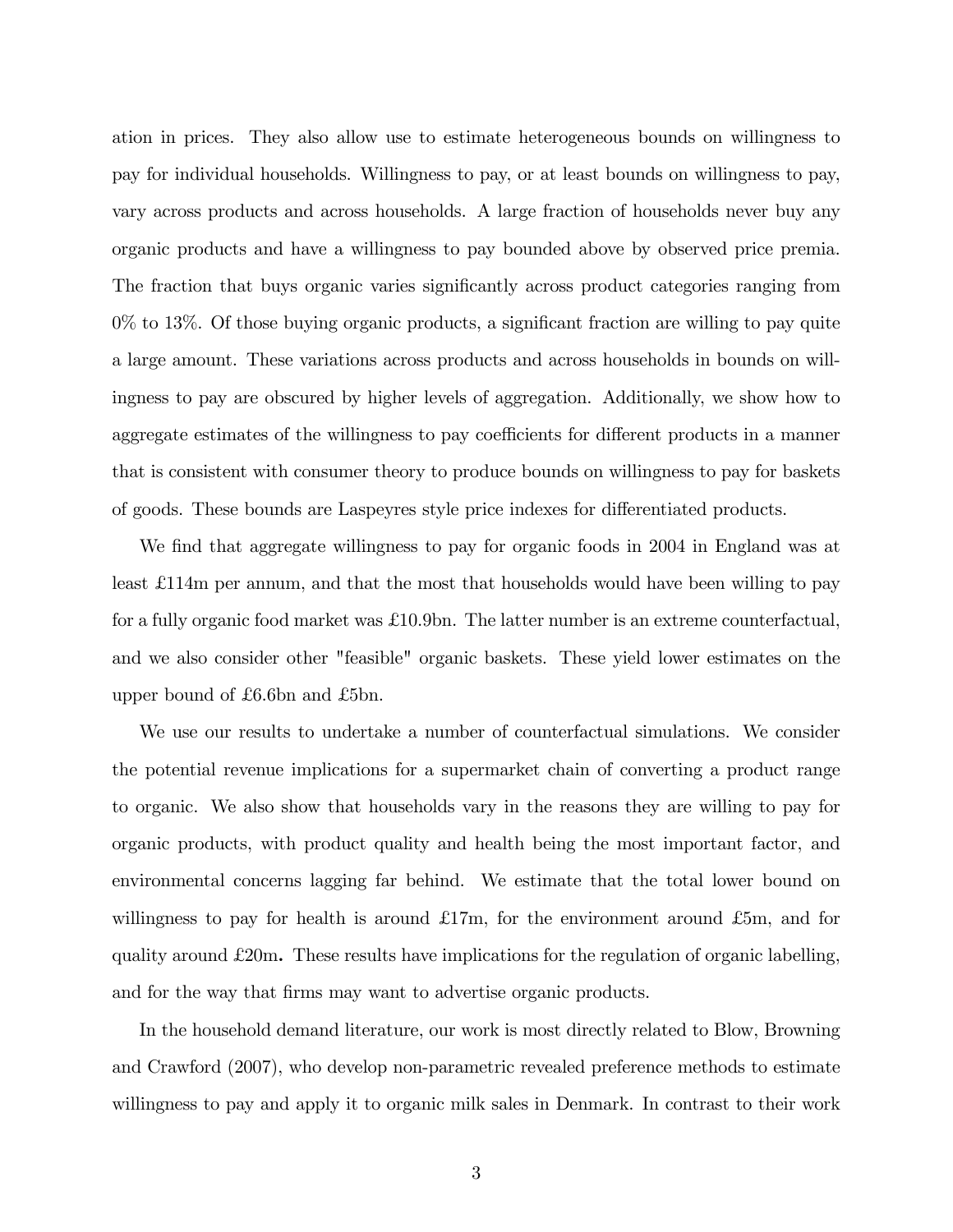ation in prices. They also allow use to estimate heterogeneous bounds on willingness to pay for individual households. Willingness to pay, or at least bounds on willingness to pay, vary across products and across households. A large fraction of households never buy any organic products and have a willingness to pay bounded above by observed price premia. The fraction that buys organic varies significantly across product categories ranging from 0% to 13%. Of those buying organic products, a significant fraction are willing to pay quite a large amount. These variations across products and across households in bounds on willingness to pay are obscured by higher levels of aggregation. Additionally, we show how to aggregate estimates of the willingness to pay coefficients for different products in a manner that is consistent with consumer theory to produce bounds on willingness to pay for baskets of goods. These bounds are Laspeyres style price indexes for differentiated products.

We find that aggregate willingness to pay for organic foods in 2004 in England was at least £114m per annum, and that the most that households would have been willing to pay for a fully organic food market was £10.9bn. The latter number is an extreme counterfactual, and we also consider other "feasible" organic baskets. These yield lower estimates on the upper bound of £6.6bn and £5bn.

We use our results to undertake a number of counterfactual simulations. We consider the potential revenue implications for a supermarket chain of converting a product range to organic. We also show that households vary in the reasons they are willing to pay for organic products, with product quality and health being the most important factor, and environmental concerns lagging far behind. We estimate that the total lower bound on willingness to pay for health is around £17m, for the environment around £5m, and for quality around £20m**.** These results have implications for the regulation of organic labelling, and for the way that firms may want to advertise organic products.

In the household demand literature, our work is most directly related to Blow, Browning and Crawford (2007), who develop non-parametric revealed preference methods to estimate willingness to pay and apply it to organic milk sales in Denmark. In contrast to their work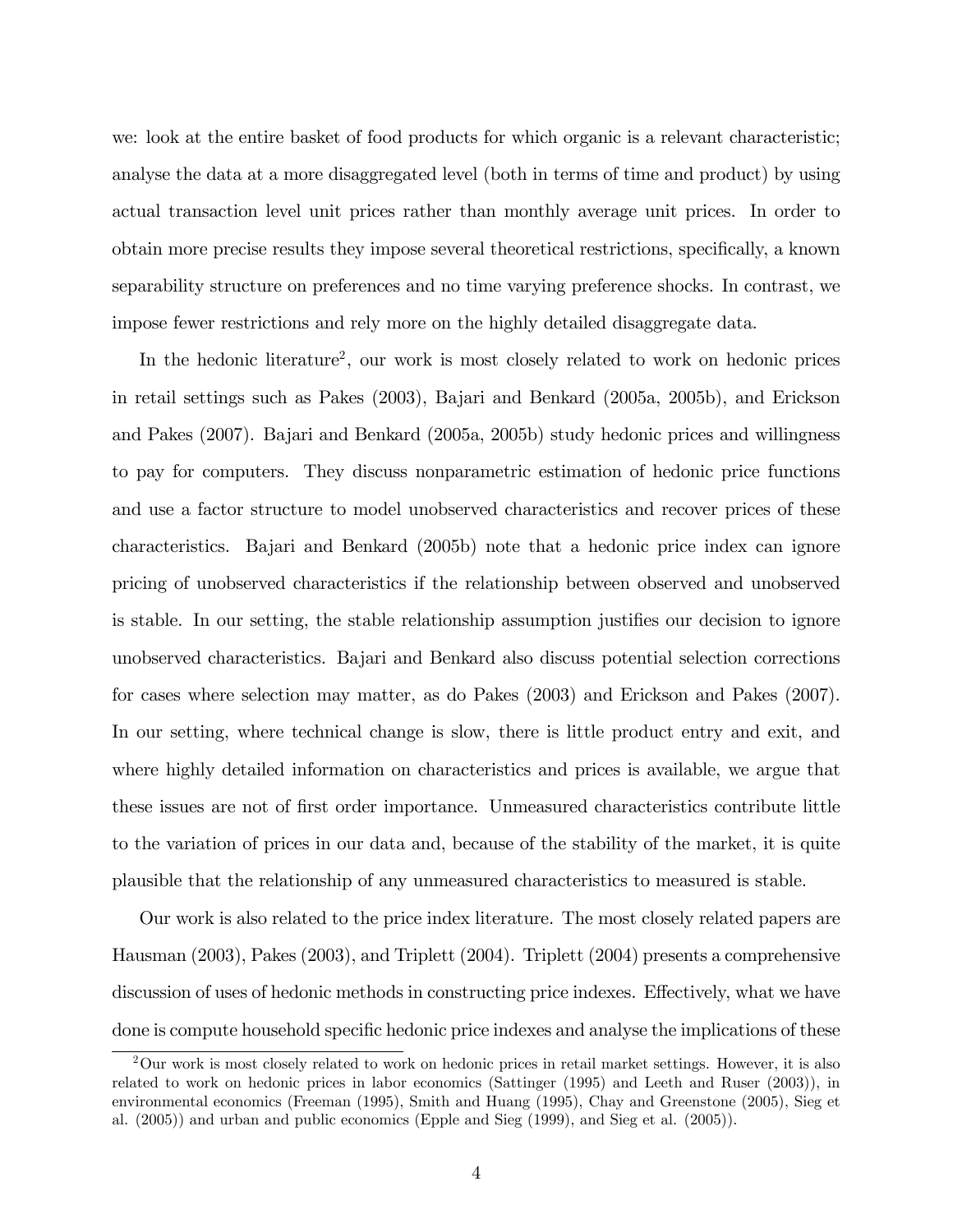we: look at the entire basket of food products for which organic is a relevant characteristic; analyse the data at a more disaggregated level (both in terms of time and product) by using actual transaction level unit prices rather than monthly average unit prices. In order to obtain more precise results they impose several theoretical restrictions, specifically, a known separability structure on preferences and no time varying preference shocks. In contrast, we impose fewer restrictions and rely more on the highly detailed disaggregate data.

In the hedonic literature[2], our work is most closely related to work on hedonic prices in retail settings such as Pakes (2003), Bajari and Benkard (2005a, 2005b), and Erickson and Pakes (2007). Bajari and Benkard (2005a, 2005b) study hedonic prices and willingness to pay for computers. They discuss nonparametric estimation of hedonic price functions and use a factor structure to model unobserved characteristics and recover prices of these characteristics. Bajari and Benkard (2005b) note that a hedonic price index can ignore pricing of unobserved characteristics if the relationship between observed and unobserved is stable. In our setting, the stable relationship assumption justifies our decision to ignore unobserved characteristics. Bajari and Benkard also discuss potential selection corrections for cases where selection may matter, as do Pakes (2003) and Erickson and Pakes (2007). In our setting, where technical change is slow, there is little product entry and exit, and where highly detailed information on characteristics and prices is available, we argue that these issues are not of first order importance. Unmeasured characteristics contribute little to the variation of prices in our data and, because of the stability of the market, it is quite plausible that the relationship of any unmeasured characteristics to measured is stable.

Our work is also related to the price index literature. The most closely related papers are Hausman (2003), Pakes (2003), and Triplett (2004). Triplett (2004) presents a comprehensive discussion of uses of hedonic methods in constructing price indexes. Effectively, what we have done is compute household specific hedonic price indexes and analyse the implications of these

[2]Our work is most closely related to work on hedonic prices in retail market settings. However, it is also related to work on hedonic prices in labor economics (Sattinger (1995) and Leeth and Ruser (2003)), in environmental economics (Freeman (1995), Smith and Huang (1995), Chay and Greenstone (2005), Sieg et al. (2005)) and urban and public economics (Epple and Sieg (1999), and Sieg et al. (2005)).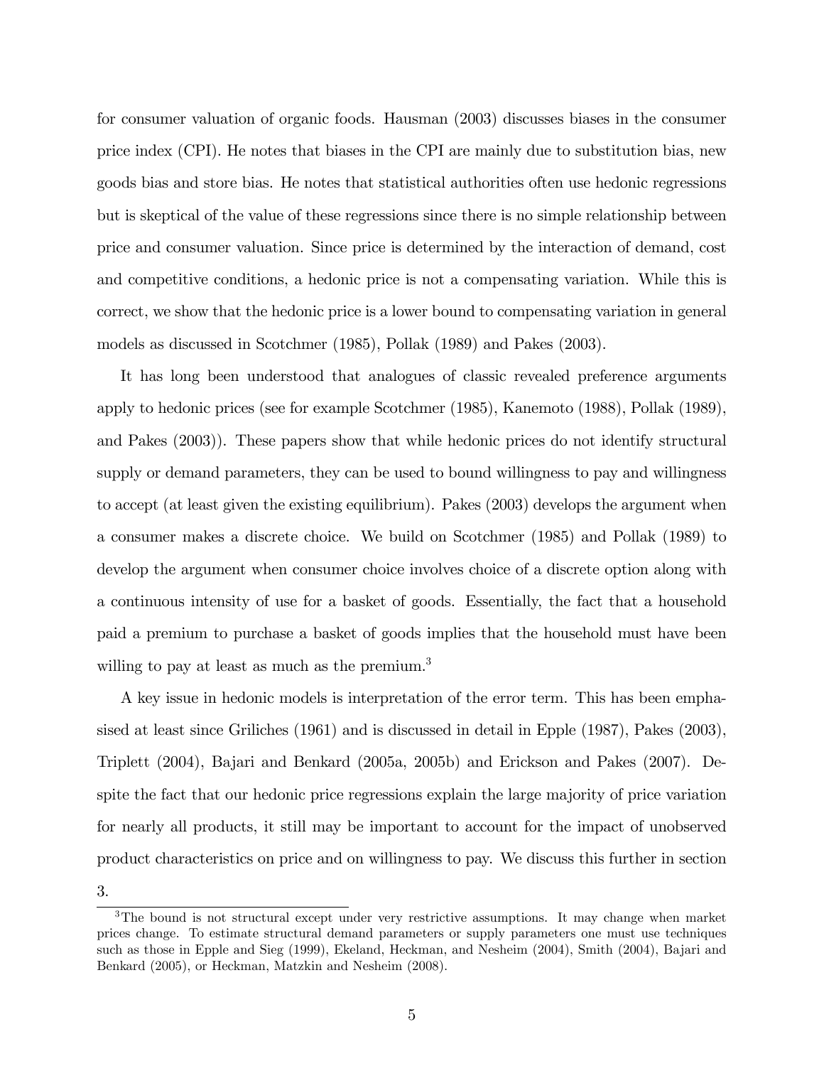for consumer valuation of organic foods. Hausman (2003) discusses biases in the consumer price index (CPI). He notes that biases in the CPI are mainly due to substitution bias, new goods bias and store bias. He notes that statistical authorities often use hedonic regressions but is skeptical of the value of these regressions since there is no simple relationship between price and consumer valuation. Since price is determined by the interaction of demand, cost and competitive conditions, a hedonic price is not a compensating variation. While this is correct, we show that the hedonic price is a lower bound to compensating variation in general models as discussed in Scotchmer (1985), Pollak (1989) and Pakes (2003).

It has long been understood that analogues of classic revealed preference arguments apply to hedonic prices (see for example Scotchmer (1985), Kanemoto (1988), Pollak (1989), and Pakes (2003)). These papers show that while hedonic prices do not identify structural supply or demand parameters, they can be used to bound willingness to pay and willingness to accept (at least given the existing equilibrium). Pakes (2003) develops the argument when a consumer makes a discrete choice. We build on Scotchmer (1985) and Pollak (1989) to develop the argument when consumer choice involves choice of a discrete option along with a continuous intensity of use for a basket of goods. Essentially, the fact that a household paid a premium to purchase a basket of goods implies that the household must have been willing to pay at least as much as the premium.[3]

A key issue in hedonic models is interpretation of the error term. This has been emphasised at least since Griliches (1961) and is discussed in detail in Epple (1987), Pakes (2003), Triplett (2004), Bajari and Benkard (2005a, 2005b) and Erickson and Pakes (2007). Despite the fact that our hedonic price regressions explain the large majority of price variation for nearly all products, it still may be important to account for the impact of unobserved product characteristics on price and on willingness to pay. We discuss this further in section 3.

[3]The bound is not structural except under very restrictive assumptions. It may change when market prices change. To estimate structural demand parameters or supply parameters one must use techniques such as those in Epple and Sieg (1999), Ekeland, Heckman, and Nesheim (2004), Smith (2004), Bajari and Benkard (2005), or Heckman, Matzkin and Nesheim (2008).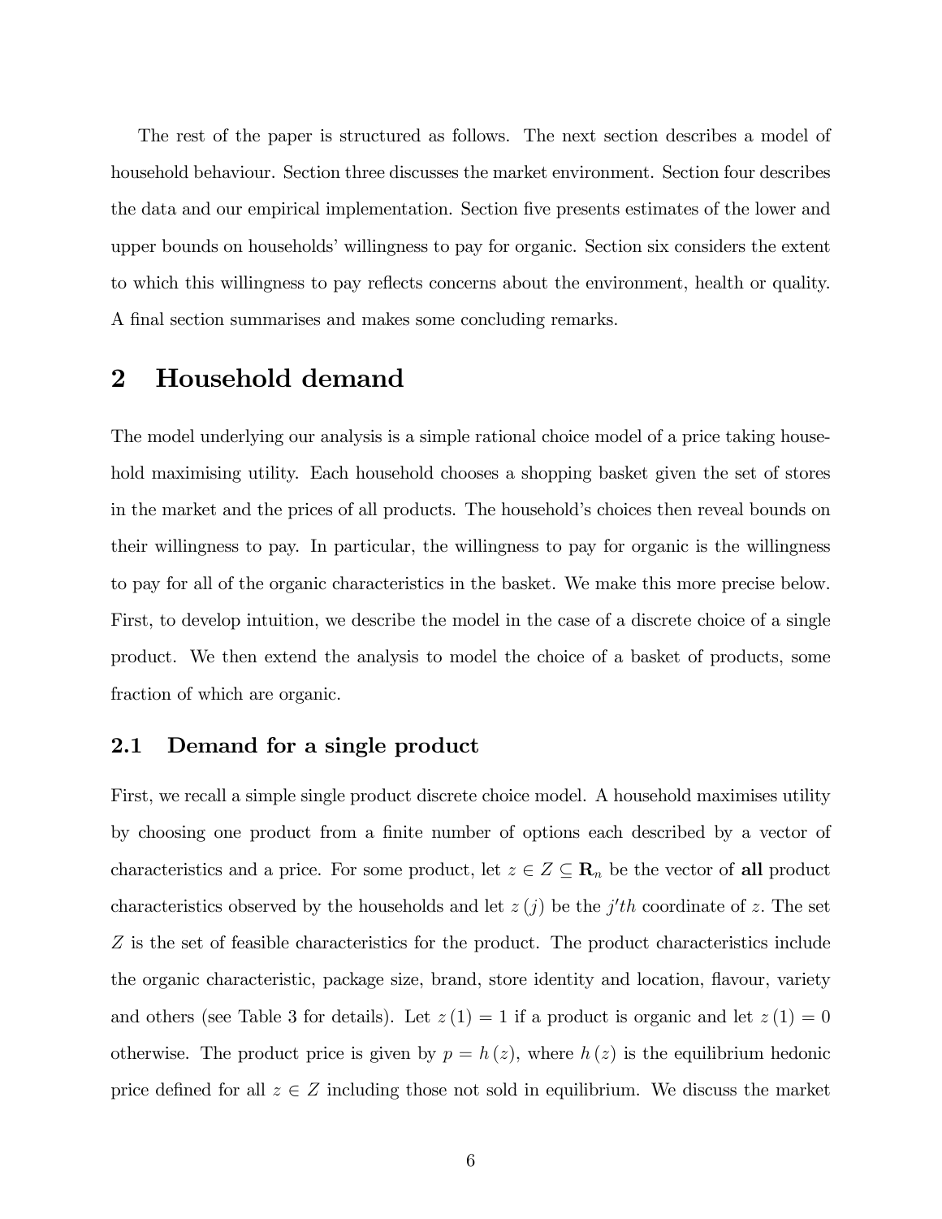The rest of the paper is structured as follows. The next section describes a model of household behaviour. Section three discusses the market environment. Section four describes the data and our empirical implementation. Section five presents estimates of the lower and upper bounds on households' willingness to pay for organic. Section six considers the extent to which this willingness to pay reflects concerns about the environment, health or quality. A final section summarises and makes some concluding remarks.

## 2 Household demand

The model underlying our analysis is a simple rational choice model of a price taking household maximising utility. Each household chooses a shopping basket given the set of stores in the market and the prices of all products. The household's choices then reveal bounds on their willingness to pay. In particular, the willingness to pay for organic is the willingness to pay for all of the organic characteristics in the basket. We make this more precise below. First, to develop intuition, we describe the model in the case of a discrete choice of a single product. We then extend the analysis to model the choice of a basket of products, some fraction of which are organic.

### 2.1 Demand for a single product

First, we recall a simple single product discrete choice model. A household maximises utility by choosing one product from a finite number of options each described by a vector of characteristics and a price. For some product, let $z \in Z \subseteq \mathbf{R}_n$ be the vector of **all** product characteristics observed by the households and let $z(j)$ be the $j'th$ coordinate of $z$. The set $Z$ is the set of feasible characteristics for the product. The product characteristics include the organic characteristic, package size, brand, store identity and location, flavour, variety and others (see Table 3 for details). Let $z(1) = 1$ if a product is organic and let $z(1) = 0$ otherwise. The product price is given by $p = h(z)$, where $h(z)$ is the equilibrium hedonic price defined for all $z \in Z$ including those not sold in equilibrium. We discuss the market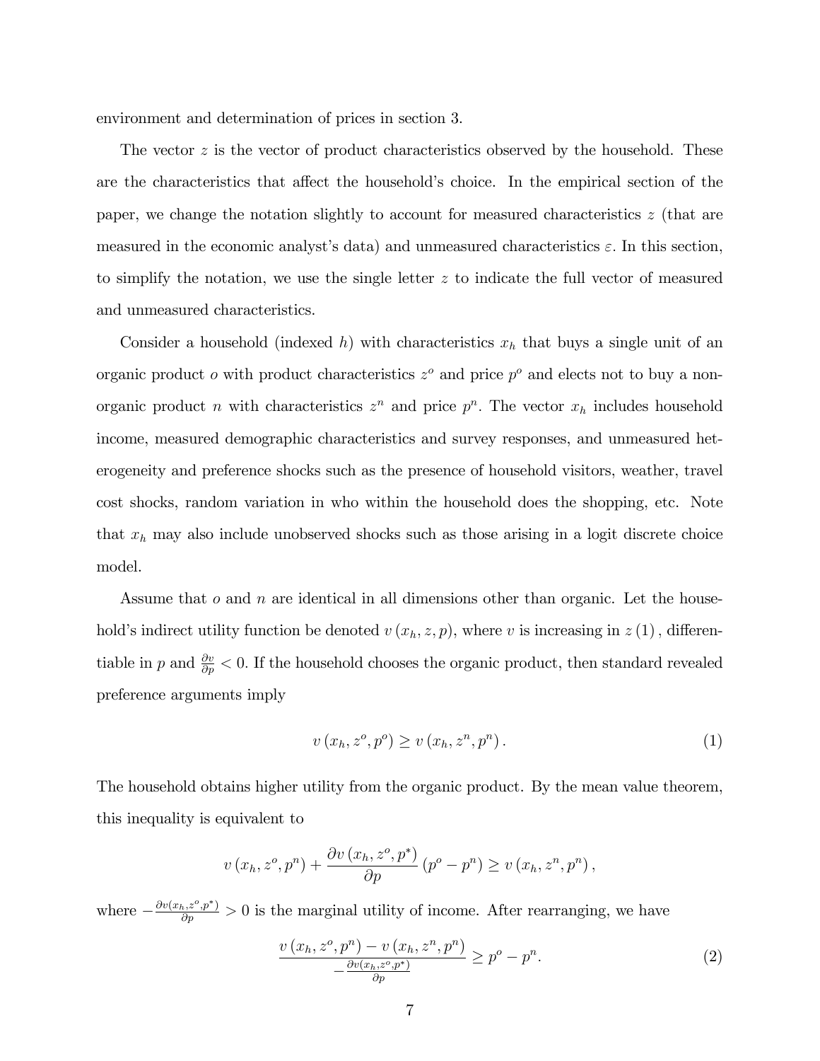environment and determination of prices in section 3.

The vector $z$ is the vector of product characteristics observed by the household. These are the characteristics that affect the household's choice. In the empirical section of the paper, we change the notation slightly to account for measured characteristics $z$ (that are measured in the economic analyst's data) and unmeasured characteristics $\varepsilon$. In this section, to simplify the notation, we use the single letter $z$ to indicate the full vector of measured and unmeasured characteristics.

Consider a household (indexed $h$) with characteristics $x_h$ that buys a single unit of an organic product $o$ with product characteristics $z^o$ and price $p^o$ and elects not to buy a non-organic product $n$ with characteristics $z^n$ and price $p^n$. The vector $x_h$ includes household income, measured demographic characteristics and survey responses, and unmeasured heterogeneity and preference shocks such as the presence of household visitors, weather, travel cost shocks, random variation in who within the household does the shopping, etc. Note that $x_h$ may also include unobserved shocks such as those arising in a logit discrete choice model.

Assume that $o$ and $n$ are identical in all dimensions other than organic. Let the household's indirect utility function be denoted $v(x_h, z, p)$, where $v$ is increasing in $z(1)$, differentiable in $p$ and $\frac{\partial v}{\partial p} < 0$. If the household chooses the organic product, then standard revealed preference arguments imply

$$v(x_h, z^o, p^o) \geq v(x_h, z^n, p^n). \tag{1}$$

The household obtains higher utility from the organic product. By the mean value theorem, this inequality is equivalent to

$$v(x_h, z^o, p^n) + \frac{\partial v(x_h, z^o, p^*)}{\partial p}(p^o - p^n) \geq v(x_h, z^n, p^n),$$

where $-\frac{\partial v(x_h, z^o, p^*)}{\partial p} > 0$ is the marginal utility of income. After rearranging, we have

$$\frac{v(x_h, z^o, p^n) - v(x_h, z^n, p^n)}{-\frac{\partial v(x_h, z^o, p^*)}{\partial p}} \geq p^o - p^n. \tag{2}$$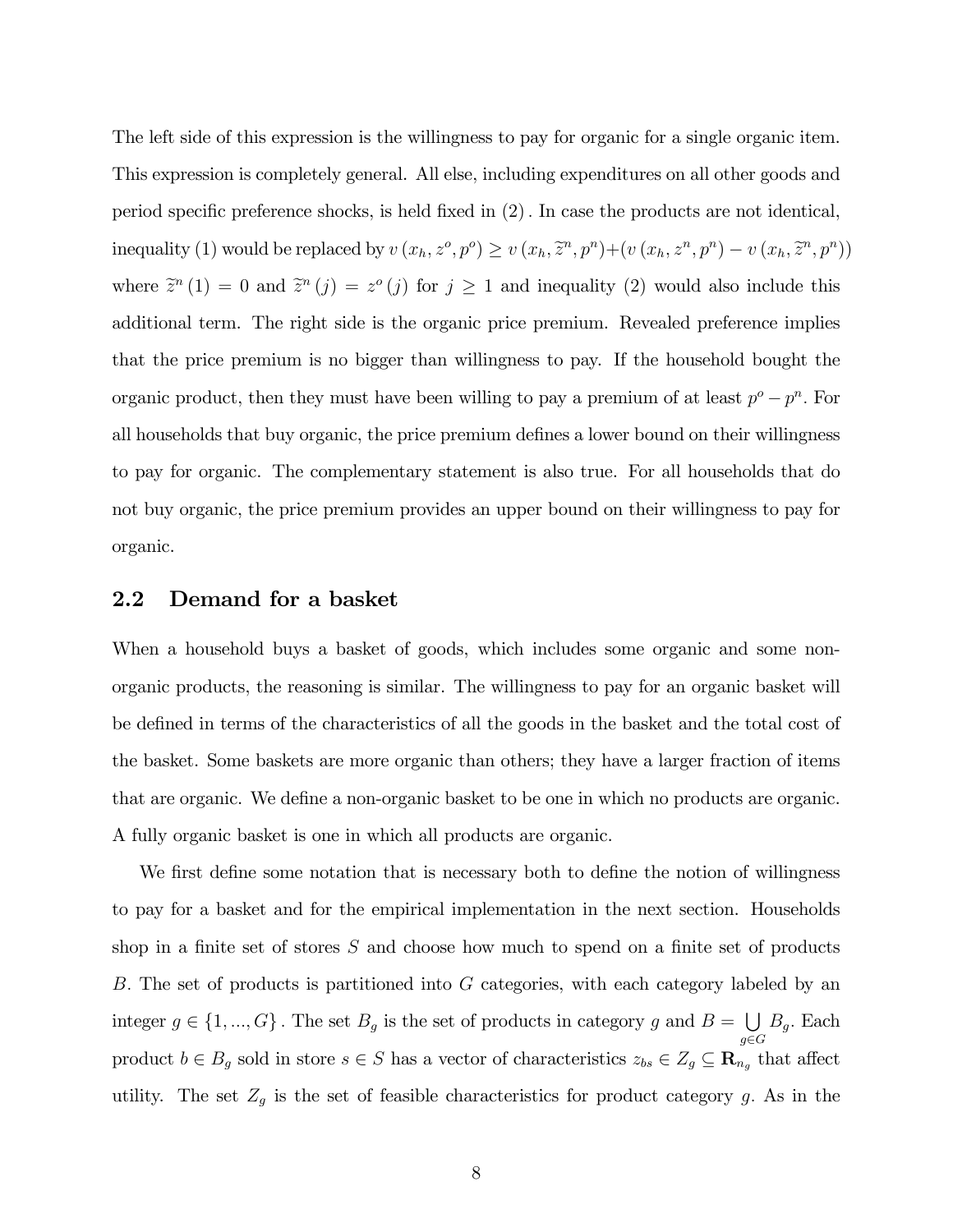The left side of this expression is the willingness to pay for organic for a single organic item. This expression is completely general. All else, including expenditures on all other goods and period specific preference shocks, is held fixed in $(2)$. In case the products are not identical, inequality (1) would be replaced by $v(x_h, z^o, p^o) \geq v(x_h, \widetilde{z}^n, p^n) + (v(x_h, z^n, p^n) - v(x_h, \widetilde{z}^n, p^n))$ where $\widetilde{z}^n(1) = 0$ and $\widetilde{z}^n(j) = z^o(j)$ for $j \geq 1$ and inequality (2) would also include this additional term. The right side is the organic price premium. Revealed preference implies that the price premium is no bigger than willingness to pay. If the household bought the organic product, then they must have been willing to pay a premium of at least $p^o - p^n$. For all households that buy organic, the price premium defines a lower bound on their willingness to pay for organic. The complementary statement is also true. For all households that do not buy organic, the price premium provides an upper bound on their willingness to pay for organic.

## 2.2 Demand for a basket

When a household buys a basket of goods, which includes some organic and some non-organic products, the reasoning is similar. The willingness to pay for an organic basket will be defined in terms of the characteristics of all the goods in the basket and the total cost of the basket. Some baskets are more organic than others; they have a larger fraction of items that are organic. We define a non-organic basket to be one in which no products are organic. A fully organic basket is one in which all products are organic.

We first define some notation that is necessary both to define the notion of willingness to pay for a basket and for the empirical implementation in the next section. Households shop in a finite set of stores $S$ and choose how much to spend on a finite set of products $B$. The set of products is partitioned into $G$ categories, with each category labeled by an integer $g \in \{1, ..., G\}$. The set $B_g$ is the set of products in category $g$ and $B = \bigcup_{g \in G} B_g$. Each product $b \in B_g$ sold in store $s \in S$ has a vector of characteristics $z_{bs} \in Z_g \subseteq \mathbf{R}_{n_g}$ that affect utility. The set $Z_g$ is the set of feasible characteristics for product category $g$. As in the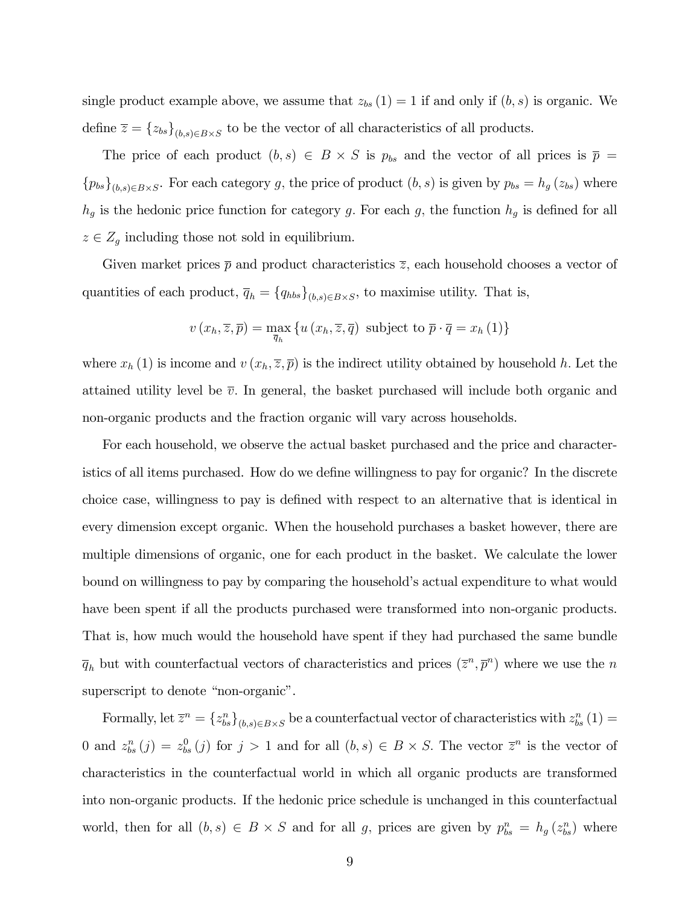single product example above, we assume that $z_{bs}(1) = 1$ if and only if $(b,s)$ is organic. We define $\overline{z} = \{z_{bs}\}_{(b,s)\in B\times S}$ to be the vector of all characteristics of all products.

The price of each product $(b,s) \in B \times S$ is $p_{bs}$ and the vector of all prices is $\overline{p} = \{p_{bs}\}_{(b,s)\in B\times S}$. For each category $g$, the price of product $(b,s)$ is given by $p_{bs} = h_g(z_{bs})$ where $h_g$ is the hedonic price function for category $g$. For each $g$, the function $h_g$ is defined for all $z \in Z_g$ including those not sold in equilibrium.

Given market prices $\overline{p}$ and product characteristics $\overline{z}$, each household chooses a vector of quantities of each product, $\overline{q}_h = \{q_{hbs}\}_{(b,s)\in B\times S}$, to maximise utility. That is,

$$v(x_h, \overline{z}, \overline{p}) = \max_{\overline{q}_h} \{u(x_h, \overline{z}, \overline{q}) \text{ subject to } \overline{p} \cdot \overline{q} = x_h(1)\}$$

where $x_h(1)$ is income and $v(x_h, \overline{z}, \overline{p})$ is the indirect utility obtained by household $h$. Let the attained utility level be $\overline{v}$. In general, the basket purchased will include both organic and non-organic products and the fraction organic will vary across households.

For each household, we observe the actual basket purchased and the price and characteristics of all items purchased. How do we define willingness to pay for organic? In the discrete choice case, willingness to pay is defined with respect to an alternative that is identical in every dimension except organic. When the household purchases a basket however, there are multiple dimensions of organic, one for each product in the basket. We calculate the lower bound on willingness to pay by comparing the household's actual expenditure to what would have been spent if all the products purchased were transformed into non-organic products. That is, how much would the household have spent if they had purchased the same bundle $\overline{q}_h$ but with counterfactual vectors of characteristics and prices $(\overline{z}^n, \overline{p}^n)$ where we use the $n$ superscript to denote "non-organic".

Formally, let $\overline{z}^n = \{z^n_{bs}\}_{(b,s)\in B\times S}$ be a counterfactual vector of characteristics with $z^n_{bs}(1) = 0$ and $z^n_{bs}(j) = z^0_{bs}(j)$ for $j > 1$ and for all $(b,s) \in B \times S$. The vector $\overline{z}^n$ is the vector of characteristics in the counterfactual world in which all organic products are transformed into non-organic products. If the hedonic price schedule is unchanged in this counterfactual world, then for all $(b,s) \in B \times S$ and for all $g$, prices are given by $p^n_{bs} = h_g(z^n_{bs})$ where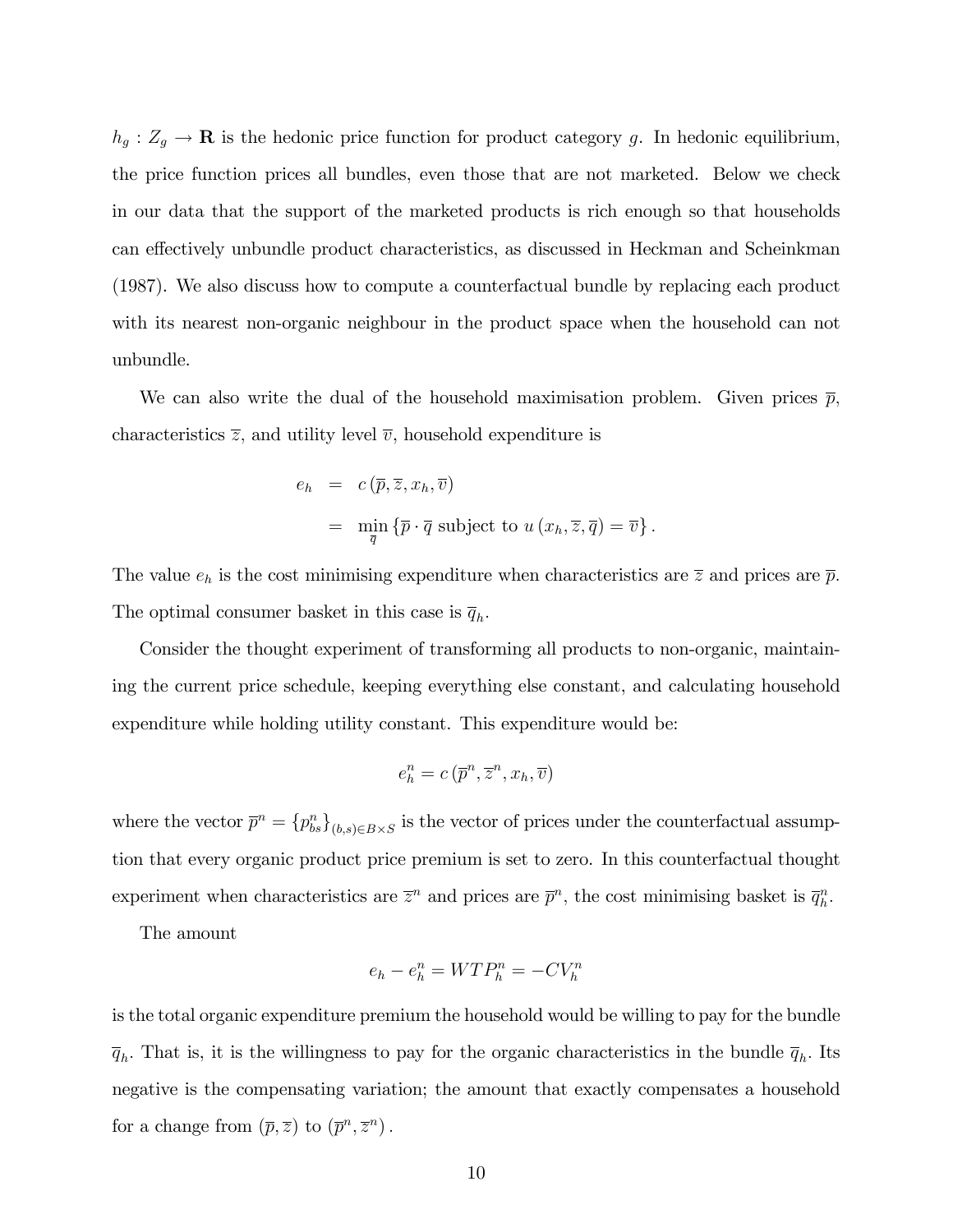$h_g : Z_g \rightarrow \mathbf{R}$ is the hedonic price function for product category $g$. In hedonic equilibrium, the price function prices all bundles, even those that are not marketed. Below we check in our data that the support of the marketed products is rich enough so that households can effectively unbundle product characteristics, as discussed in Heckman and Scheinkman (1987). We also discuss how to compute a counterfactual bundle by replacing each product with its nearest non-organic neighbour in the product space when the household can not unbundle.

We can also write the dual of the household maximisation problem. Given prices $\overline{p}$, characteristics $\overline{z}$, and utility level $\overline{v}$, household expenditure is

$$
\begin{aligned}
e_h &= c\left(\overline{p}, \overline{z}, x_h, \overline{v}\right) \\
&= \min_{\overline{q}} \left\{ \overline{p} \cdot \overline{q} \text{ subject to } u\left(x_h, \overline{z}, \overline{q}\right) = \overline{v} \right\}.
\end{aligned}
$$

The value $e_h$ is the cost minimising expenditure when characteristics are $\overline{z}$ and prices are $\overline{p}$. The optimal consumer basket in this case is $\overline{q}_h$.

Consider the thought experiment of transforming all products to non-organic, maintaining the current price schedule, keeping everything else constant, and calculating household expenditure while holding utility constant. This expenditure would be:

$$
e_h^n = c\left(\overline{p}^n, \overline{z}^n, x_h, \overline{v}\right)
$$

where the vector $\overline{p}^n = \{p_{bs}^n\}_{(b,s) \in B \times S}$ is the vector of prices under the counterfactual assumption that every organic product price premium is set to zero. In this counterfactual thought experiment when characteristics are $\overline{z}^n$ and prices are $\overline{p}^n$, the cost minimising basket is $\overline{q}_h^n$.

The amount

$$
e_h - e_h^n = WTP_h^n = -CV_h^n
$$

is the total organic expenditure premium the household would be willing to pay for the bundle $\overline{q}_h$. That is, it is the willingness to pay for the organic characteristics in the bundle $\overline{q}_h$. Its negative is the compensating variation; the amount that exactly compensates a household for a change from $(\overline{p}, \overline{z})$ to $(\overline{p}^n, \overline{z}^n)$.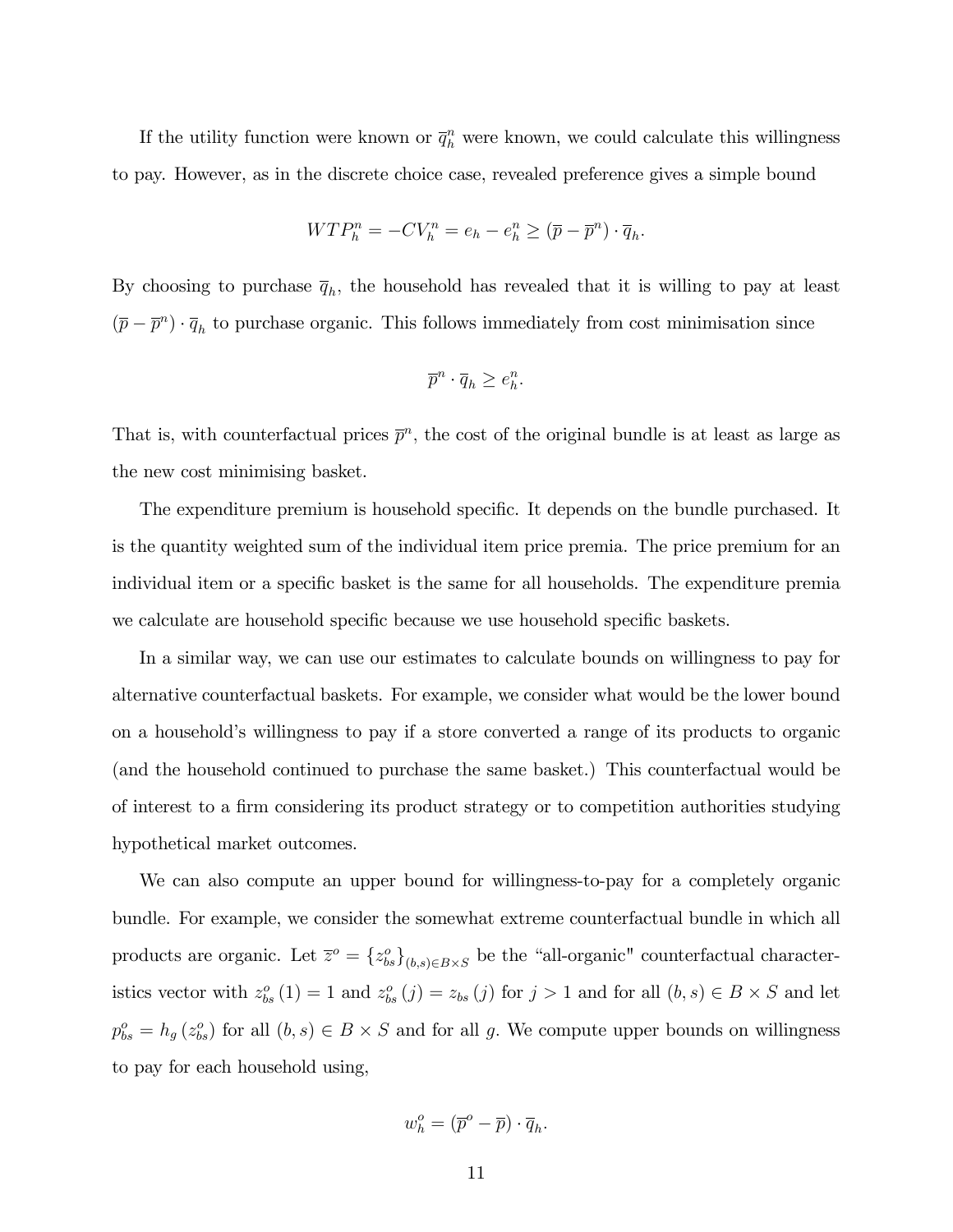If the utility function were known or $\overline{q}_h^n$ were known, we could calculate this willingness to pay. However, as in the discrete choice case, revealed preference gives a simple bound

$$WTP_h^n = -CV_h^n = e_h - e_h^n \geq (\overline{p} - \overline{p}^n) \cdot \overline{q}_h.$$

By choosing to purchase $\overline{q}_h$, the household has revealed that it is willing to pay at least $(\overline{p} - \overline{p}^n) \cdot \overline{q}_h$ to purchase organic. This follows immediately from cost minimisation since

$$\overline{p}^n \cdot \overline{q}_h \geq e_h^n.$$

That is, with counterfactual prices $\overline{p}^n$, the cost of the original bundle is at least as large as the new cost minimising basket.

The expenditure premium is household specific. It depends on the bundle purchased. It is the quantity weighted sum of the individual item price premia. The price premium for an individual item or a specific basket is the same for all households. The expenditure premia we calculate are household specific because we use household specific baskets.

In a similar way, we can use our estimates to calculate bounds on willingness to pay for alternative counterfactual baskets. For example, we consider what would be the lower bound on a household's willingness to pay if a store converted a range of its products to organic (and the household continued to purchase the same basket.) This counterfactual would be of interest to a firm considering its product strategy or to competition authorities studying hypothetical market outcomes.

We can also compute an upper bound for willingness-to-pay for a completely organic bundle. For example, we consider the somewhat extreme counterfactual bundle in which all products are organic. Let $\overline{z}^o = \{z_{bs}^o\}_{(b,s)\in B\times S}$ be the "all-organic" counterfactual characteristics vector with $z_{bs}^o(1) = 1$ and $z_{bs}^o(j) = z_{bs}(j)$ for $j > 1$ and for all $(b,s) \in B \times S$ and let $p_{bs}^o = h_g(z_{bs}^o)$ for all $(b,s) \in B \times S$ and for all $g$. We compute upper bounds on willingness to pay for each household using,

$$w_h^o = (\overline{p}^o - \overline{p}) \cdot \overline{q}_h.$$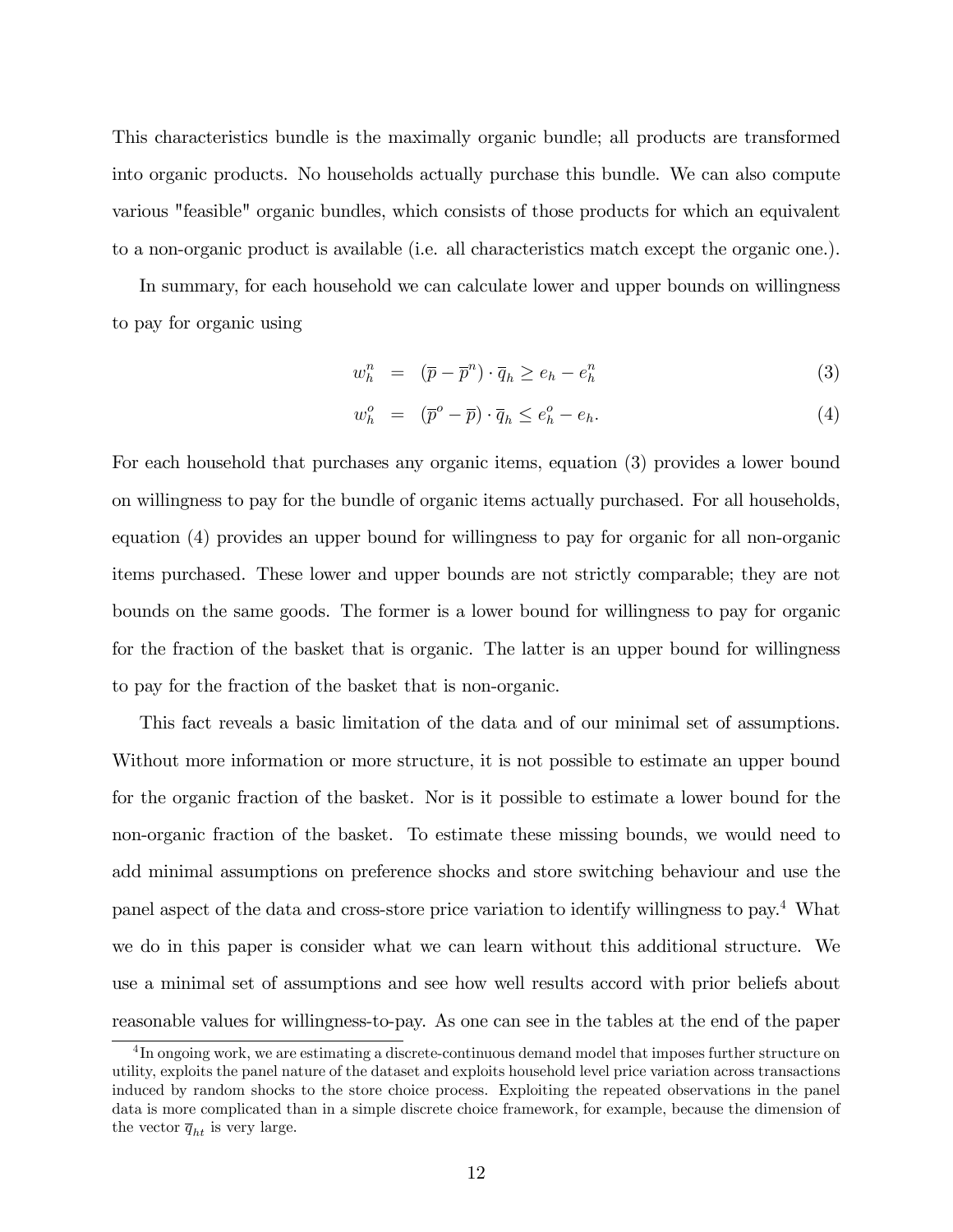This characteristics bundle is the maximally organic bundle; all products are transformed into organic products. No households actually purchase this bundle. We can also compute various "feasible" organic bundles, which consists of those products for which an equivalent to a non-organic product is available (i.e. all characteristics match except the organic one.).

In summary, for each household we can calculate lower and upper bounds on willingness to pay for organic using

$$w_h^n = (\overline{p} - \overline{p}^n) \cdot \overline{q}_h \geq e_h - e_h^n \tag{3}$$

$$w_h^o = (\overline{p}^o - \overline{p}) \cdot \overline{q}_h \leq e_h^o - e_h. \tag{4}$$

For each household that purchases any organic items, equation (3) provides a lower bound on willingness to pay for the bundle of organic items actually purchased. For all households, equation (4) provides an upper bound for willingness to pay for organic for all non-organic items purchased. These lower and upper bounds are not strictly comparable; they are not bounds on the same goods. The former is a lower bound for willingness to pay for organic for the fraction of the basket that is organic. The latter is an upper bound for willingness to pay for the fraction of the basket that is non-organic.

This fact reveals a basic limitation of the data and of our minimal set of assumptions. Without more information or more structure, it is not possible to estimate an upper bound for the organic fraction of the basket. Nor is it possible to estimate a lower bound for the non-organic fraction of the basket. To estimate these missing bounds, we would need to add minimal assumptions on preference shocks and store switching behaviour and use the panel aspect of the data and cross-store price variation to identify willingness to pay.[4] What we do in this paper is consider what we can learn without this additional structure. We use a minimal set of assumptions and see how well results accord with prior beliefs about reasonable values for willingness-to-pay. As one can see in the tables at the end of the paper

[4] In ongoing work, we are estimating a discrete-continuous demand model that imposes further structure on utility, exploits the panel nature of the dataset and exploits household level price variation across transactions induced by random shocks to the store choice process. Exploiting the repeated observations in the panel data is more complicated than in a simple discrete choice framework, for example, because the dimension of the vector $\overline{q}_{ht}$ is very large.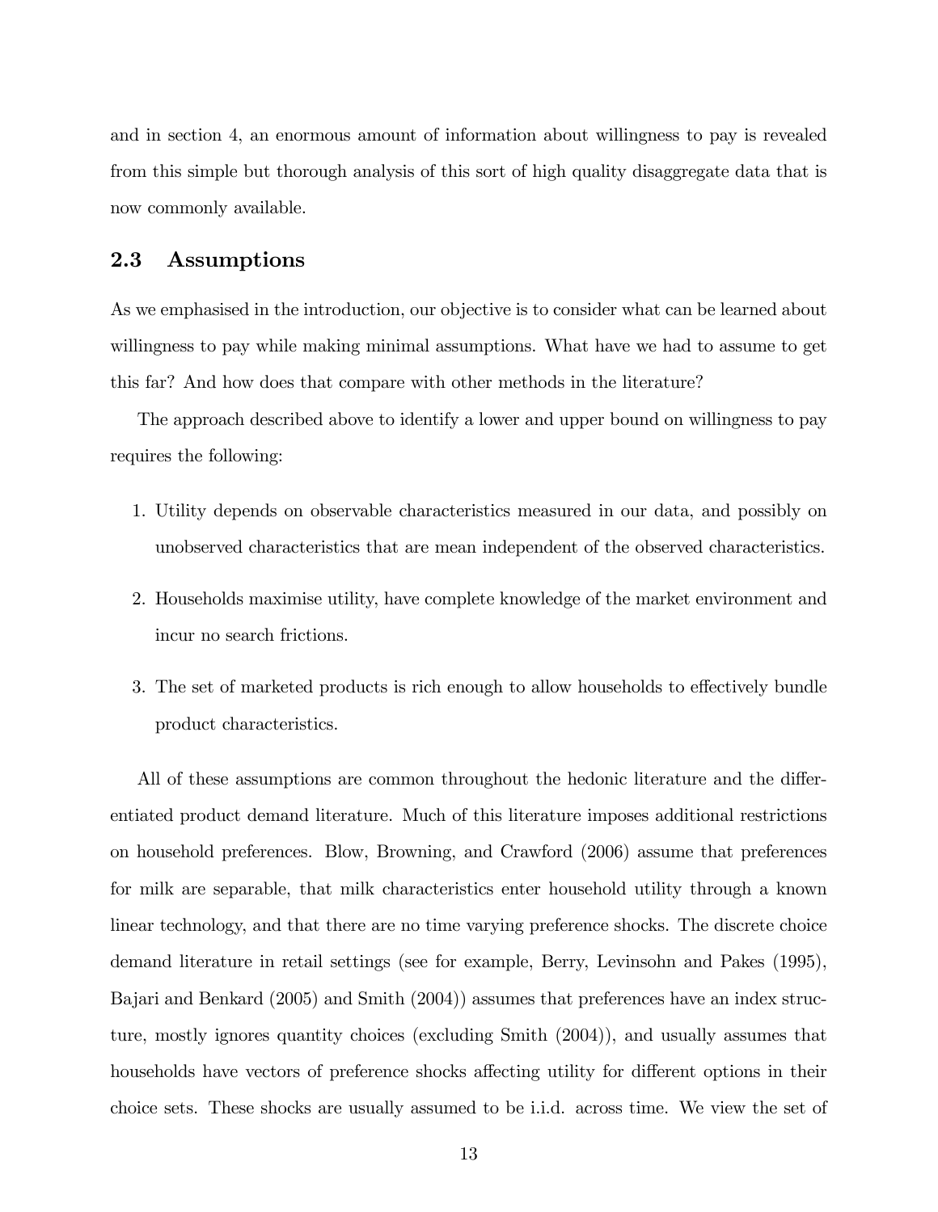and in section 4, an enormous amount of information about willingness to pay is revealed from this simple but thorough analysis of this sort of high quality disaggregate data that is now commonly available.

## 2.3 Assumptions

As we emphasised in the introduction, our objective is to consider what can be learned about willingness to pay while making minimal assumptions. What have we had to assume to get this far? And how does that compare with other methods in the literature?

The approach described above to identify a lower and upper bound on willingness to pay requires the following:

1. Utility depends on observable characteristics measured in our data, and possibly on unobserved characteristics that are mean independent of the observed characteristics.

2. Households maximise utility, have complete knowledge of the market environment and incur no search frictions.

3. The set of marketed products is rich enough to allow households to effectively bundle product characteristics.

All of these assumptions are common throughout the hedonic literature and the differentiated product demand literature. Much of this literature imposes additional restrictions on household preferences. Blow, Browning, and Crawford (2006) assume that preferences for milk are separable, that milk characteristics enter household utility through a known linear technology, and that there are no time varying preference shocks. The discrete choice demand literature in retail settings (see for example, Berry, Levinsohn and Pakes (1995), Bajari and Benkard (2005) and Smith (2004)) assumes that preferences have an index structure, mostly ignores quantity choices (excluding Smith (2004)), and usually assumes that households have vectors of preference shocks affecting utility for different options in their choice sets. These shocks are usually assumed to be i.i.d. across time. We view the set of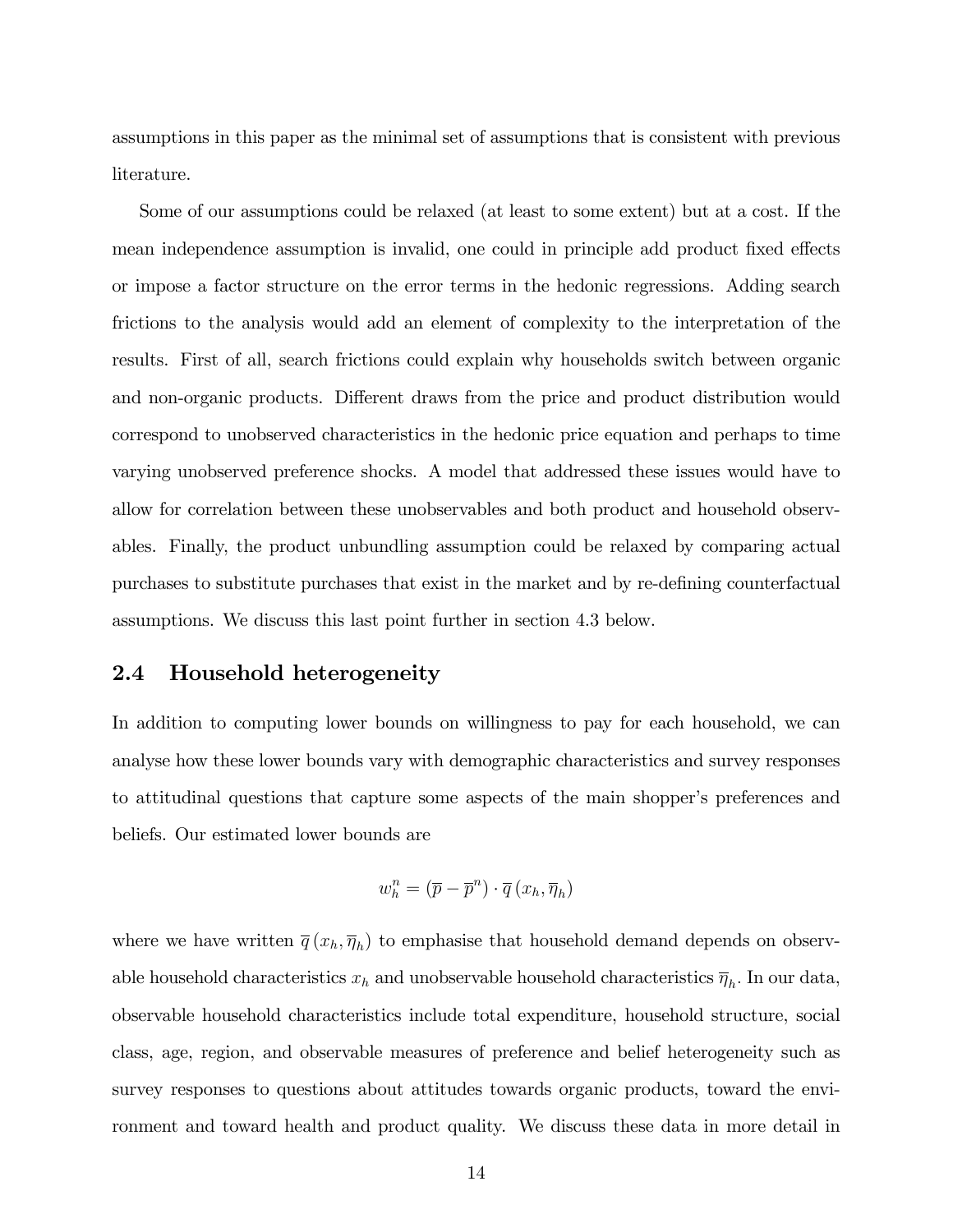assumptions in this paper as the minimal set of assumptions that is consistent with previous literature.

Some of our assumptions could be relaxed (at least to some extent) but at a cost. If the mean independence assumption is invalid, one could in principle add product fixed effects or impose a factor structure on the error terms in the hedonic regressions. Adding search frictions to the analysis would add an element of complexity to the interpretation of the results. First of all, search frictions could explain why households switch between organic and non-organic products. Different draws from the price and product distribution would correspond to unobserved characteristics in the hedonic price equation and perhaps to time varying unobserved preference shocks. A model that addressed these issues would have to allow for correlation between these unobservables and both product and household observables. Finally, the product unbundling assumption could be relaxed by comparing actual purchases to substitute purchases that exist in the market and by re-defining counterfactual assumptions. We discuss this last point further in section 4.3 below.

## 2.4 Household heterogeneity

In addition to computing lower bounds on willingness to pay for each household, we can analyse how these lower bounds vary with demographic characteristics and survey responses to attitudinal questions that capture some aspects of the main shopper's preferences and beliefs. Our estimated lower bounds are

$$w_h^n = (\overline{p} - \overline{p}^n) \cdot \overline{q}(x_h, \overline{\eta}_h)$$

where we have written $\overline{q}(x_h, \overline{\eta}_h)$ to emphasise that household demand depends on observable household characteristics $x_h$ and unobservable household characteristics $\overline{\eta}_h$. In our data, observable household characteristics include total expenditure, household structure, social class, age, region, and observable measures of preference and belief heterogeneity such as survey responses to questions about attitudes towards organic products, toward the environment and toward health and product quality. We discuss these data in more detail in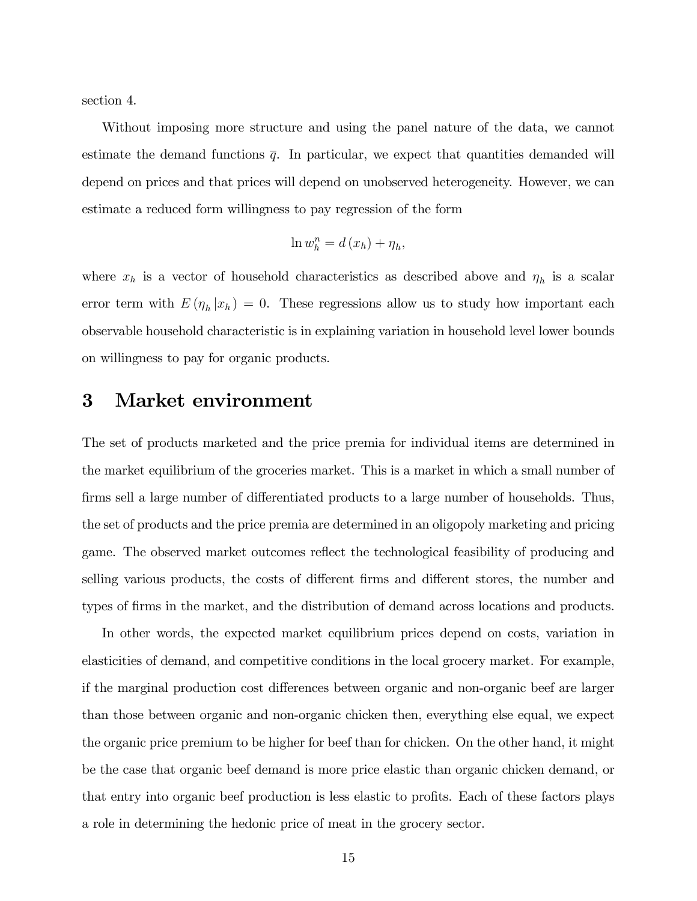section 4.

Without imposing more structure and using the panel nature of the data, we cannot estimate the demand functions $\overline{q}$. In particular, we expect that quantities demanded will depend on prices and that prices will depend on unobserved heterogeneity. However, we can estimate a reduced form willingness to pay regression of the form

$$\ln w_h^n = d(x_h) + \eta_h,$$

where $x_h$ is a vector of household characteristics as described above and $\eta_h$ is a scalar error term with $E(\eta_h | x_h) = 0$. These regressions allow us to study how important each observable household characteristic is in explaining variation in household level lower bounds on willingness to pay for organic products.

# 3 Market environment

The set of products marketed and the price premia for individual items are determined in the market equilibrium of the groceries market. This is a market in which a small number of firms sell a large number of differentiated products to a large number of households. Thus, the set of products and the price premia are determined in an oligopoly marketing and pricing game. The observed market outcomes reflect the technological feasibility of producing and selling various products, the costs of different firms and different stores, the number and types of firms in the market, and the distribution of demand across locations and products.

In other words, the expected market equilibrium prices depend on costs, variation in elasticities of demand, and competitive conditions in the local grocery market. For example, if the marginal production cost differences between organic and non-organic beef are larger than those between organic and non-organic chicken then, everything else equal, we expect the organic price premium to be higher for beef than for chicken. On the other hand, it might be the case that organic beef demand is more price elastic than organic chicken demand, or that entry into organic beef production is less elastic to profits. Each of these factors plays a role in determining the hedonic price of meat in the grocery sector.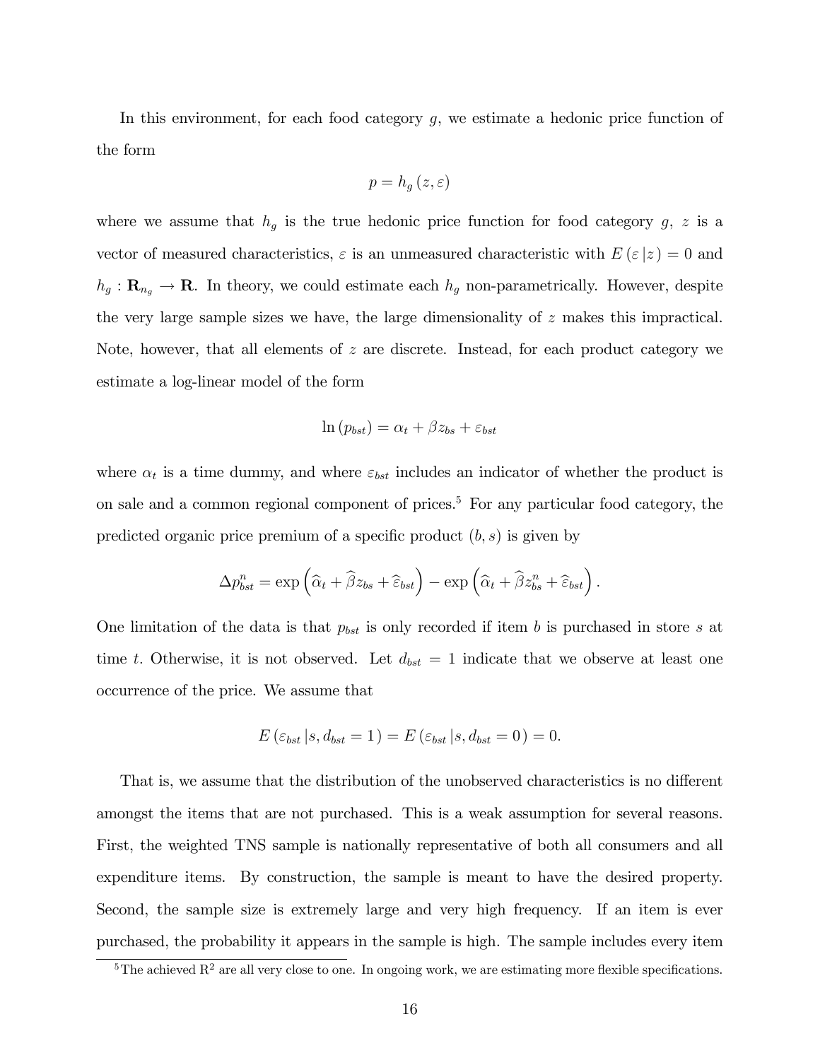In this environment, for each food category $g$, we estimate a hedonic price function of the form

$$p = h_g(z, \varepsilon)$$

where we assume that $h_g$ is the true hedonic price function for food category $g$, $z$ is a vector of measured characteristics, $\varepsilon$ is an unmeasured characteristic with $E(\varepsilon | z) = 0$ and $h_g : \mathbf{R}_{n_g} \rightarrow \mathbf{R}$. In theory, we could estimate each $h_g$ non-parametrically. However, despite the very large sample sizes we have, the large dimensionality of $z$ makes this impractical. Note, however, that all elements of $z$ are discrete. Instead, for each product category we estimate a log-linear model of the form

$$\ln(p_{bst}) = \alpha_t + \beta z_{bs} + \varepsilon_{bst}$$

where $\alpha_t$ is a time dummy, and where $\varepsilon_{bst}$ includes an indicator of whether the product is on sale and a common regional component of prices.[5] For any particular food category, the predicted organic price premium of a specific product $(b, s)$ is given by

$$\Delta p^n_{bst} = \exp\left(\widehat{\alpha}_t + \widehat{\beta} z_{bs} + \widehat{\varepsilon}_{bst}\right) - \exp\left(\widehat{\alpha}_t + \widehat{\beta} z^n_{bs} + \widehat{\varepsilon}_{bst}\right).$$

One limitation of the data is that $p_{bst}$ is only recorded if item $b$ is purchased in store $s$ at time $t$. Otherwise, it is not observed. Let $d_{bst} = 1$ indicate that we observe at least one occurrence of the price. We assume that

$$E(\varepsilon_{bst} | s, d_{bst} = 1) = E(\varepsilon_{bst} | s, d_{bst} = 0) = 0.$$

That is, we assume that the distribution of the unobserved characteristics is no different amongst the items that are not purchased. This is a weak assumption for several reasons. First, the weighted TNS sample is nationally representative of both all consumers and all expenditure items. By construction, the sample is meant to have the desired property. Second, the sample size is extremely large and very high frequency. If an item is ever purchased, the probability it appears in the sample is high. The sample includes every item

[5] The achieved $R^2$ are all very close to one. In ongoing work, we are estimating more flexible specifications.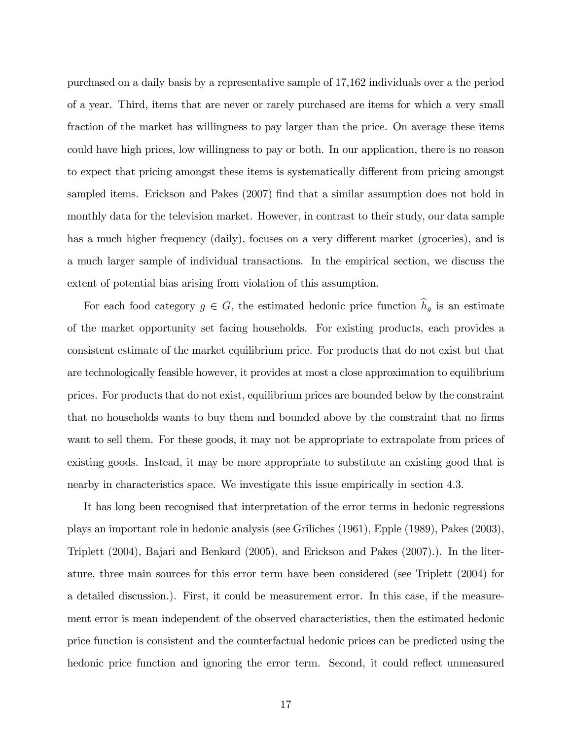purchased on a daily basis by a representative sample of 17,162 individuals over a the period of a year. Third, items that are never or rarely purchased are items for which a very small fraction of the market has willingness to pay larger than the price. On average these items could have high prices, low willingness to pay or both. In our application, there is no reason to expect that pricing amongst these items is systematically different from pricing amongst sampled items. Erickson and Pakes (2007) find that a similar assumption does not hold in monthly data for the television market. However, in contrast to their study, our data sample has a much higher frequency (daily), focuses on a very different market (groceries), and is a much larger sample of individual transactions. In the empirical section, we discuss the extent of potential bias arising from violation of this assumption.

For each food category $g \in G$, the estimated hedonic price function $\widehat{h}_g$ is an estimate of the market opportunity set facing households. For existing products, each provides a consistent estimate of the market equilibrium price. For products that do not exist but that are technologically feasible however, it provides at most a close approximation to equilibrium prices. For products that do not exist, equilibrium prices are bounded below by the constraint that no households wants to buy them and bounded above by the constraint that no firms want to sell them. For these goods, it may not be appropriate to extrapolate from prices of existing goods. Instead, it may be more appropriate to substitute an existing good that is nearby in characteristics space. We investigate this issue empirically in section 4.3.

It has long been recognised that interpretation of the error terms in hedonic regressions plays an important role in hedonic analysis (see Griliches (1961), Epple (1989), Pakes (2003), Triplett (2004), Bajari and Benkard (2005), and Erickson and Pakes (2007).). In the literature, three main sources for this error term have been considered (see Triplett (2004) for a detailed discussion.). First, it could be measurement error. In this case, if the measurement error is mean independent of the observed characteristics, then the estimated hedonic price function is consistent and the counterfactual hedonic prices can be predicted using the hedonic price function and ignoring the error term. Second, it could reflect unmeasured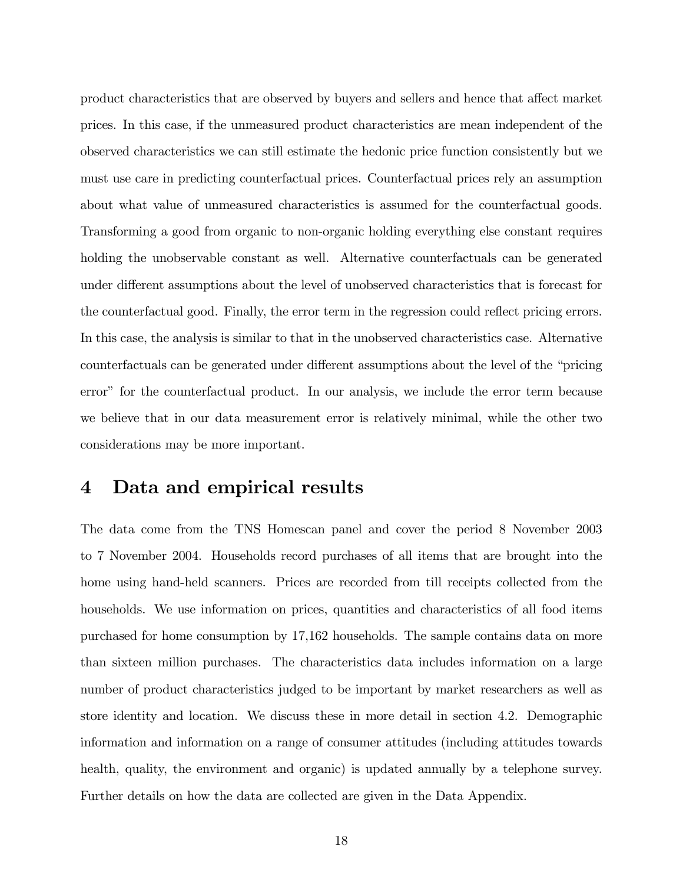product characteristics that are observed by buyers and sellers and hence that affect market prices. In this case, if the unmeasured product characteristics are mean independent of the observed characteristics we can still estimate the hedonic price function consistently but we must use care in predicting counterfactual prices. Counterfactual prices rely an assumption about what value of unmeasured characteristics is assumed for the counterfactual goods. Transforming a good from organic to non-organic holding everything else constant requires holding the unobservable constant as well. Alternative counterfactuals can be generated under different assumptions about the level of unobserved characteristics that is forecast for the counterfactual good. Finally, the error term in the regression could reflect pricing errors. In this case, the analysis is similar to that in the unobserved characteristics case. Alternative counterfactuals can be generated under different assumptions about the level of the "pricing error" for the counterfactual product. In our analysis, we include the error term because we believe that in our data measurement error is relatively minimal, while the other two considerations may be more important.

# 4 Data and empirical results

The data come from the TNS Homescan panel and cover the period 8 November 2003 to 7 November 2004. Households record purchases of all items that are brought into the home using hand-held scanners. Prices are recorded from till receipts collected from the households. We use information on prices, quantities and characteristics of all food items purchased for home consumption by 17,162 households. The sample contains data on more than sixteen million purchases. The characteristics data includes information on a large number of product characteristics judged to be important by market researchers as well as store identity and location. We discuss these in more detail in section 4.2. Demographic information and information on a range of consumer attitudes (including attitudes towards health, quality, the environment and organic) is updated annually by a telephone survey. Further details on how the data are collected are given in the Data Appendix.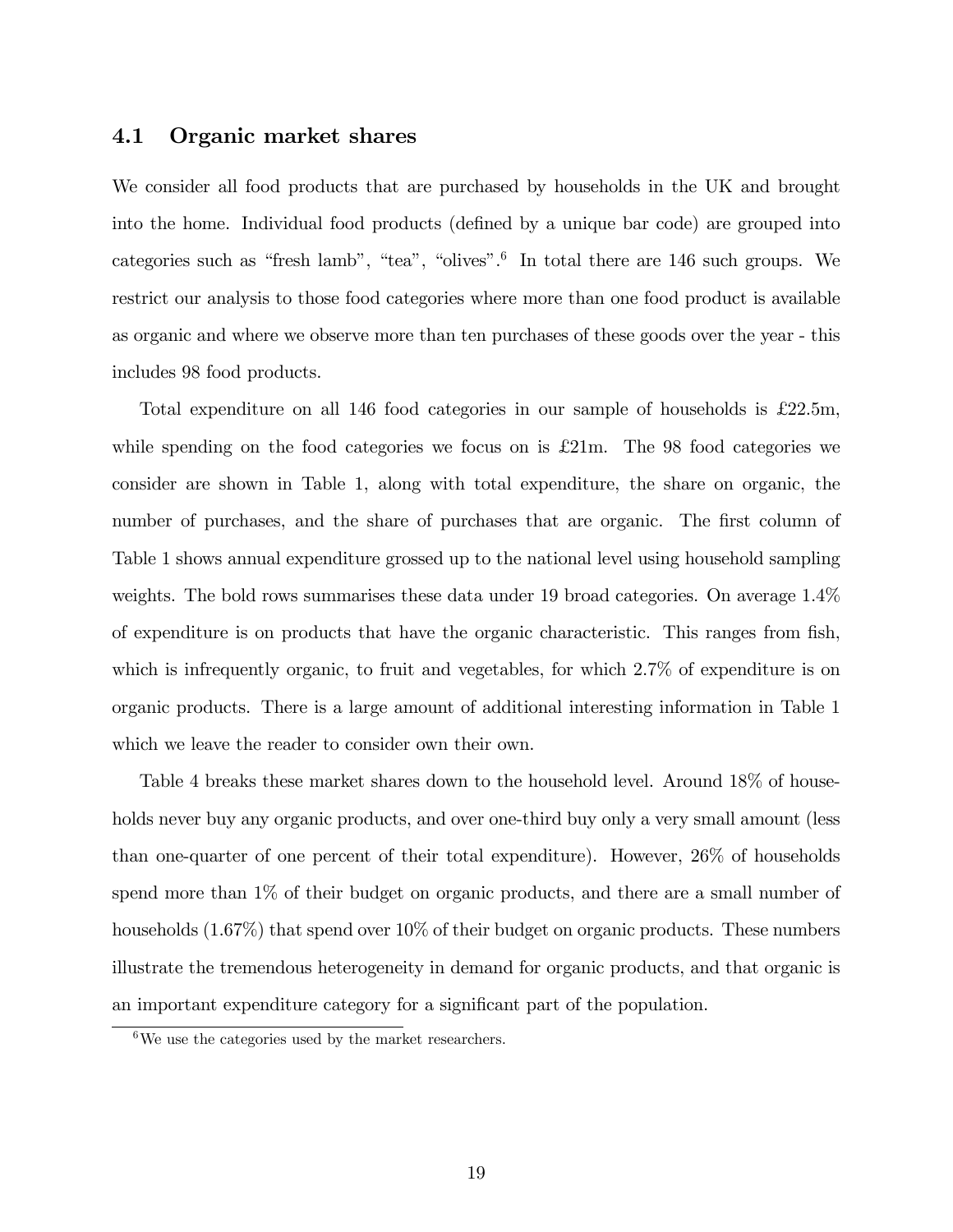### 4.1 Organic market shares

We consider all food products that are purchased by households in the UK and brought into the home. Individual food products (defined by a unique bar code) are grouped into categories such as "fresh lamb", "tea", "olives".[6] In total there are 146 such groups. We restrict our analysis to those food categories where more than one food product is available as organic and where we observe more than ten purchases of these goods over the year - this includes 98 food products.

Total expenditure on all 146 food categories in our sample of households is £22.5m, while spending on the food categories we focus on is £21m. The 98 food categories we consider are shown in Table 1, along with total expenditure, the share on organic, the number of purchases, and the share of purchases that are organic. The first column of Table 1 shows annual expenditure grossed up to the national level using household sampling weights. The bold rows summarises these data under 19 broad categories. On average 1.4% of expenditure is on products that have the organic characteristic. This ranges from fish, which is infrequently organic, to fruit and vegetables, for which 2.7% of expenditure is on organic products. There is a large amount of additional interesting information in Table 1 which we leave the reader to consider own their own.

Table 4 breaks these market shares down to the household level. Around 18% of households never buy any organic products, and over one-third buy only a very small amount (less than one-quarter of one percent of their total expenditure). However, 26% of households spend more than 1% of their budget on organic products, and there are a small number of households (1.67%) that spend over 10% of their budget on organic products. These numbers illustrate the tremendous heterogeneity in demand for organic products, and that organic is an important expenditure category for a significant part of the population.

[6] We use the categories used by the market researchers.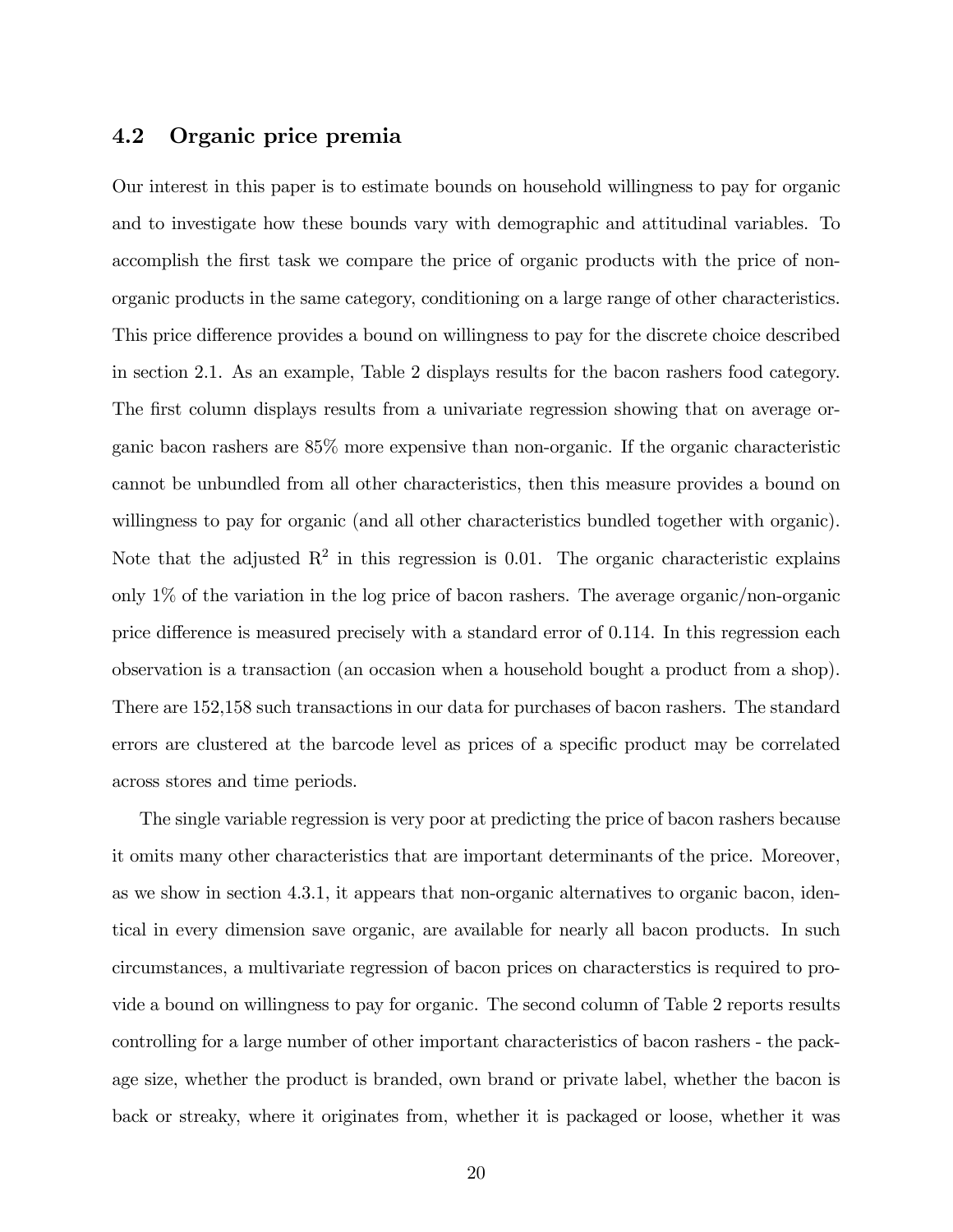## 4.2 Organic price premia

Our interest in this paper is to estimate bounds on household willingness to pay for organic and to investigate how these bounds vary with demographic and attitudinal variables. To accomplish the first task we compare the price of organic products with the price of non-organic products in the same category, conditioning on a large range of other characteristics. This price difference provides a bound on willingness to pay for the discrete choice described in section 2.1. As an example, Table 2 displays results for the bacon rashers food category. The first column displays results from a univariate regression showing that on average organic bacon rashers are 85% more expensive than non-organic. If the organic characteristic cannot be unbundled from all other characteristics, then this measure provides a bound on willingness to pay for organic (and all other characteristics bundled together with organic). Note that the adjusted $R^2$ in this regression is 0.01. The organic characteristic explains only 1% of the variation in the log price of bacon rashers. The average organic/non-organic price difference is measured precisely with a standard error of 0.114. In this regression each observation is a transaction (an occasion when a household bought a product from a shop). There are 152,158 such transactions in our data for purchases of bacon rashers. The standard errors are clustered at the barcode level as prices of a specific product may be correlated across stores and time periods.

The single variable regression is very poor at predicting the price of bacon rashers because it omits many other characteristics that are important determinants of the price. Moreover, as we show in section 4.3.1, it appears that non-organic alternatives to organic bacon, identical in every dimension save organic, are available for nearly all bacon products. In such circumstances, a multivariate regression of bacon prices on characterstics is required to provide a bound on willingness to pay for organic. The second column of Table 2 reports results controlling for a large number of other important characteristics of bacon rashers - the package size, whether the product is branded, own brand or private label, whether the bacon is back or streaky, where it originates from, whether it is packaged or loose, whether it was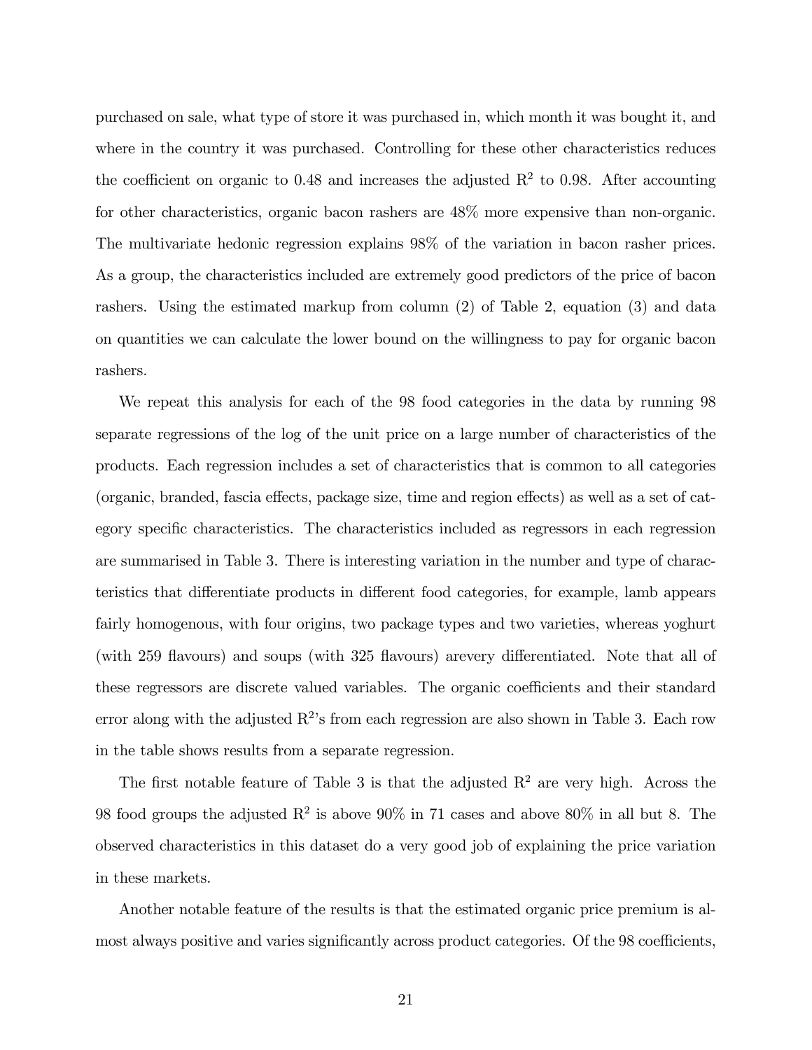purchased on sale, what type of store it was purchased in, which month it was bought it, and where in the country it was purchased. Controlling for these other characteristics reduces the coefficient on organic to 0.48 and increases the adjusted $R^2$ to 0.98. After accounting for other characteristics, organic bacon rashers are 48% more expensive than non-organic. The multivariate hedonic regression explains 98% of the variation in bacon rasher prices. As a group, the characteristics included are extremely good predictors of the price of bacon rashers. Using the estimated markup from column (2) of Table 2, equation (3) and data on quantities we can calculate the lower bound on the willingness to pay for organic bacon rashers.

We repeat this analysis for each of the 98 food categories in the data by running 98 separate regressions of the log of the unit price on a large number of characteristics of the products. Each regression includes a set of characteristics that is common to all categories (organic, branded, fascia effects, package size, time and region effects) as well as a set of category specific characteristics. The characteristics included as regressors in each regression are summarised in Table 3. There is interesting variation in the number and type of characteristics that differentiate products in different food categories, for example, lamb appears fairly homogenous, with four origins, two package types and two varieties, whereas yoghurt (with 259 flavours) and soups (with 325 flavours) arevery differentiated. Note that all of these regressors are discrete valued variables. The organic coefficients and their standard error along with the adjusted $R^2$'s from each regression are also shown in Table 3. Each row in the table shows results from a separate regression.

The first notable feature of Table 3 is that the adjusted $R^2$ are very high. Across the 98 food groups the adjusted $R^2$ is above 90% in 71 cases and above 80% in all but 8. The observed characteristics in this dataset do a very good job of explaining the price variation in these markets.

Another notable feature of the results is that the estimated organic price premium is almost always positive and varies significantly across product categories. Of the 98 coefficients,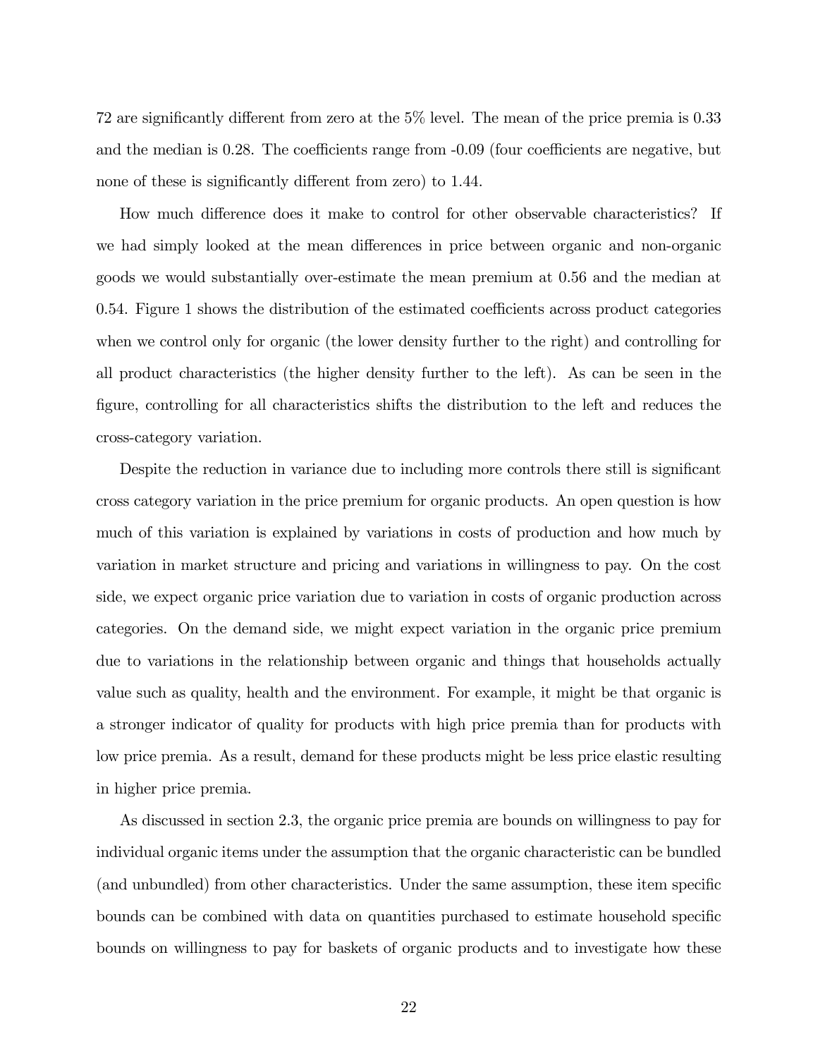72 are significantly different from zero at the 5% level. The mean of the price premia is 0.33 and the median is 0.28. The coefficients range from -0.09 (four coefficients are negative, but none of these is significantly different from zero) to 1.44.

How much difference does it make to control for other observable characteristics? If we had simply looked at the mean differences in price between organic and non-organic goods we would substantially over-estimate the mean premium at 0.56 and the median at 0.54. Figure 1 shows the distribution of the estimated coefficients across product categories when we control only for organic (the lower density further to the right) and controlling for all product characteristics (the higher density further to the left). As can be seen in the figure, controlling for all characteristics shifts the distribution to the left and reduces the cross-category variation.

Despite the reduction in variance due to including more controls there still is significant cross category variation in the price premium for organic products. An open question is how much of this variation is explained by variations in costs of production and how much by variation in market structure and pricing and variations in willingness to pay. On the cost side, we expect organic price variation due to variation in costs of organic production across categories. On the demand side, we might expect variation in the organic price premium due to variations in the relationship between organic and things that households actually value such as quality, health and the environment. For example, it might be that organic is a stronger indicator of quality for products with high price premia than for products with low price premia. As a result, demand for these products might be less price elastic resulting in higher price premia.

As discussed in section 2.3, the organic price premia are bounds on willingness to pay for individual organic items under the assumption that the organic characteristic can be bundled (and unbundled) from other characteristics. Under the same assumption, these item specific bounds can be combined with data on quantities purchased to estimate household specific bounds on willingness to pay for baskets of organic products and to investigate how these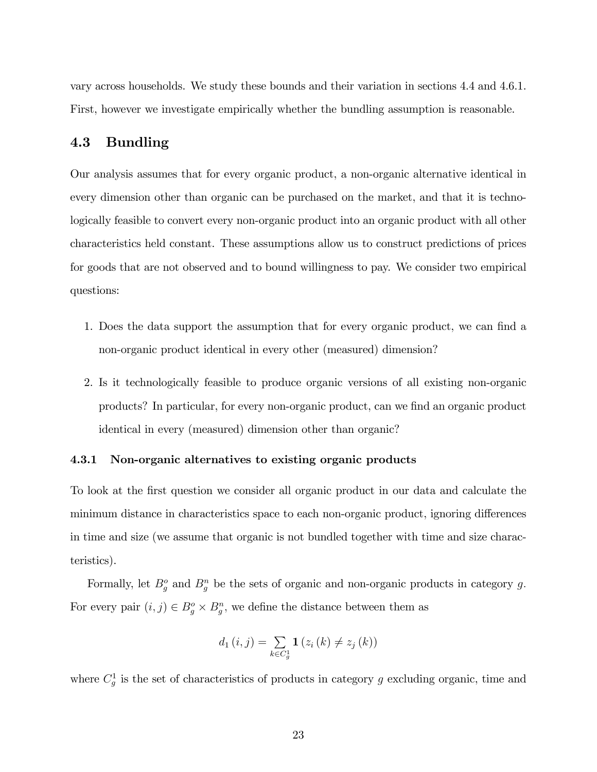vary across households. We study these bounds and their variation in sections 4.4 and 4.6.1. First, however we investigate empirically whether the bundling assumption is reasonable.

## 4.3 Bundling

Our analysis assumes that for every organic product, a non-organic alternative identical in every dimension other than organic can be purchased on the market, and that it is technologically feasible to convert every non-organic product into an organic product with all other characteristics held constant. These assumptions allow us to construct predictions of prices for goods that are not observed and to bound willingness to pay. We consider two empirical questions:

1. Does the data support the assumption that for every organic product, we can find a non-organic product identical in every other (measured) dimension?

2. Is it technologically feasible to produce organic versions of all existing non-organic products? In particular, for every non-organic product, can we find an organic product identical in every (measured) dimension other than organic?

### 4.3.1 Non-organic alternatives to existing organic products

To look at the first question we consider all organic product in our data and calculate the minimum distance in characteristics space to each non-organic product, ignoring differences in time and size (we assume that organic is not bundled together with time and size characteristics).

Formally, let $B_g^o$ and $B_g^n$ be the sets of organic and non-organic products in category $g$. For every pair $(i, j) \in B_g^o \times B_g^n$, we define the distance between them as

$$d_1(i, j) = \sum_{k \in C_g^1} \mathbf{1}(z_i(k) \neq z_j(k))$$

where $C_g^1$ is the set of characteristics of products in category $g$ excluding organic, time and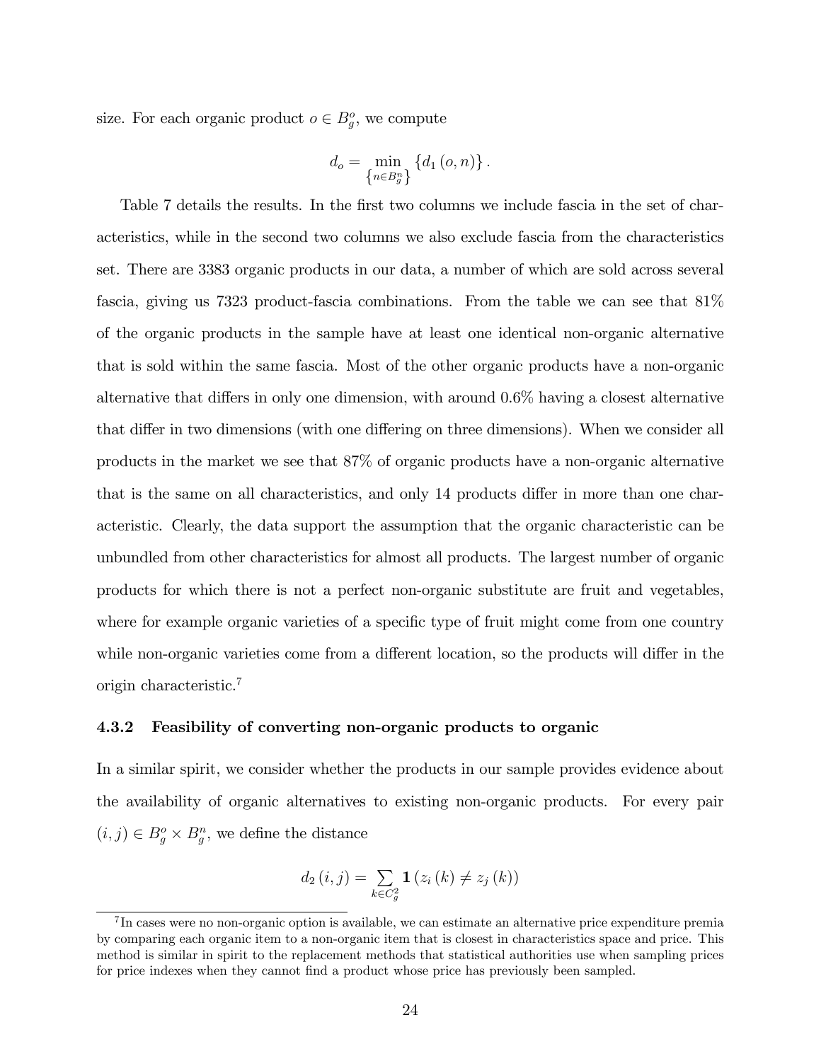size. For each organic product $o \in B_g^o$, we compute

$$d_o = \min_{\left\{n \in B_g^n\right\}} \left\{d_1\left(o, n\right)\right\}.$$

Table 7 details the results. In the first two columns we include fascia in the set of characteristics, while in the second two columns we also exclude fascia from the characteristics set. There are 3383 organic products in our data, a number of which are sold across several fascia, giving us 7323 product-fascia combinations. From the table we can see that 81% of the organic products in the sample have at least one identical non-organic alternative that is sold within the same fascia. Most of the other organic products have a non-organic alternative that differs in only one dimension, with around 0.6% having a closest alternative that differ in two dimensions (with one differing on three dimensions). When we consider all products in the market we see that 87% of organic products have a non-organic alternative that is the same on all characteristics, and only 14 products differ in more than one characteristic. Clearly, the data support the assumption that the organic characteristic can be unbundled from other characteristics for almost all products. The largest number of organic products for which there is not a perfect non-organic substitute are fruit and vegetables, where for example organic varieties of a specific type of fruit might come from one country while non-organic varieties come from a different location, so the products will differ in the origin characteristic.[7]

### 4.3.2 Feasibility of converting non-organic products to organic

In a similar spirit, we consider whether the products in our sample provides evidence about the availability of organic alternatives to existing non-organic products. For every pair $(i, j) \in B_g^o \times B_g^n$, we define the distance

$$d_2\left(i, j\right) = \sum_{k \in C_g^2} \mathbf{1}\left(z_i\left(k\right) \neq z_j\left(k\right)\right)$$

[7] In cases were no non-organic option is available, we can estimate an alternative price expenditure premia by comparing each organic item to a non-organic item that is closest in characteristics space and price. This method is similar in spirit to the replacement methods that statistical authorities use when sampling prices for price indexes when they cannot find a product whose price has previously been sampled.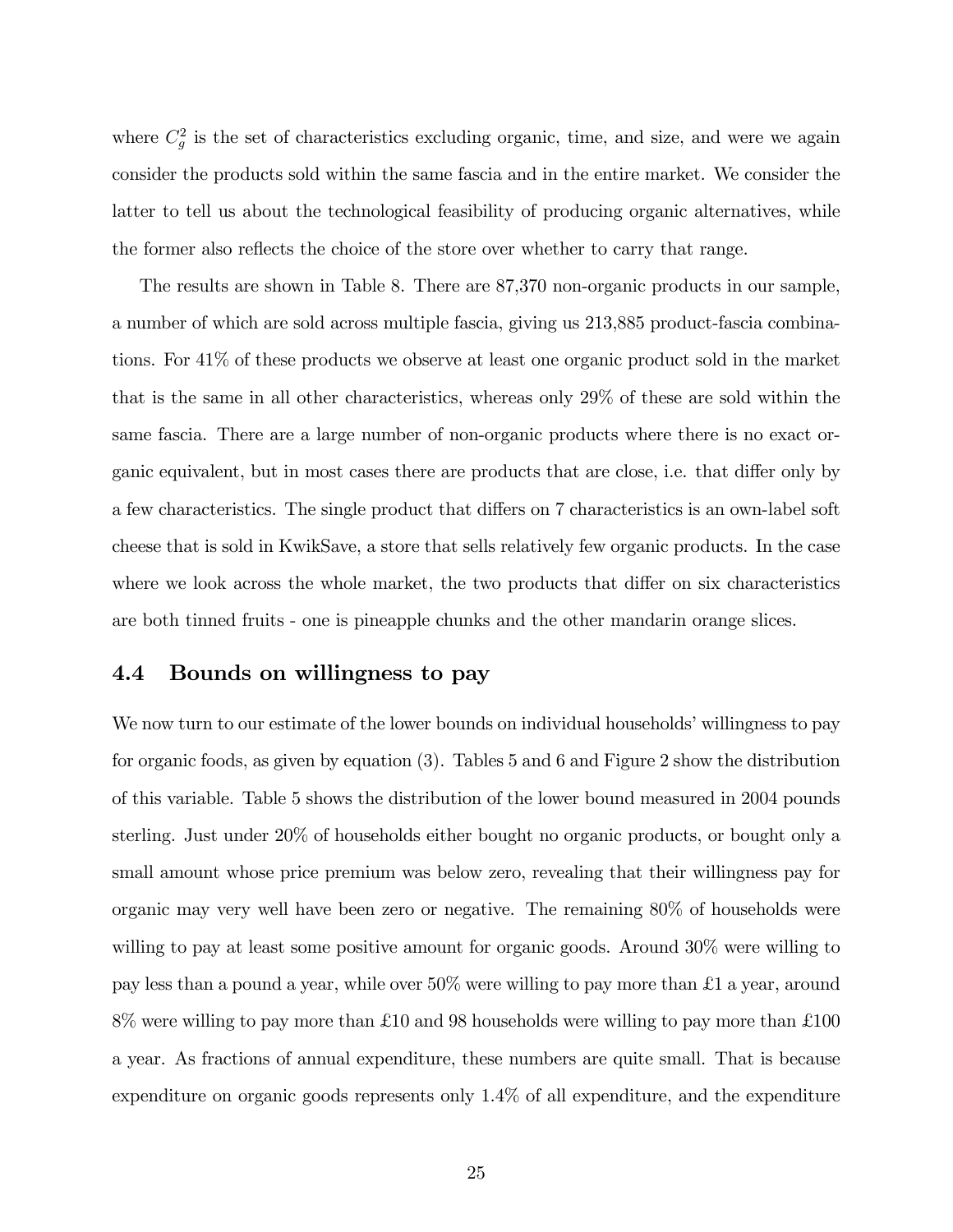where $C_g^2$ is the set of characteristics excluding organic, time, and size, and were we again consider the products sold within the same fascia and in the entire market. We consider the latter to tell us about the technological feasibility of producing organic alternatives, while the former also reflects the choice of the store over whether to carry that range.

The results are shown in Table 8. There are 87,370 non-organic products in our sample, a number of which are sold across multiple fascia, giving us 213,885 product-fascia combinations. For 41% of these products we observe at least one organic product sold in the market that is the same in all other characteristics, whereas only 29% of these are sold within the same fascia. There are a large number of non-organic products where there is no exact organic equivalent, but in most cases there are products that are close, i.e. that differ only by a few characteristics. The single product that differs on 7 characteristics is an own-label soft cheese that is sold in KwikSave, a store that sells relatively few organic products. In the case where we look across the whole market, the two products that differ on six characteristics are both tinned fruits - one is pineapple chunks and the other mandarin orange slices.

### 4.4 Bounds on willingness to pay

We now turn to our estimate of the lower bounds on individual households' willingness to pay for organic foods, as given by equation (3). Tables 5 and 6 and Figure 2 show the distribution of this variable. Table 5 shows the distribution of the lower bound measured in 2004 pounds sterling. Just under 20% of households either bought no organic products, or bought only a small amount whose price premium was below zero, revealing that their willingness pay for organic may very well have been zero or negative. The remaining 80% of households were willing to pay at least some positive amount for organic goods. Around 30% were willing to pay less than a pound a year, while over 50% were willing to pay more than £1 a year, around 8% were willing to pay more than £10 and 98 households were willing to pay more than £100 a year. As fractions of annual expenditure, these numbers are quite small. That is because expenditure on organic goods represents only 1.4% of all expenditure, and the expenditure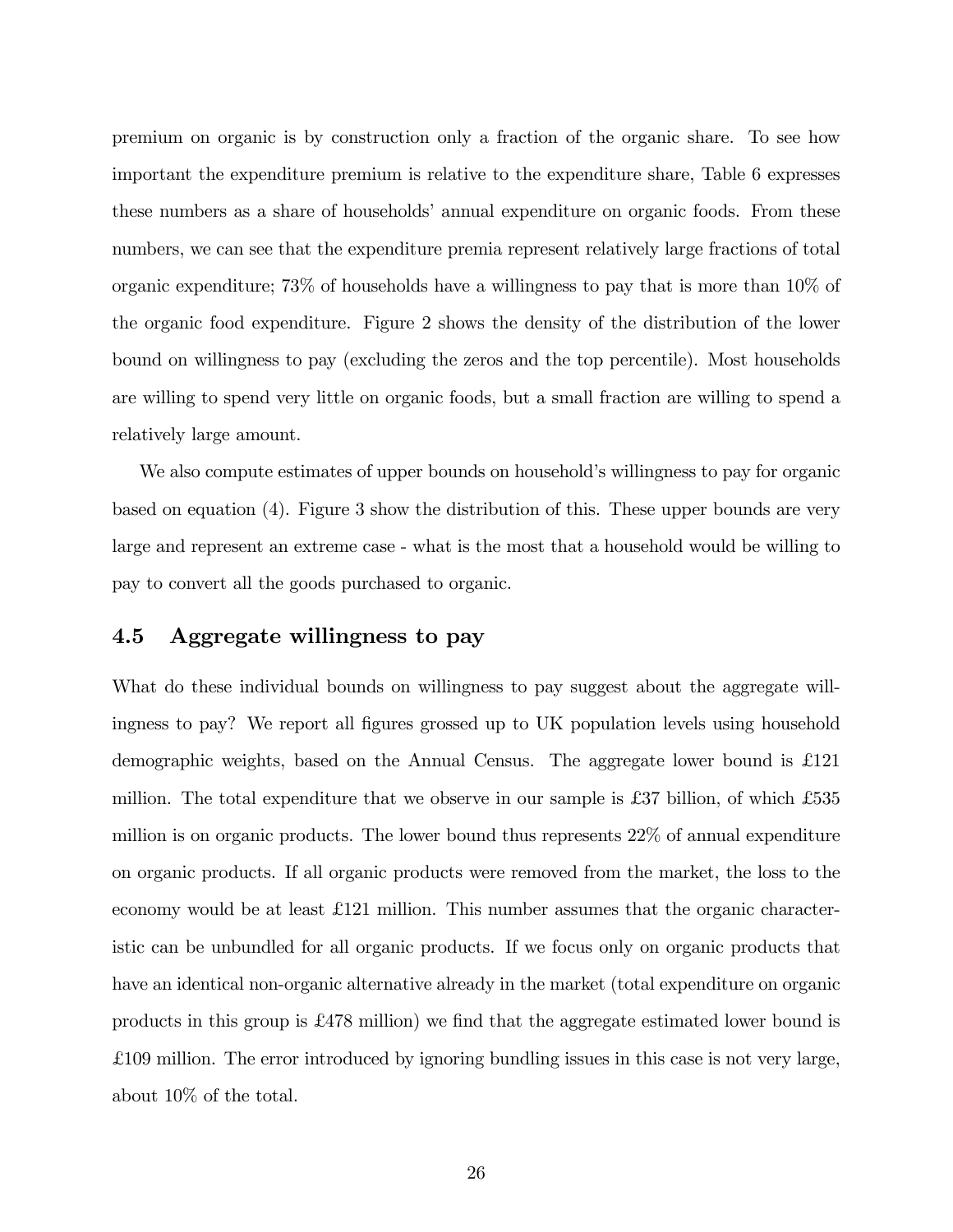premium on organic is by construction only a fraction of the organic share. To see how important the expenditure premium is relative to the expenditure share, Table 6 expresses these numbers as a share of households' annual expenditure on organic foods. From these numbers, we can see that the expenditure premia represent relatively large fractions of total organic expenditure; 73% of households have a willingness to pay that is more than 10% of the organic food expenditure. Figure 2 shows the density of the distribution of the lower bound on willingness to pay (excluding the zeros and the top percentile). Most households are willing to spend very little on organic foods, but a small fraction are willing to spend a relatively large amount.

We also compute estimates of upper bounds on household's willingness to pay for organic based on equation (4). Figure 3 show the distribution of this. These upper bounds are very large and represent an extreme case - what is the most that a household would be willing to pay to convert all the goods purchased to organic.

## 4.5 Aggregate willingness to pay

What do these individual bounds on willingness to pay suggest about the aggregate willingness to pay? We report all figures grossed up to UK population levels using household demographic weights, based on the Annual Census. The aggregate lower bound is £121 million. The total expenditure that we observe in our sample is £37 billion, of which £535 million is on organic products. The lower bound thus represents 22% of annual expenditure on organic products. If all organic products were removed from the market, the loss to the economy would be at least £121 million. This number assumes that the organic characteristic can be unbundled for all organic products. If we focus only on organic products that have an identical non-organic alternative already in the market (total expenditure on organic products in this group is £478 million) we find that the aggregate estimated lower bound is £109 million. The error introduced by ignoring bundling issues in this case is not very large, about 10% of the total.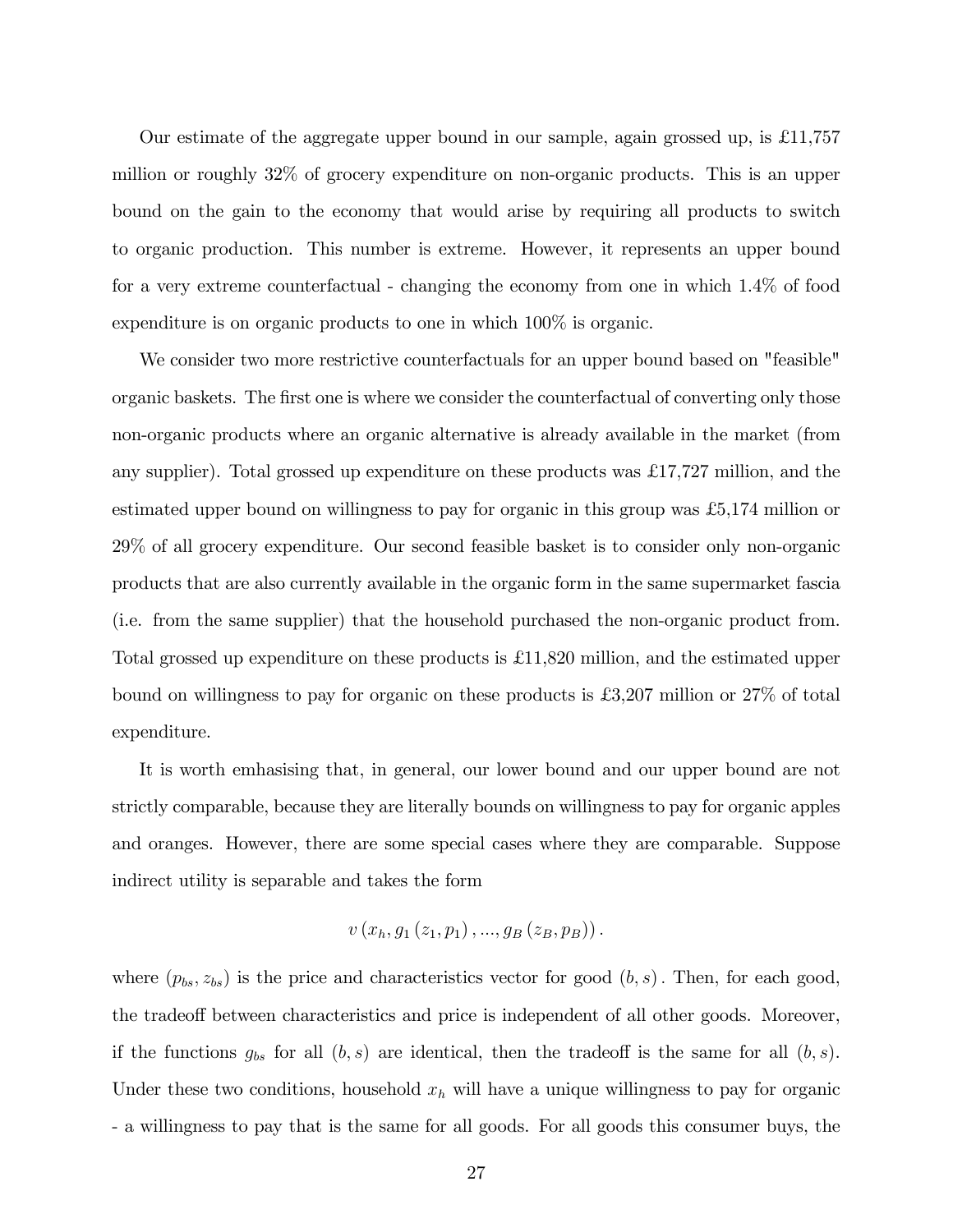Our estimate of the aggregate upper bound in our sample, again grossed up, is £11,757 million or roughly 32% of grocery expenditure on non-organic products. This is an upper bound on the gain to the economy that would arise by requiring all products to switch to organic production. This number is extreme. However, it represents an upper bound for a very extreme counterfactual - changing the economy from one in which 1.4% of food expenditure is on organic products to one in which 100% is organic.

We consider two more restrictive counterfactuals for an upper bound based on "feasible" organic baskets. The first one is where we consider the counterfactual of converting only those non-organic products where an organic alternative is already available in the market (from any supplier). Total grossed up expenditure on these products was £17,727 million, and the estimated upper bound on willingness to pay for organic in this group was £5,174 million or 29% of all grocery expenditure. Our second feasible basket is to consider only non-organic products that are also currently available in the organic form in the same supermarket fascia (i.e. from the same supplier) that the household purchased the non-organic product from. Total grossed up expenditure on these products is £11,820 million, and the estimated upper bound on willingness to pay for organic on these products is £3,207 million or 27% of total expenditure.

It is worth emhasising that, in general, our lower bound and our upper bound are not strictly comparable, because they are literally bounds on willingness to pay for organic apples and oranges. However, there are some special cases where they are comparable. Suppose indirect utility is separable and takes the form

$$v\left(x_h, g_1\left(z_1, p_1\right), ..., g_B\left(z_B, p_B\right)\right).$$

where $(p_{bs}, z_{bs})$ is the price and characteristics vector for good $(b, s)$. Then, for each good, the tradeoff between characteristics and price is independent of all other goods. Moreover, if the functions $g_{bs}$ for all $(b, s)$ are identical, then the tradeoff is the same for all $(b, s)$. Under these two conditions, household $x_h$ will have a unique willingness to pay for organic - a willingness to pay that is the same for all goods. For all goods this consumer buys, the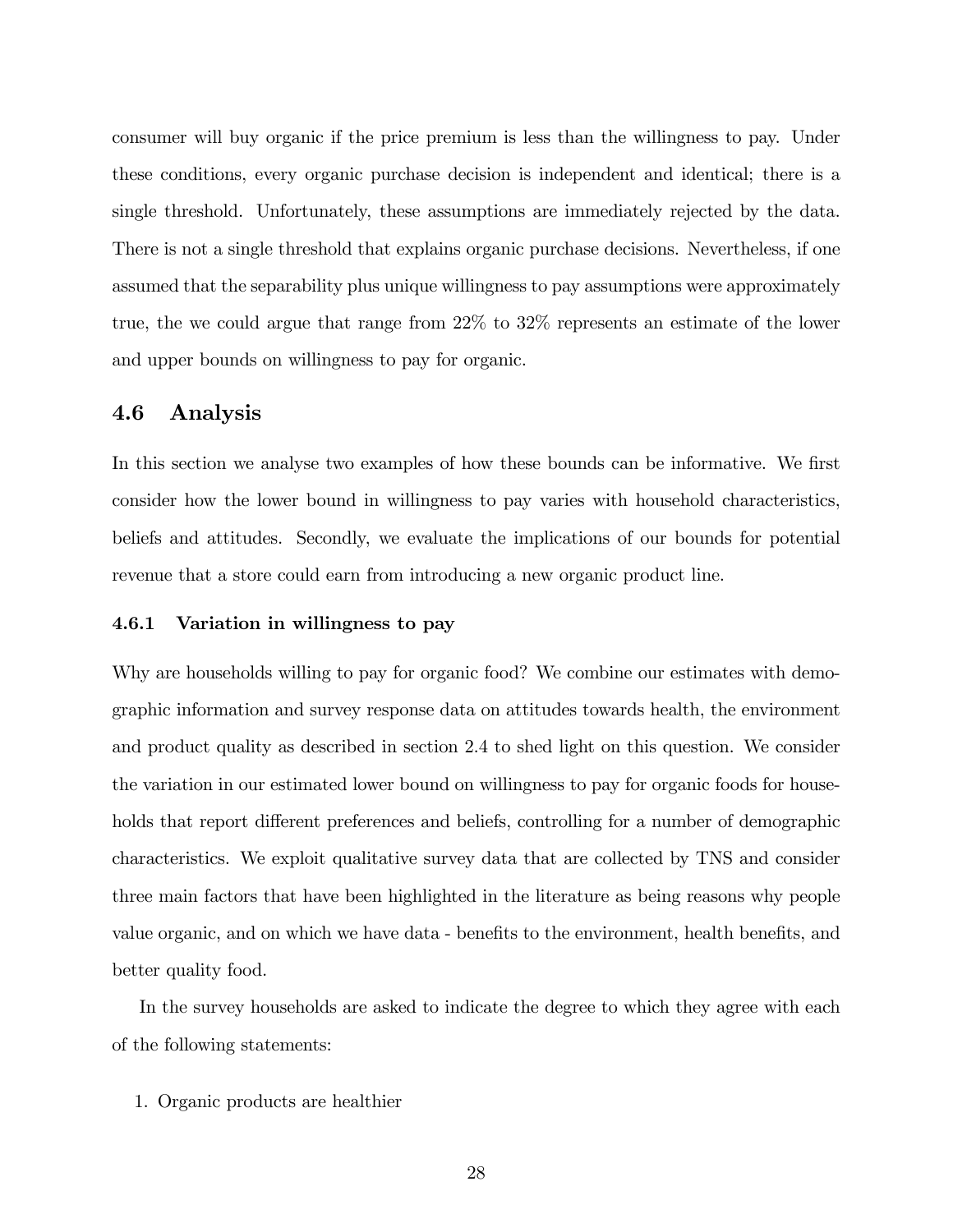consumer will buy organic if the price premium is less than the willingness to pay. Under these conditions, every organic purchase decision is independent and identical; there is a single threshold. Unfortunately, these assumptions are immediately rejected by the data. There is not a single threshold that explains organic purchase decisions. Nevertheless, if one assumed that the separability plus unique willingness to pay assumptions were approximately true, the we could argue that range from 22% to 32% represents an estimate of the lower and upper bounds on willingness to pay for organic.

### 4.6 Analysis

In this section we analyse two examples of how these bounds can be informative. We first consider how the lower bound in willingness to pay varies with household characteristics, beliefs and attitudes. Secondly, we evaluate the implications of our bounds for potential revenue that a store could earn from introducing a new organic product line.

#### 4.6.1 Variation in willingness to pay

Why are households willing to pay for organic food? We combine our estimates with demographic information and survey response data on attitudes towards health, the environment and product quality as described in section 2.4 to shed light on this question. We consider the variation in our estimated lower bound on willingness to pay for organic foods for households that report different preferences and beliefs, controlling for a number of demographic characteristics. We exploit qualitative survey data that are collected by TNS and consider three main factors that have been highlighted in the literature as being reasons why people value organic, and on which we have data - benefits to the environment, health benefits, and better quality food.

In the survey households are asked to indicate the degree to which they agree with each of the following statements:

1. Organic products are healthier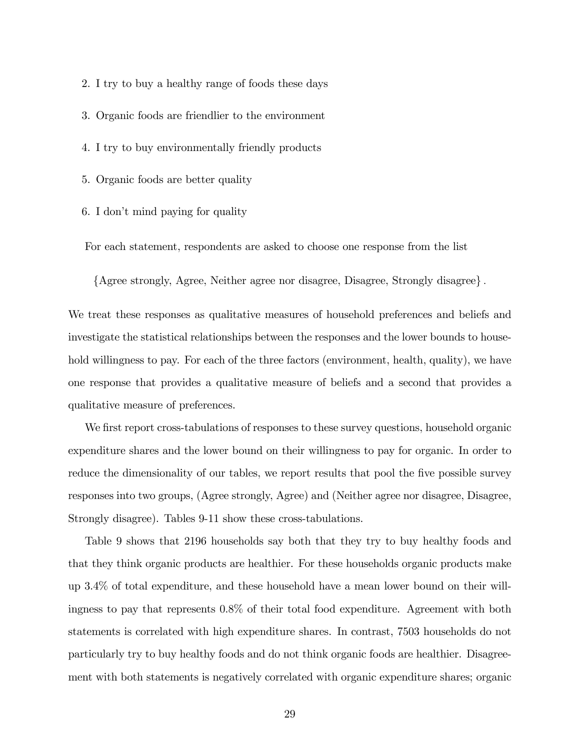2. I try to buy a healthy range of foods these days
3. Organic foods are friendlier to the environment
4. I try to buy environmentally friendly products
5. Organic foods are better quality
6. I don't mind paying for quality

For each statement, respondents are asked to choose one response from the list

$$\{\text{Agree strongly, Agree, Neither agree nor disagree, Disagree, Strongly disagree}\}.$$

We treat these responses as qualitative measures of household preferences and beliefs and investigate the statistical relationships between the responses and the lower bounds to household willingness to pay. For each of the three factors (environment, health, quality), we have one response that provides a qualitative measure of beliefs and a second that provides a qualitative measure of preferences.

We first report cross-tabulations of responses to these survey questions, household organic expenditure shares and the lower bound on their willingness to pay for organic. In order to reduce the dimensionality of our tables, we report results that pool the five possible survey responses into two groups, (Agree strongly, Agree) and (Neither agree nor disagree, Disagree, Strongly disagree). Tables 9-11 show these cross-tabulations.

Table 9 shows that 2196 households say both that they try to buy healthy foods and that they think organic products are healthier. For these households organic products make up 3.4% of total expenditure, and these household have a mean lower bound on their willingness to pay that represents 0.8% of their total food expenditure. Agreement with both statements is correlated with high expenditure shares. In contrast, 7503 households do not particularly try to buy healthy foods and do not think organic foods are healthier. Disagreement with both statements is negatively correlated with organic expenditure shares; organic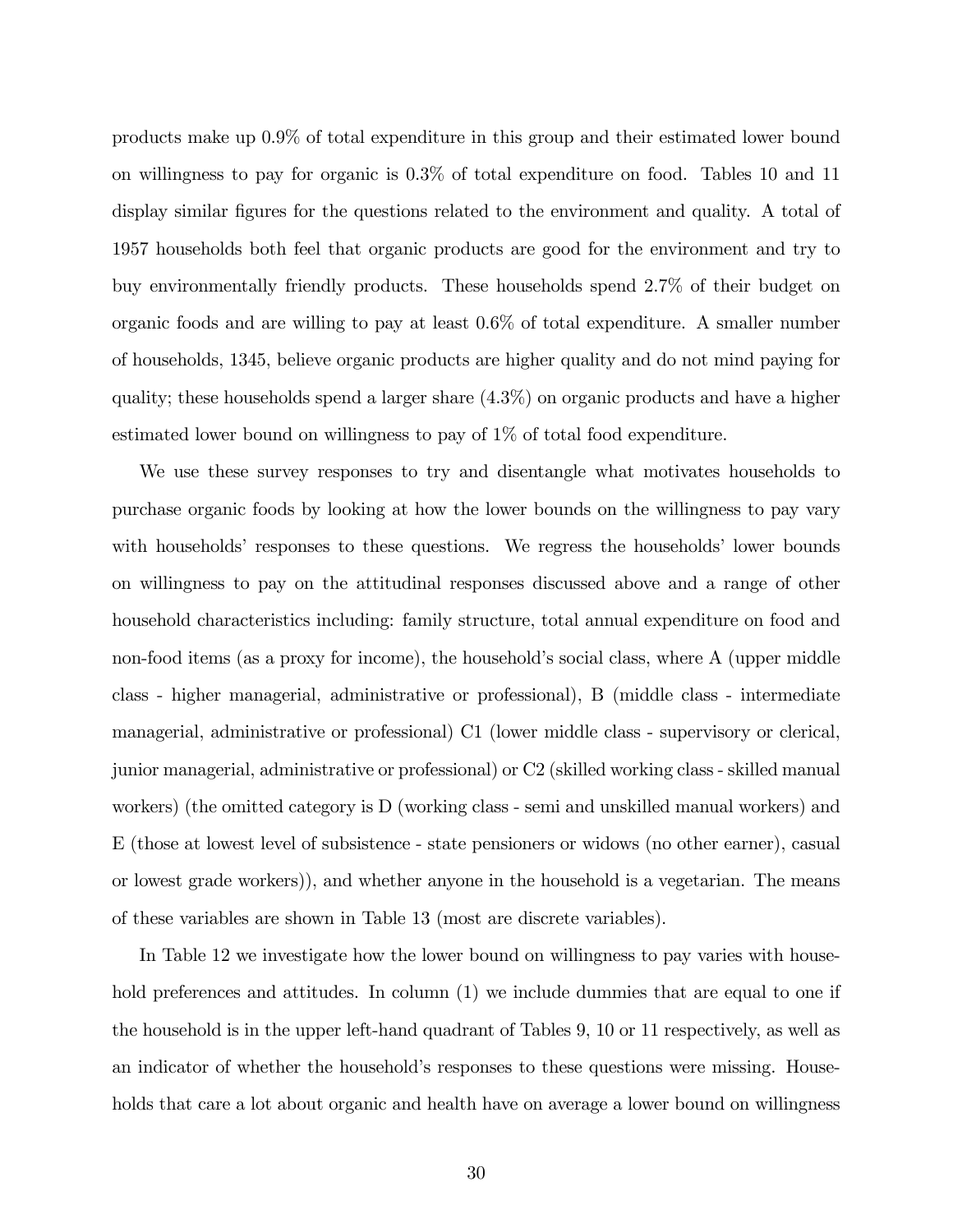products make up 0.9% of total expenditure in this group and their estimated lower bound on willingness to pay for organic is 0.3% of total expenditure on food. Tables 10 and 11 display similar figures for the questions related to the environment and quality. A total of 1957 households both feel that organic products are good for the environment and try to buy environmentally friendly products. These households spend 2.7% of their budget on organic foods and are willing to pay at least 0.6% of total expenditure. A smaller number of households, 1345, believe organic products are higher quality and do not mind paying for quality; these households spend a larger share (4.3%) on organic products and have a higher estimated lower bound on willingness to pay of 1% of total food expenditure.

We use these survey responses to try and disentangle what motivates households to purchase organic foods by looking at how the lower bounds on the willingness to pay vary with households' responses to these questions. We regress the households' lower bounds on willingness to pay on the attitudinal responses discussed above and a range of other household characteristics including: family structure, total annual expenditure on food and non-food items (as a proxy for income), the household's social class, where A (upper middle class - higher managerial, administrative or professional), B (middle class - intermediate managerial, administrative or professional) C1 (lower middle class - supervisory or clerical, junior managerial, administrative or professional) or C2 (skilled working class - skilled manual workers) (the omitted category is D (working class - semi and unskilled manual workers) and E (those at lowest level of subsistence - state pensioners or widows (no other earner), casual or lowest grade workers)), and whether anyone in the household is a vegetarian. The means of these variables are shown in Table 13 (most are discrete variables).

In Table 12 we investigate how the lower bound on willingness to pay varies with household preferences and attitudes. In column (1) we include dummies that are equal to one if the household is in the upper left-hand quadrant of Tables 9, 10 or 11 respectively, as well as an indicator of whether the household's responses to these questions were missing. Households that care a lot about organic and health have on average a lower bound on willingness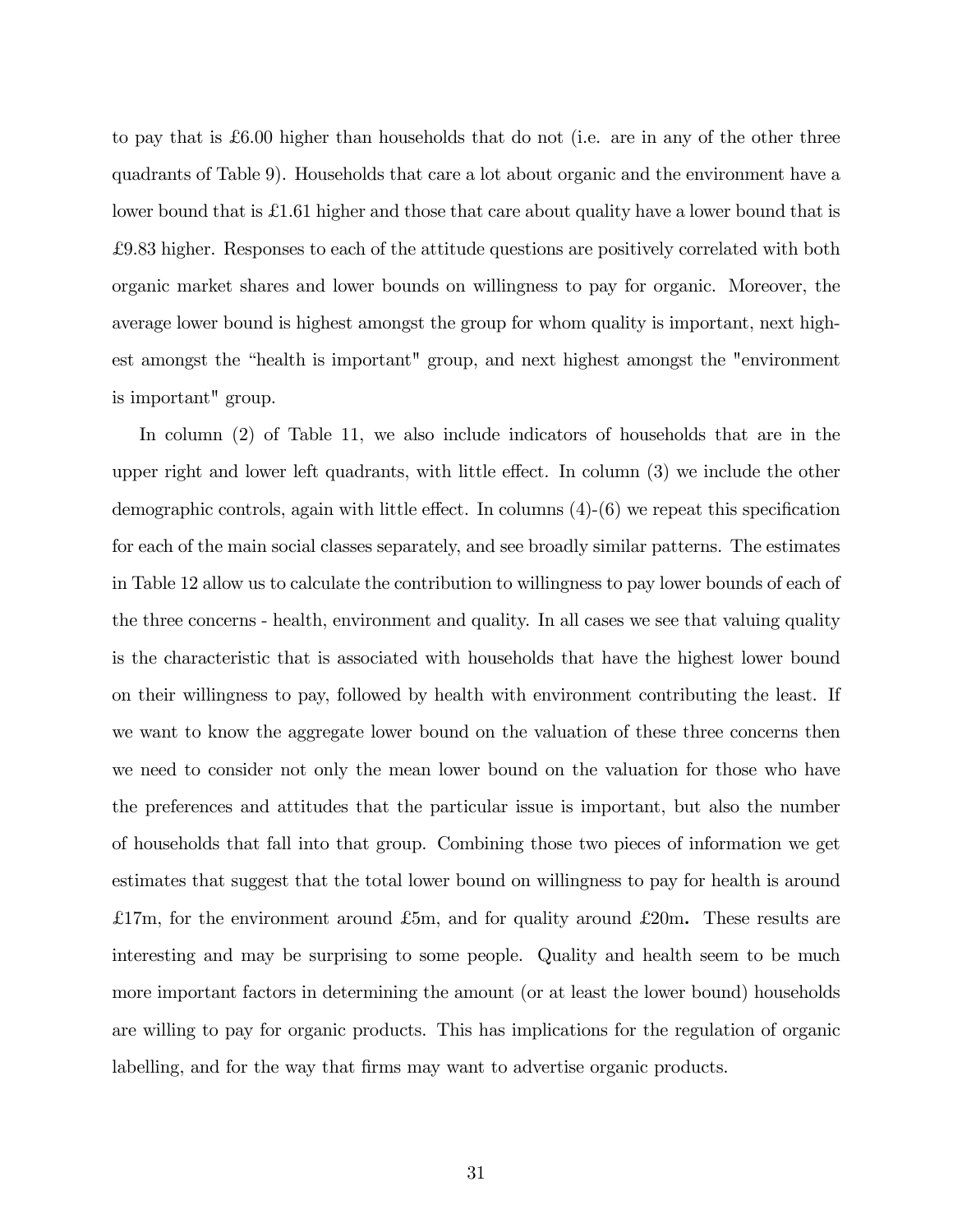to pay that is £6.00 higher than households that do not (i.e. are in any of the other three quadrants of Table 9). Households that care a lot about organic and the environment have a lower bound that is £1.61 higher and those that care about quality have a lower bound that is £9.83 higher. Responses to each of the attitude questions are positively correlated with both organic market shares and lower bounds on willingness to pay for organic. Moreover, the average lower bound is highest amongst the group for whom quality is important, next highest amongst the "health is important" group, and next highest amongst the "environment is important" group.

In column (2) of Table 11, we also include indicators of households that are in the upper right and lower left quadrants, with little effect. In column (3) we include the other demographic controls, again with little effect. In columns (4)-(6) we repeat this specification for each of the main social classes separately, and see broadly similar patterns. The estimates in Table 12 allow us to calculate the contribution to willingness to pay lower bounds of each of the three concerns - health, environment and quality. In all cases we see that valuing quality is the characteristic that is associated with households that have the highest lower bound on their willingness to pay, followed by health with environment contributing the least. If we want to know the aggregate lower bound on the valuation of these three concerns then we need to consider not only the mean lower bound on the valuation for those who have the preferences and attitudes that the particular issue is important, but also the number of households that fall into that group. Combining those two pieces of information we get estimates that suggest that the total lower bound on willingness to pay for health is around £17m, for the environment around £5m, and for quality around £20m**.** These results are interesting and may be surprising to some people. Quality and health seem to be much more important factors in determining the amount (or at least the lower bound) households are willing to pay for organic products. This has implications for the regulation of organic labelling, and for the way that firms may want to advertise organic products.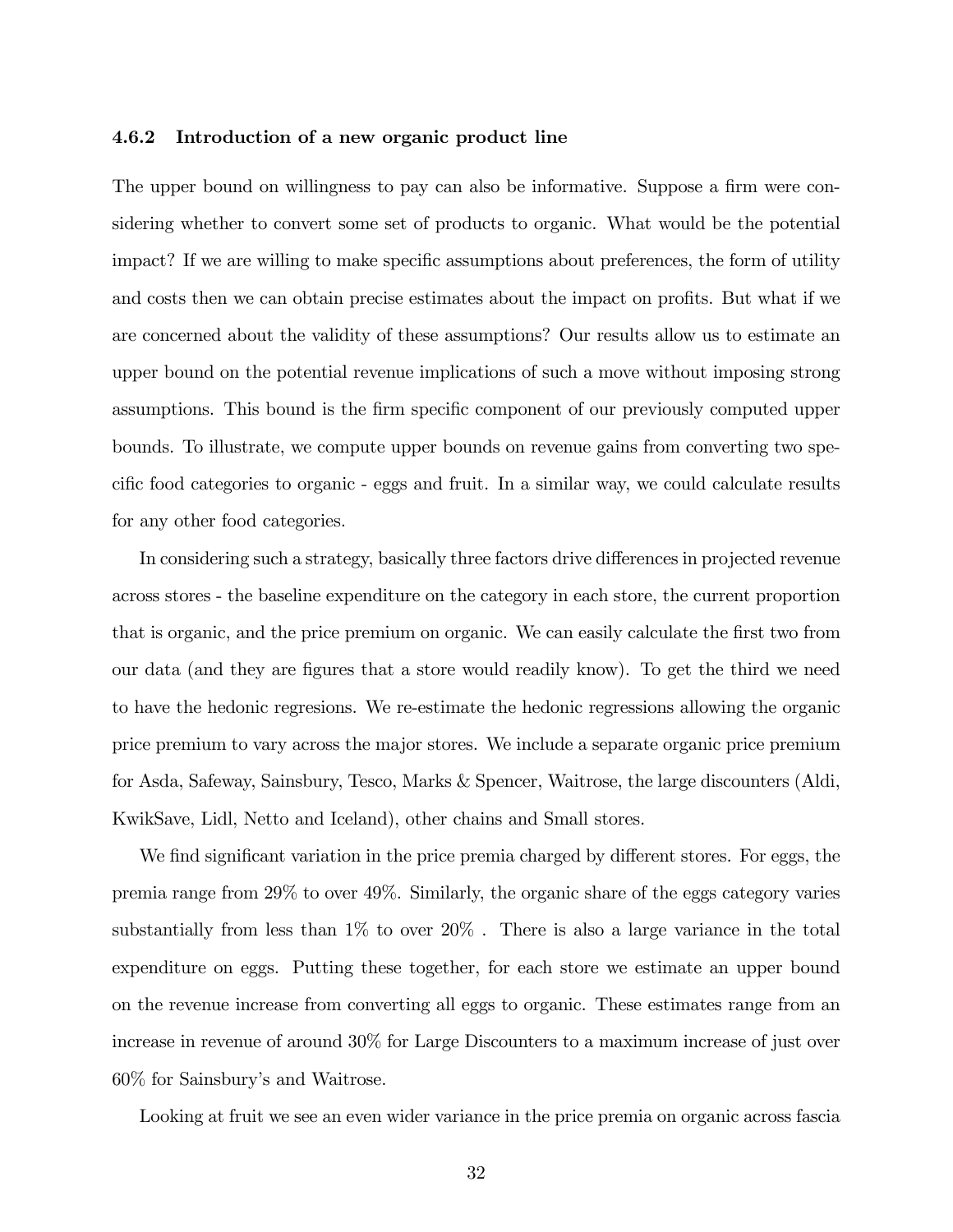### 4.6.2 Introduction of a new organic product line

The upper bound on willingness to pay can also be informative. Suppose a firm were considering whether to convert some set of products to organic. What would be the potential impact? If we are willing to make specific assumptions about preferences, the form of utility and costs then we can obtain precise estimates about the impact on profits. But what if we are concerned about the validity of these assumptions? Our results allow us to estimate an upper bound on the potential revenue implications of such a move without imposing strong assumptions. This bound is the firm specific component of our previously computed upper bounds. To illustrate, we compute upper bounds on revenue gains from converting two specific food categories to organic - eggs and fruit. In a similar way, we could calculate results for any other food categories.

In considering such a strategy, basically three factors drive differences in projected revenue across stores - the baseline expenditure on the category in each store, the current proportion that is organic, and the price premium on organic. We can easily calculate the first two from our data (and they are figures that a store would readily know). To get the third we need to have the hedonic regresions. We re-estimate the hedonic regressions allowing the organic price premium to vary across the major stores. We include a separate organic price premium for Asda, Safeway, Sainsbury, Tesco, Marks & Spencer, Waitrose, the large discounters (Aldi, KwikSave, Lidl, Netto and Iceland), other chains and Small stores.

We find significant variation in the price premia charged by different stores. For eggs, the premia range from 29% to over 49%. Similarly, the organic share of the eggs category varies substantially from less than 1% to over 20% . There is also a large variance in the total expenditure on eggs. Putting these together, for each store we estimate an upper bound on the revenue increase from converting all eggs to organic. These estimates range from an increase in revenue of around 30% for Large Discounters to a maximum increase of just over 60% for Sainsbury's and Waitrose.

Looking at fruit we see an even wider variance in the price premia on organic across fascia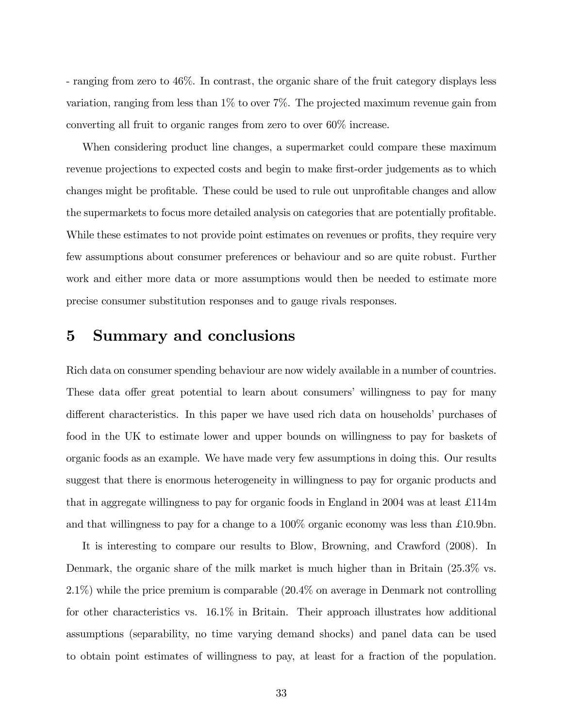- ranging from zero to 46%. In contrast, the organic share of the fruit category displays less variation, ranging from less than 1% to over 7%. The projected maximum revenue gain from converting all fruit to organic ranges from zero to over 60% increase.

When considering product line changes, a supermarket could compare these maximum revenue projections to expected costs and begin to make first-order judgements as to which changes might be profitable. These could be used to rule out unprofitable changes and allow the supermarkets to focus more detailed analysis on categories that are potentially profitable. While these estimates to not provide point estimates on revenues or profits, they require very few assumptions about consumer preferences or behaviour and so are quite robust. Further work and either more data or more assumptions would then be needed to estimate more precise consumer substitution responses and to gauge rivals responses.

# 5 Summary and conclusions

Rich data on consumer spending behaviour are now widely available in a number of countries. These data offer great potential to learn about consumers' willingness to pay for many different characteristics. In this paper we have used rich data on households' purchases of food in the UK to estimate lower and upper bounds on willingness to pay for baskets of organic foods as an example. We have made very few assumptions in doing this. Our results suggest that there is enormous heterogeneity in willingness to pay for organic products and that in aggregate willingness to pay for organic foods in England in 2004 was at least £114m and that willingness to pay for a change to a 100% organic economy was less than £10.9bn.

It is interesting to compare our results to Blow, Browning, and Crawford (2008). In Denmark, the organic share of the milk market is much higher than in Britain (25.3% vs. 2.1%) while the price premium is comparable (20.4% on average in Denmark not controlling for other characteristics vs. 16.1% in Britain. Their approach illustrates how additional assumptions (separability, no time varying demand shocks) and panel data can be used to obtain point estimates of willingness to pay, at least for a fraction of the population.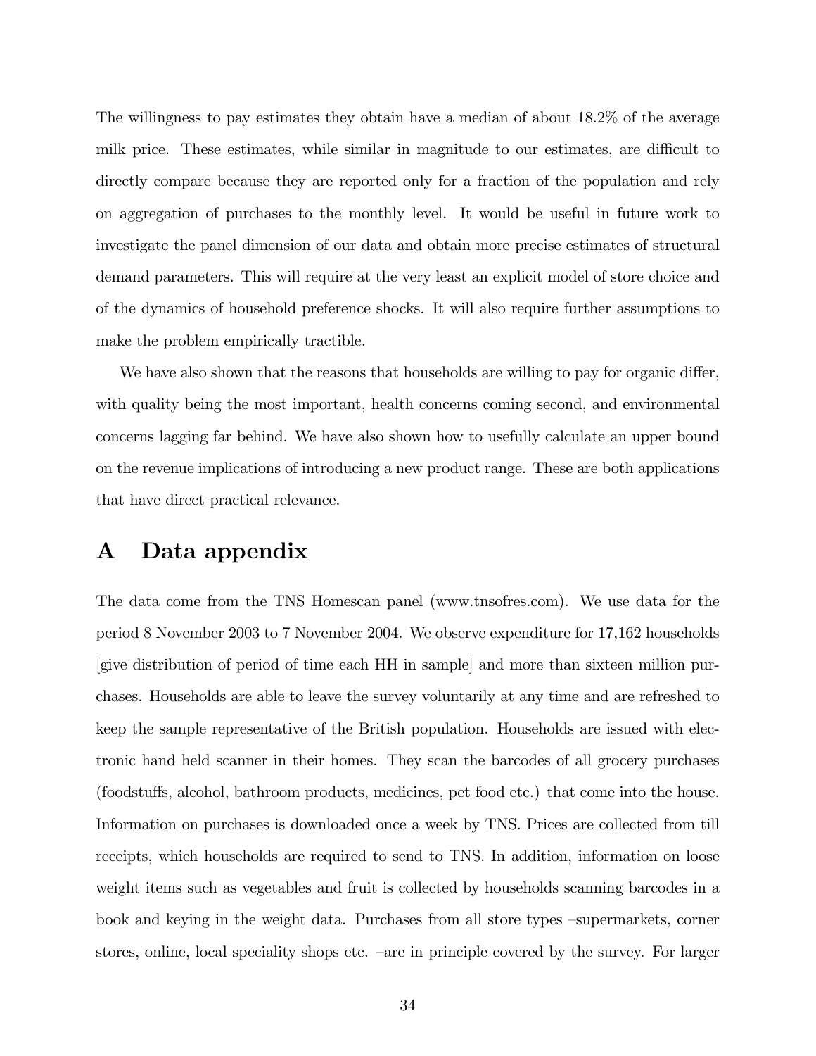The willingness to pay estimates they obtain have a median of about 18.2% of the average milk price. These estimates, while similar in magnitude to our estimates, are difficult to directly compare because they are reported only for a fraction of the population and rely on aggregation of purchases to the monthly level. It would be useful in future work to investigate the panel dimension of our data and obtain more precise estimates of structural demand parameters. This will require at the very least an explicit model of store choice and of the dynamics of household preference shocks. It will also require further assumptions to make the problem empirically tractible.

We have also shown that the reasons that households are willing to pay for organic differ, with quality being the most important, health concerns coming second, and environmental concerns lagging far behind. We have also shown how to usefully calculate an upper bound on the revenue implications of introducing a new product range. These are both applications that have direct practical relevance.

# A Data appendix

The data come from the TNS Homescan panel (www.tnsofres.com). We use data for the period 8 November 2003 to 7 November 2004. We observe expenditure for 17,162 households [give distribution of period of time each HH in sample] and more than sixteen million purchases. Households are able to leave the survey voluntarily at any time and are refreshed to keep the sample representative of the British population. Households are issued with electronic hand held scanner in their homes. They scan the barcodes of all grocery purchases (foodstuffs, alcohol, bathroom products, medicines, pet food etc.) that come into the house. Information on purchases is downloaded once a week by TNS. Prices are collected from till receipts, which households are required to send to TNS. In addition, information on loose weight items such as vegetables and fruit is collected by households scanning barcodes in a book and keying in the weight data. Purchases from all store types –supermarkets, corner stores, online, local speciality shops etc. –are in principle covered by the survey. For larger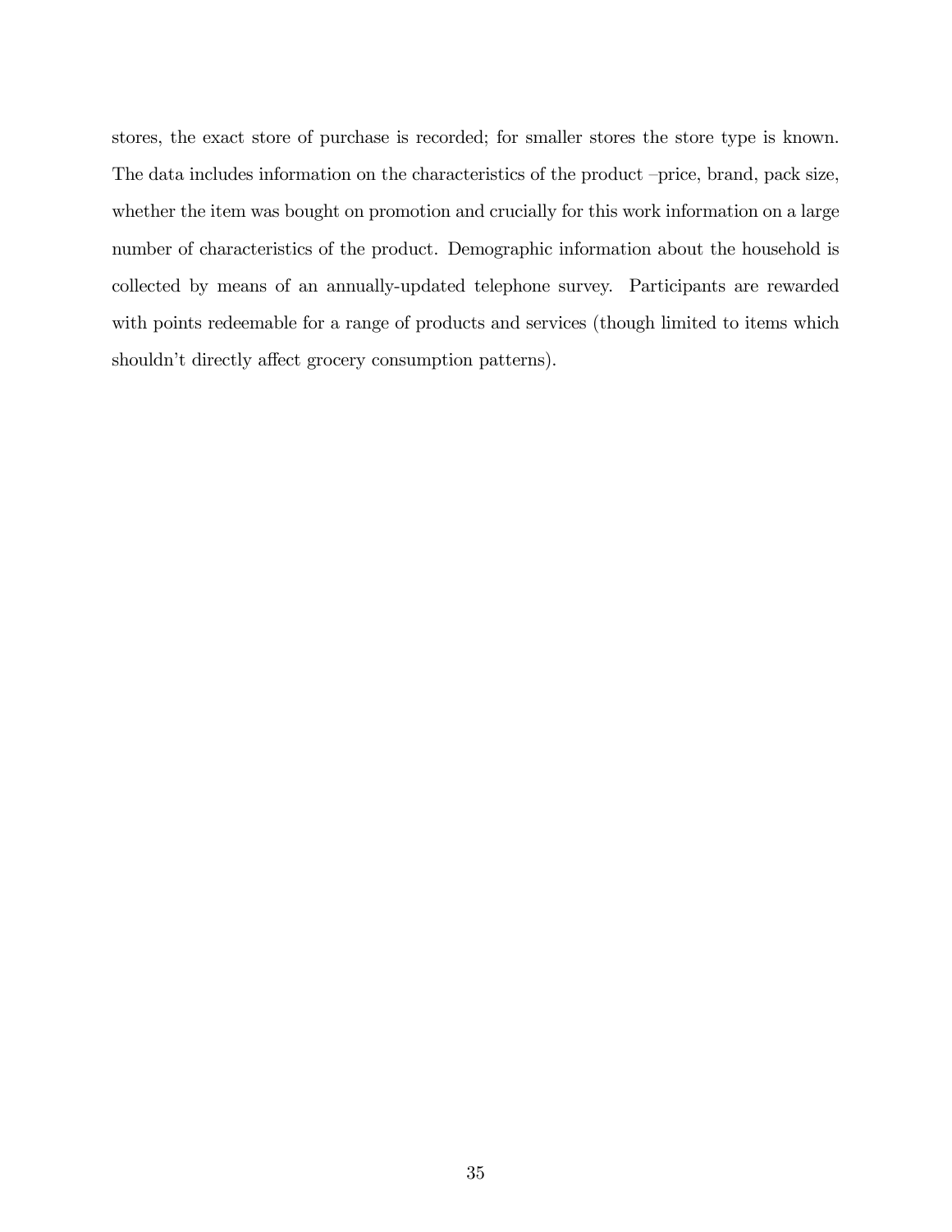stores, the exact store of purchase is recorded; for smaller stores the store type is known. The data includes information on the characteristics of the product –price, brand, pack size, whether the item was bought on promotion and crucially for this work information on a large number of characteristics of the product. Demographic information about the household is collected by means of an annually-updated telephone survey. Participants are rewarded with points redeemable for a range of products and services (though limited to items which shouldn't directly affect grocery consumption patterns).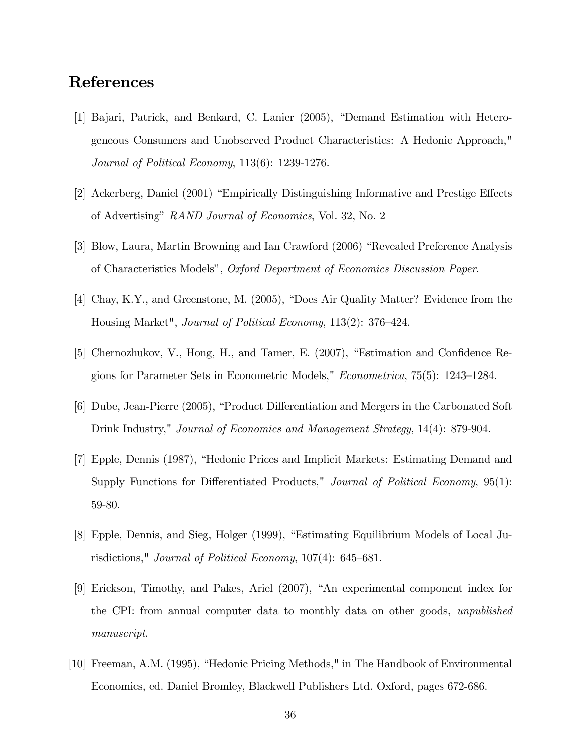# References

[1] Bajari, Patrick, and Benkard, C. Lanier (2005), "Demand Estimation with Heterogeneous Consumers and Unobserved Product Characteristics: A Hedonic Approach," *Journal of Political Economy*, 113(6): 1239-1276.

[2] Ackerberg, Daniel (2001) "Empirically Distinguishing Informative and Prestige Effects of Advertising" *RAND Journal of Economics*, Vol. 32, No. 2

[3] Blow, Laura, Martin Browning and Ian Crawford (2006) "Revealed Preference Analysis of Characteristics Models", *Oxford Department of Economics Discussion Paper*.

[4] Chay, K.Y., and Greenstone, M. (2005), "Does Air Quality Matter? Evidence from the Housing Market", *Journal of Political Economy*, 113(2): 376–424.

[5] Chernozhukov, V., Hong, H., and Tamer, E. (2007), "Estimation and Confidence Regions for Parameter Sets in Econometric Models," *Econometrica*, 75(5): 1243–1284.

[6] Dube, Jean-Pierre (2005), "Product Differentiation and Mergers in the Carbonated Soft Drink Industry," *Journal of Economics and Management Strategy*, 14(4): 879-904.

[7] Epple, Dennis (1987), "Hedonic Prices and Implicit Markets: Estimating Demand and Supply Functions for Differentiated Products," *Journal of Political Economy*, 95(1): 59-80.

[8] Epple, Dennis, and Sieg, Holger (1999), "Estimating Equilibrium Models of Local Jurisdictions," *Journal of Political Economy*, 107(4): 645–681.

[9] Erickson, Timothy, and Pakes, Ariel (2007), "An experimental component index for the CPI: from annual computer data to monthly data on other goods, *unpublished manuscript*.

[10] Freeman, A.M. (1995), "Hedonic Pricing Methods," in The Handbook of Environmental Economics, ed. Daniel Bromley, Blackwell Publishers Ltd. Oxford, pages 672-686.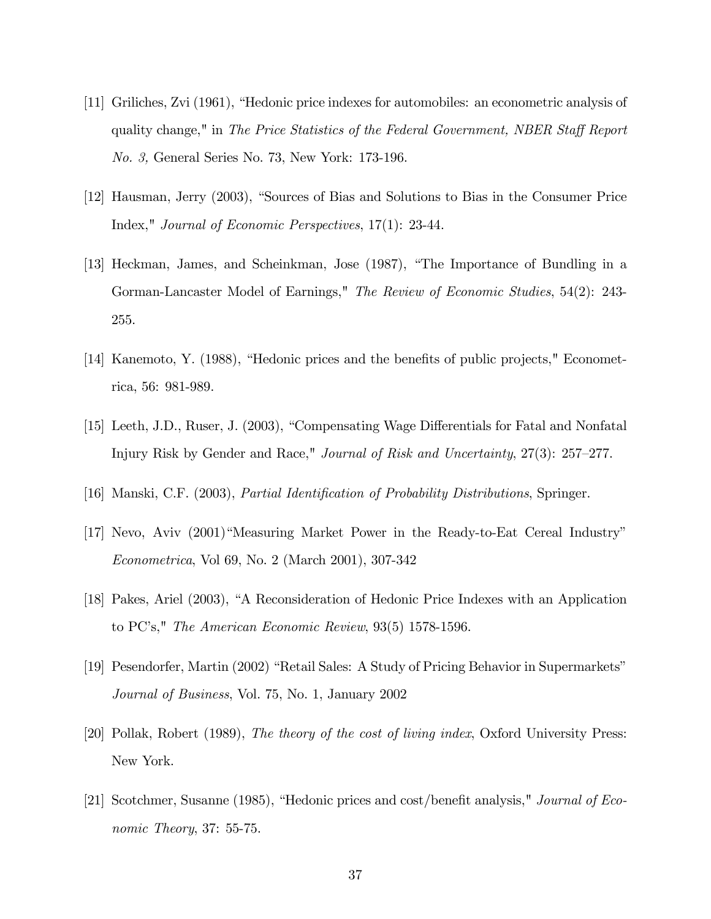[11] Griliches, Zvi (1961), "Hedonic price indexes for automobiles: an econometric analysis of quality change," in *The Price Statistics of the Federal Government, NBER Staff Report No. 3,* General Series No. 73, New York: 173-196.

[12] Hausman, Jerry (2003), "Sources of Bias and Solutions to Bias in the Consumer Price Index," *Journal of Economic Perspectives*, 17(1): 23-44.

[13] Heckman, James, and Scheinkman, Jose (1987), "The Importance of Bundling in a Gorman-Lancaster Model of Earnings," *The Review of Economic Studies*, 54(2): 243-255.

[14] Kanemoto, Y. (1988), "Hedonic prices and the benefits of public projects," Econometrica, 56: 981-989.

[15] Leeth, J.D., Ruser, J. (2003), "Compensating Wage Differentials for Fatal and Nonfatal Injury Risk by Gender and Race," *Journal of Risk and Uncertainty*, 27(3): 257–277.

[16] Manski, C.F. (2003), *Partial Identification of Probability Distributions*, Springer.

[17] Nevo, Aviv (2001)"Measuring Market Power in the Ready-to-Eat Cereal Industry" *Econometrica*, Vol 69, No. 2 (March 2001), 307-342

[18] Pakes, Ariel (2003), "A Reconsideration of Hedonic Price Indexes with an Application to PC's," *The American Economic Review*, 93(5) 1578-1596.

[19] Pesendorfer, Martin (2002) "Retail Sales: A Study of Pricing Behavior in Supermarkets" *Journal of Business*, Vol. 75, No. 1, January 2002

[20] Pollak, Robert (1989), *The theory of the cost of living index*, Oxford University Press: New York.

[21] Scotchmer, Susanne (1985), "Hedonic prices and cost/benefit analysis," *Journal of Economic Theory*, 37: 55-75.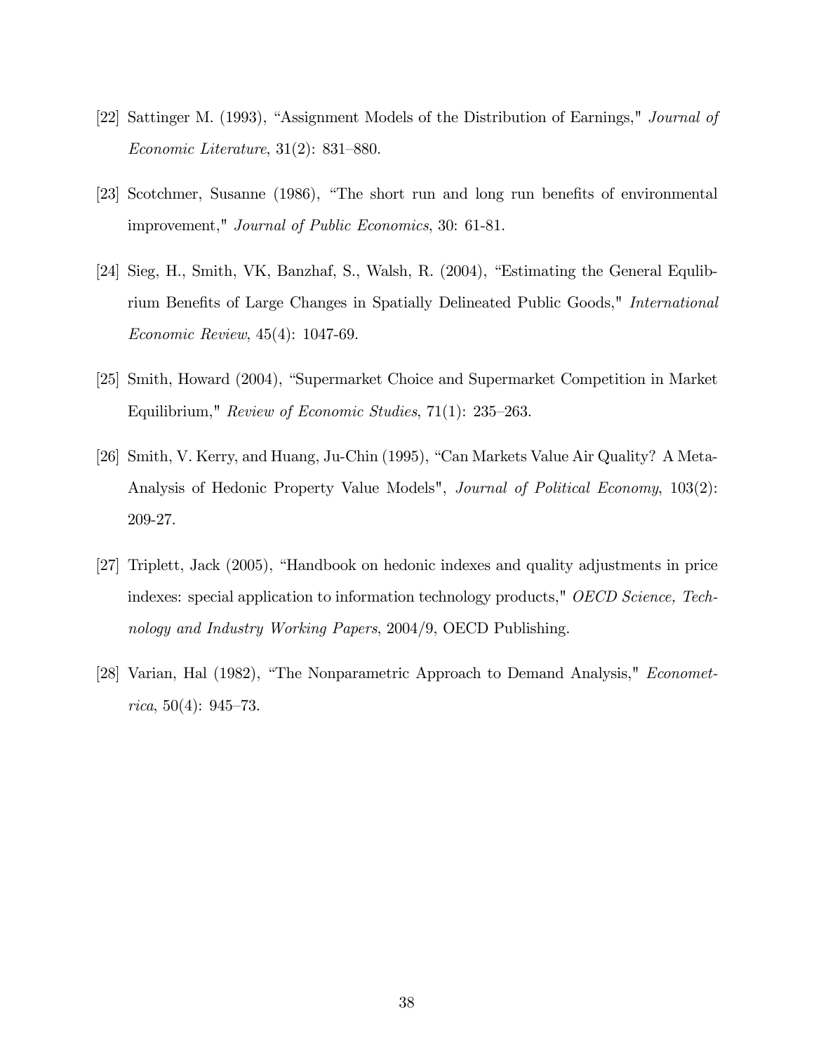[22] Sattinger M. (1993), "Assignment Models of the Distribution of Earnings," *Journal of Economic Literature*, 31(2): 831–880.

[23] Scotchmer, Susanne (1986), "The short run and long run benefits of environmental improvement," *Journal of Public Economics*, 30: 61-81.

[24] Sieg, H., Smith, VK, Banzhaf, S., Walsh, R. (2004), "Estimating the General Equlibrium Benefits of Large Changes in Spatially Delineated Public Goods," *International Economic Review*, 45(4): 1047-69.

[25] Smith, Howard (2004), "Supermarket Choice and Supermarket Competition in Market Equilibrium," *Review of Economic Studies*, 71(1): 235–263.

[26] Smith, V. Kerry, and Huang, Ju-Chin (1995), "Can Markets Value Air Quality? A Meta-Analysis of Hedonic Property Value Models", *Journal of Political Economy*, 103(2): 209-27.

[27] Triplett, Jack (2005), "Handbook on hedonic indexes and quality adjustments in price indexes: special application to information technology products," *OECD Science, Technology and Industry Working Papers*, 2004/9, OECD Publishing.

[28] Varian, Hal (1982), "The Nonparametric Approach to Demand Analysis," *Econometrica*, 50(4): 945–73.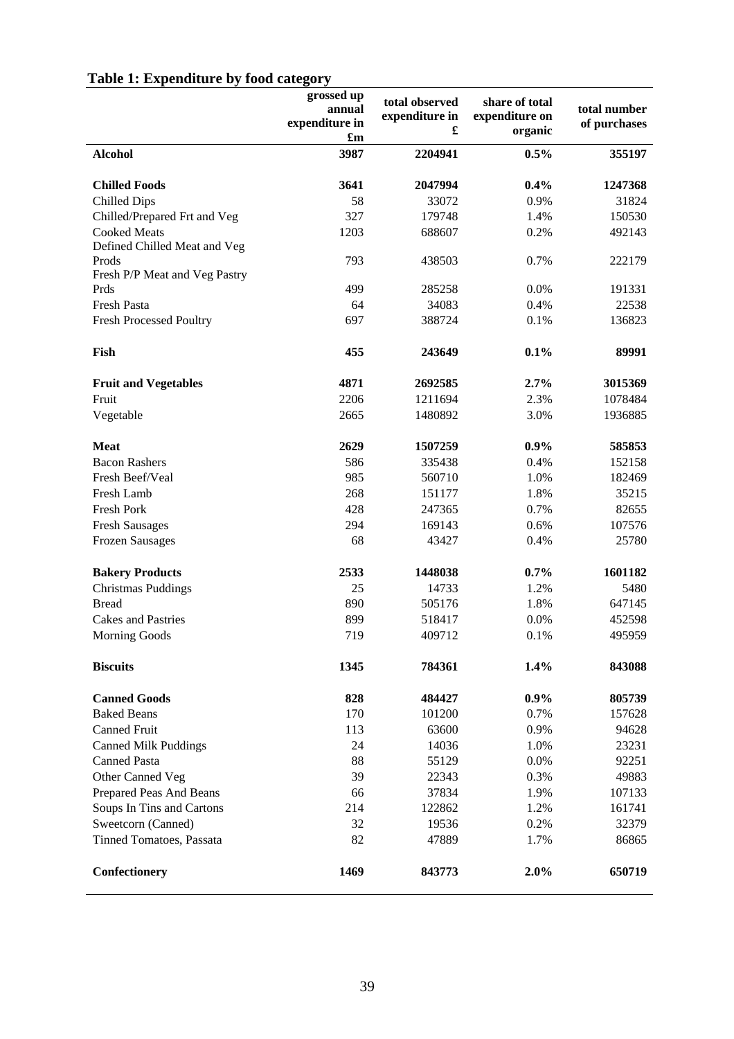## Table 1: Expenditure by food category

| | grossed up annual expenditure in £m | total observed expenditure in £ | share of total expenditure on organic | total number of purchases |
|---|---|---|---|---|
| **Alcohol** | **3987** | **2204941** | **0.5%** | **355197** |
| **Chilled Foods** | **3641** | **2047994** | **0.4%** | **1247368** |
| Chilled Dips | 58 | 33072 | 0.9% | 31824 |
| Chilled/Prepared Frt and Veg | 327 | 179748 | 1.4% | 150530 |
| Cooked Meats | 1203 | 688607 | 0.2% | 492143 |
| Defined Chilled Meat and Veg Prods | 793 | 438503 | 0.7% | 222179 |
| Fresh P/P Meat and Veg Pastry Prds | 499 | 285258 | 0.0% | 191331 |
| Fresh Pasta | 64 | 34083 | 0.4% | 22538 |
| Fresh Processed Poultry | 697 | 388724 | 0.1% | 136823 |
| **Fish** | **455** | **243649** | **0.1%** | **89991** |
| **Fruit and Vegetables** | **4871** | **2692585** | **2.7%** | **3015369** |
| Fruit | 2206 | 1211694 | 2.3% | 1078484 |
| Vegetable | 2665 | 1480892 | 3.0% | 1936885 |
| **Meat** | **2629** | **1507259** | **0.9%** | **585853** |
| Bacon Rashers | 586 | 335438 | 0.4% | 152158 |
| Fresh Beef/Veal | 985 | 560710 | 1.0% | 182469 |
| Fresh Lamb | 268 | 151177 | 1.8% | 35215 |
| Fresh Pork | 428 | 247365 | 0.7% | 82655 |
| Fresh Sausages | 294 | 169143 | 0.6% | 107576 |
| Frozen Sausages | 68 | 43427 | 0.4% | 25780 |
| **Bakery Products** | **2533** | **1448038** | **0.7%** | **1601182** |
| Christmas Puddings | 25 | 14733 | 1.2% | 5480 |
| Bread | 890 | 505176 | 1.8% | 647145 |
| Cakes and Pastries | 899 | 518417 | 0.0% | 452598 |
| Morning Goods | 719 | 409712 | 0.1% | 495959 |
| **Biscuits** | **1345** | **784361** | **1.4%** | **843088** |
| **Canned Goods** | **828** | **484427** | **0.9%** | **805739** |
| Baked Beans | 170 | 101200 | 0.7% | 157628 |
| Canned Fruit | 113 | 63600 | 0.9% | 94628 |
| Canned Milk Puddings | 24 | 14036 | 1.0% | 23231 |
| Canned Pasta | 88 | 55129 | 0.0% | 92251 |
| Other Canned Veg | 39 | 22343 | 0.3% | 49883 |
| Prepared Peas And Beans | 66 | 37834 | 1.9% | 107133 |
| Soups In Tins and Cartons | 214 | 122862 | 1.2% | 161741 |
| Sweetcorn (Canned) | 32 | 19536 | 0.2% | 32379 |
| Tinned Tomatoes, Passata | 82 | 47889 | 1.7% | 86865 |
| **Confectionery** | **1469** | **843773** | **2.0%** | **650719** |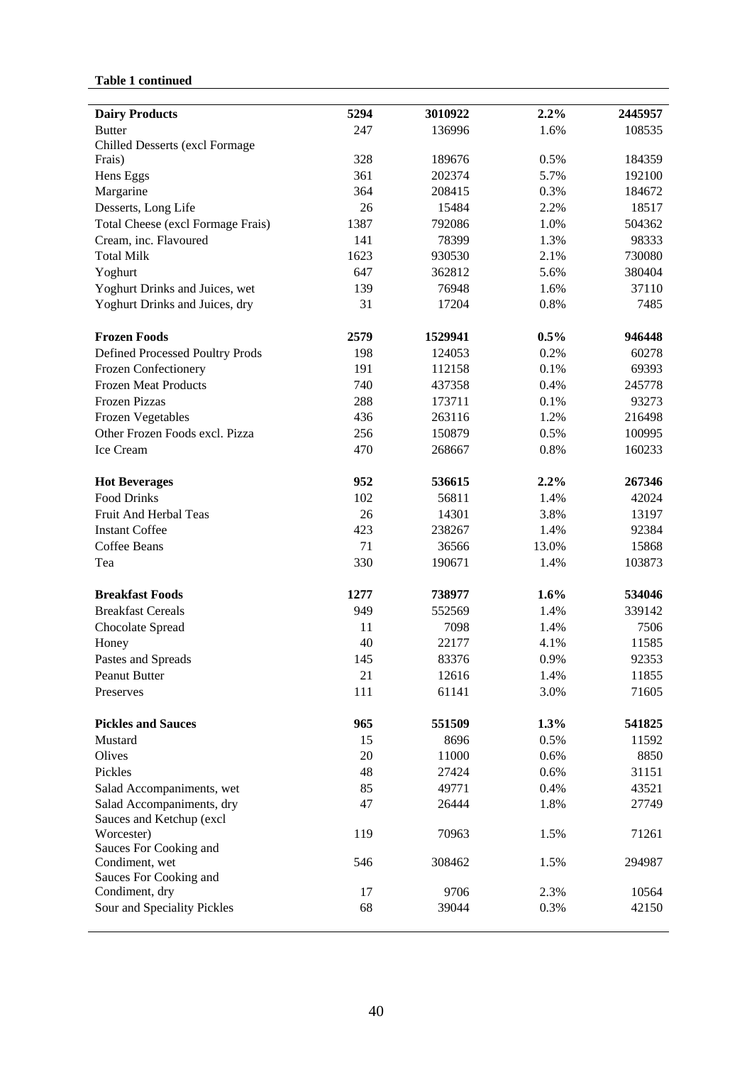**Table 1 continued**

| | | | | |
|---|---|---|---|---|
| **Dairy Products** | **5294** | **3010922** | **2.2%** | **2445957** |
| Butter | 247 | 136996 | 1.6% | 108535 |
| Chilled Desserts (excl Formage Frais) | 328 | 189676 | 0.5% | 184359 |
| Hens Eggs | 361 | 202374 | 5.7% | 192100 |
| Margarine | 364 | 208415 | 0.3% | 184672 |
| Desserts, Long Life | 26 | 15484 | 2.2% | 18517 |
| Total Cheese (excl Formage Frais) | 1387 | 792086 | 1.0% | 504362 |
| Cream, inc. Flavoured | 141 | 78399 | 1.3% | 98333 |
| Total Milk | 1623 | 930530 | 2.1% | 730080 |
| Yoghurt | 647 | 362812 | 5.6% | 380404 |
| Yoghurt Drinks and Juices, wet | 139 | 76948 | 1.6% | 37110 |
| Yoghurt Drinks and Juices, dry | 31 | 17204 | 0.8% | 7485 |
| | | | | |
| **Frozen Foods** | **2579** | **1529941** | **0.5%** | **946448** |
| Defined Processed Poultry Prods | 198 | 124053 | 0.2% | 60278 |
| Frozen Confectionery | 191 | 112158 | 0.1% | 69393 |
| Frozen Meat Products | 740 | 437358 | 0.4% | 245778 |
| Frozen Pizzas | 288 | 173711 | 0.1% | 93273 |
| Frozen Vegetables | 436 | 263116 | 1.2% | 216498 |
| Other Frozen Foods excl. Pizza | 256 | 150879 | 0.5% | 100995 |
| Ice Cream | 470 | 268667 | 0.8% | 160233 |
| | | | | |
| **Hot Beverages** | **952** | **536615** | **2.2%** | **267346** |
| Food Drinks | 102 | 56811 | 1.4% | 42024 |
| Fruit And Herbal Teas | 26 | 14301 | 3.8% | 13197 |
| Instant Coffee | 423 | 238267 | 1.4% | 92384 |
| Coffee Beans | 71 | 36566 | 13.0% | 15868 |
| Tea | 330 | 190671 | 1.4% | 103873 |
| | | | | |
| **Breakfast Foods** | **1277** | **738977** | **1.6%** | **534046** |
| Breakfast Cereals | 949 | 552569 | 1.4% | 339142 |
| Chocolate Spread | 11 | 7098 | 1.4% | 7506 |
| Honey | 40 | 22177 | 4.1% | 11585 |
| Pastes and Spreads | 145 | 83376 | 0.9% | 92353 |
| Peanut Butter | 21 | 12616 | 1.4% | 11855 |
| Preserves | 111 | 61141 | 3.0% | 71605 |
| | | | | |
| **Pickles and Sauces** | **965** | **551509** | **1.3%** | **541825** |
| Mustard | 15 | 8696 | 0.5% | 11592 |
| Olives | 20 | 11000 | 0.6% | 8850 |
| Pickles | 48 | 27424 | 0.6% | 31151 |
| Salad Accompaniments, wet | 85 | 49771 | 0.4% | 43521 |
| Salad Accompaniments, dry | 47 | 26444 | 1.8% | 27749 |
| Sauces and Ketchup (excl Worcester) | 119 | 70963 | 1.5% | 71261 |
| Sauces For Cooking and Condiment, wet | 546 | 308462 | 1.5% | 294987 |
| Sauces For Cooking and Condiment, dry | 17 | 9706 | 2.3% | 10564 |
| Sour and Speciality Pickles | 68 | 39044 | 0.3% | 42150 |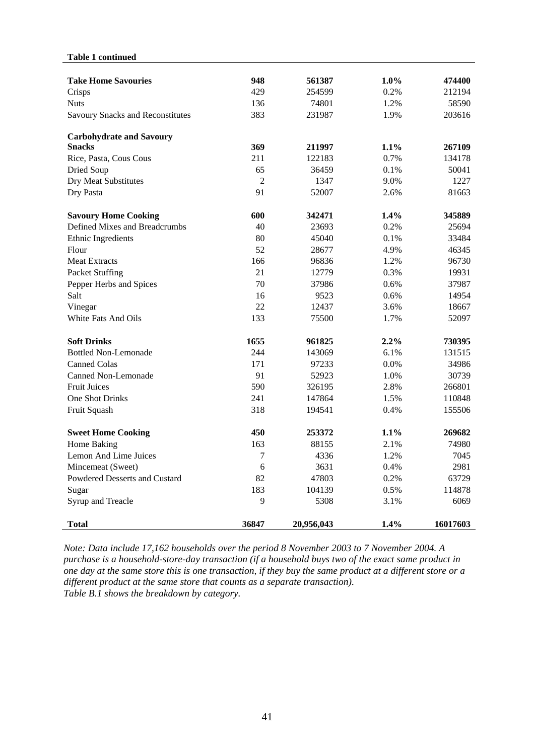**Table 1 continued**

| | | | | |
|---|---|---|---|---|
| **Take Home Savouries** | **948** | **561387** | **1.0%** | **474400** |
| Crisps | 429 | 254599 | 0.2% | 212194 |
| Nuts | 136 | 74801 | 1.2% | 58590 |
| Savoury Snacks and Reconstitutes | 383 | 231987 | 1.9% | 203616 |
| **Carbohydrate and Savoury Snacks** | **369** | **211997** | **1.1%** | **267109** |
| Rice, Pasta, Cous Cous | 211 | 122183 | 0.7% | 134178 |
| Dried Soup | 65 | 36459 | 0.1% | 50041 |
| Dry Meat Substitutes | 2 | 1347 | 9.0% | 1227 |
| Dry Pasta | 91 | 52007 | 2.6% | 81663 |
| **Savoury Home Cooking** | **600** | **342471** | **1.4%** | **345889** |
| Defined Mixes and Breadcrumbs | 40 | 23693 | 0.2% | 25694 |
| Ethnic Ingredients | 80 | 45040 | 0.1% | 33484 |
| Flour | 52 | 28677 | 4.9% | 46345 |
| Meat Extracts | 166 | 96836 | 1.2% | 96730 |
| Packet Stuffing | 21 | 12779 | 0.3% | 19931 |
| Pepper Herbs and Spices | 70 | 37986 | 0.6% | 37987 |
| Salt | 16 | 9523 | 0.6% | 14954 |
| Vinegar | 22 | 12437 | 3.6% | 18667 |
| White Fats And Oils | 133 | 75500 | 1.7% | 52097 |
| **Soft Drinks** | **1655** | **961825** | **2.2%** | **730395** |
| Bottled Non-Lemonade | 244 | 143069 | 6.1% | 131515 |
| Canned Colas | 171 | 97233 | 0.0% | 34986 |
| Canned Non-Lemonade | 91 | 52923 | 1.0% | 30739 |
| Fruit Juices | 590 | 326195 | 2.8% | 266801 |
| One Shot Drinks | 241 | 147864 | 1.5% | 110848 |
| Fruit Squash | 318 | 194541 | 0.4% | 155506 |
| **Sweet Home Cooking** | **450** | **253372** | **1.1%** | **269682** |
| Home Baking | 163 | 88155 | 2.1% | 74980 |
| Lemon And Lime Juices | 7 | 4336 | 1.2% | 7045 |
| Mincemeat (Sweet) | 6 | 3631 | 0.4% | 2981 |
| Powdered Desserts and Custard | 82 | 47803 | 0.2% | 63729 |
| Sugar | 183 | 104139 | 0.5% | 114878 |
| Syrup and Treacle | 9 | 5308 | 3.1% | 6069 |
| **Total** | **36847** | **20,956,043** | **1.4%** | **16017603** |

*Note: Data include 17,162 households over the period 8 November 2003 to 7 November 2004. A purchase is a household-store-day transaction (if a household buys two of the exact same product in one day at the same store this is one transaction, if they buy the same product at a different store or a different product at the same store that counts as a separate transaction).*
*Table B.1 shows the breakdown by category.*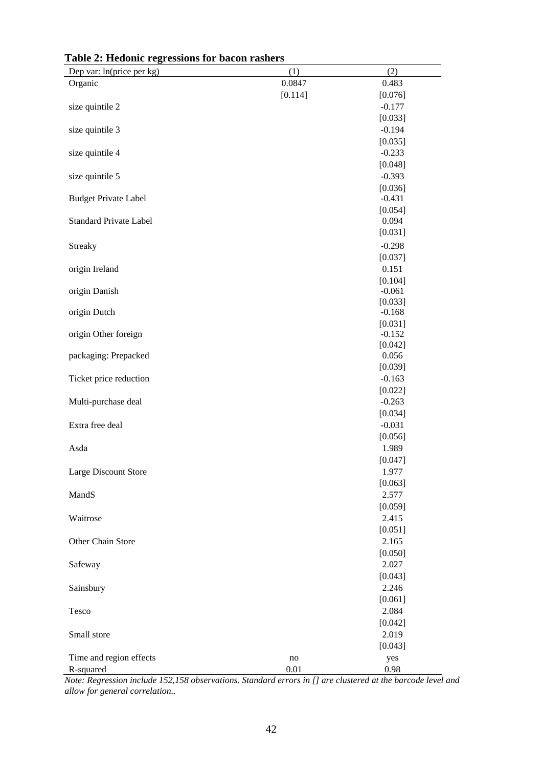**Table 2: Hedonic regressions for bacon rashers**

| Dep var: ln(price per kg) | (1) | (2) |
|---|---|---|
| Organic | 0.0847 | 0.483 |
| | [0.114] | [0.076] |
| size quintile 2 | | -0.177 |
| | | [0.033] |
| size quintile 3 | | -0.194 |
| | | [0.035] |
| size quintile 4 | | -0.233 |
| | | [0.048] |
| size quintile 5 | | -0.393 |
| | | [0.036] |
| Budget Private Label | | -0.431 |
| | | [0.054] |
| Standard Private Label | | 0.094 |
| | | [0.031] |
| Streaky | | -0.298 |
| | | [0.037] |
| origin Ireland | | 0.151 |
| | | [0.104] |
| origin Danish | | -0.061 |
| | | [0.033] |
| origin Dutch | | -0.168 |
| | | [0.031] |
| origin Other foreign | | -0.152 |
| | | [0.042] |
| packaging: Prepacked | | 0.056 |
| | | [0.039] |
| Ticket price reduction | | -0.163 |
| | | [0.022] |
| Multi-purchase deal | | -0.263 |
| | | [0.034] |
| Extra free deal | | -0.031 |
| | | [0.056] |
| Asda | | 1.989 |
| | | [0.047] |
| Large Discount Store | | 1.977 |
| | | [0.063] |
| MandS | | 2.577 |
| | | [0.059] |
| Waitrose | | 2.415 |
| | | [0.051] |
| Other Chain Store | | 2.165 |
| | | [0.050] |
| Safeway | | 2.027 |
| | | [0.043] |
| Sainsbury | | 2.246 |
| | | [0.061] |
| Tesco | | 2.084 |
| | | [0.042] |
| Small store | | 2.019 |
| | | [0.043] |
| Time and region effects | no | yes |
| R-squared | 0.01 | 0.98 |

*Note: Regression include 152,158 observations. Standard errors in [] are clustered at the barcode level and allow for general correlation..*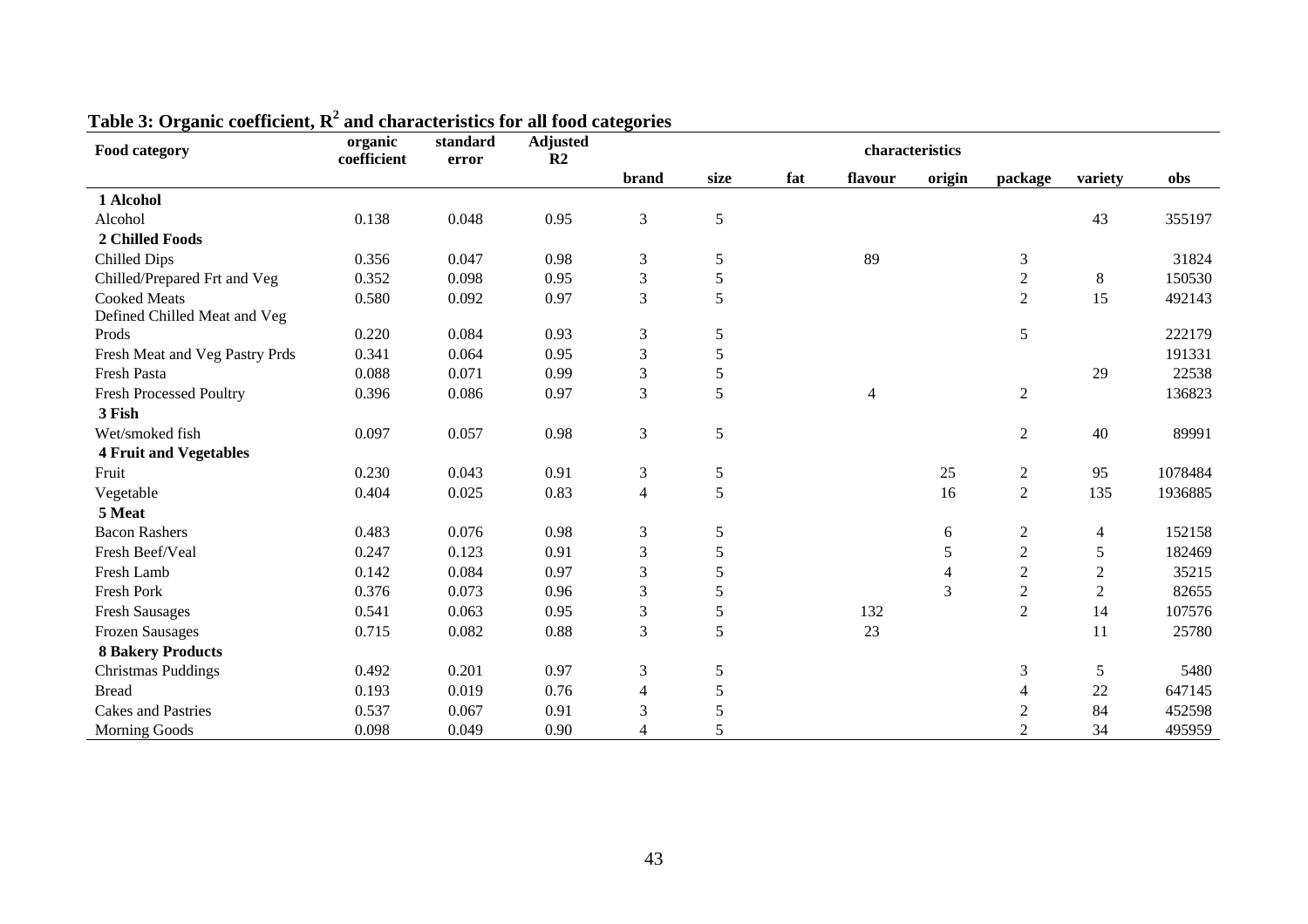**Table 3: Organic coefficient, $R^2$ and characteristics for all food categories**

| Food category | organic coefficient | standard error | Adjusted R2 | characteristics | | | | | | | |
|---|---|---|---|---|---|---|---|---|---|---|---|
| | | | | brand | size | fat | flavour | origin | package | variety | obs |
| **1 Alcohol** | | | | | | | | | | | |
| Alcohol | 0.138 | 0.048 | 0.95 | 3 | 5 | | | | | 43 | 355197 |
| **2 Chilled Foods** | | | | | | | | | | | |
| Chilled Dips | 0.356 | 0.047 | 0.98 | 3 | 5 | | 89 | | 3 | | 31824 |
| Chilled/Prepared Frt and Veg | 0.352 | 0.098 | 0.95 | 3 | 5 | | | | 2 | 8 | 150530 |
| Cooked Meats | 0.580 | 0.092 | 0.97 | 3 | 5 | | | | 2 | 15 | 492143 |
| Defined Chilled Meat and Veg Prods | 0.220 | 0.084 | 0.93 | 3 | 5 | | | | 5 | | 222179 |
| Fresh Meat and Veg Pastry Prds | 0.341 | 0.064 | 0.95 | 3 | 5 | | | | | | 191331 |
| Fresh Pasta | 0.088 | 0.071 | 0.99 | 3 | 5 | | | | | 29 | 22538 |
| Fresh Processed Poultry | 0.396 | 0.086 | 0.97 | 3 | 5 | | 4 | | 2 | | 136823 |
| **3 Fish** | | | | | | | | | | | |
| Wet/smoked fish | 0.097 | 0.057 | 0.98 | 3 | 5 | | | | 2 | 40 | 89991 |
| **4 Fruit and Vegetables** | | | | | | | | | | | |
| Fruit | 0.230 | 0.043 | 0.91 | 3 | 5 | | | 25 | 2 | 95 | 1078484 |
| Vegetable | 0.404 | 0.025 | 0.83 | 4 | 5 | | | 16 | 2 | 135 | 1936885 |
| **5 Meat** | | | | | | | | | | | |
| Bacon Rashers | 0.483 | 0.076 | 0.98 | 3 | 5 | | | 6 | 2 | 4 | 152158 |
| Fresh Beef/Veal | 0.247 | 0.123 | 0.91 | 3 | 5 | | | 5 | 2 | 5 | 182469 |
| Fresh Lamb | 0.142 | 0.084 | 0.97 | 3 | 5 | | | 4 | 2 | 2 | 35215 |
| Fresh Pork | 0.376 | 0.073 | 0.96 | 3 | 5 | | | 3 | 2 | 2 | 82655 |
| Fresh Sausages | 0.541 | 0.063 | 0.95 | 3 | 5 | | 132 | | 2 | 14 | 107576 |
| Frozen Sausages | 0.715 | 0.082 | 0.88 | 3 | 5 | | 23 | | | 11 | 25780 |
| **8 Bakery Products** | | | | | | | | | | | |
| Christmas Puddings | 0.492 | 0.201 | 0.97 | 3 | 5 | | | | 3 | 5 | 5480 |
| Bread | 0.193 | 0.019 | 0.76 | 4 | 5 | | | | 4 | 22 | 647145 |
| Cakes and Pastries | 0.537 | 0.067 | 0.91 | 3 | 5 | | | | 2 | 84 | 452598 |
| Morning Goods | 0.098 | 0.049 | 0.90 | 4 | 5 | | | | 2 | 34 | 495959 |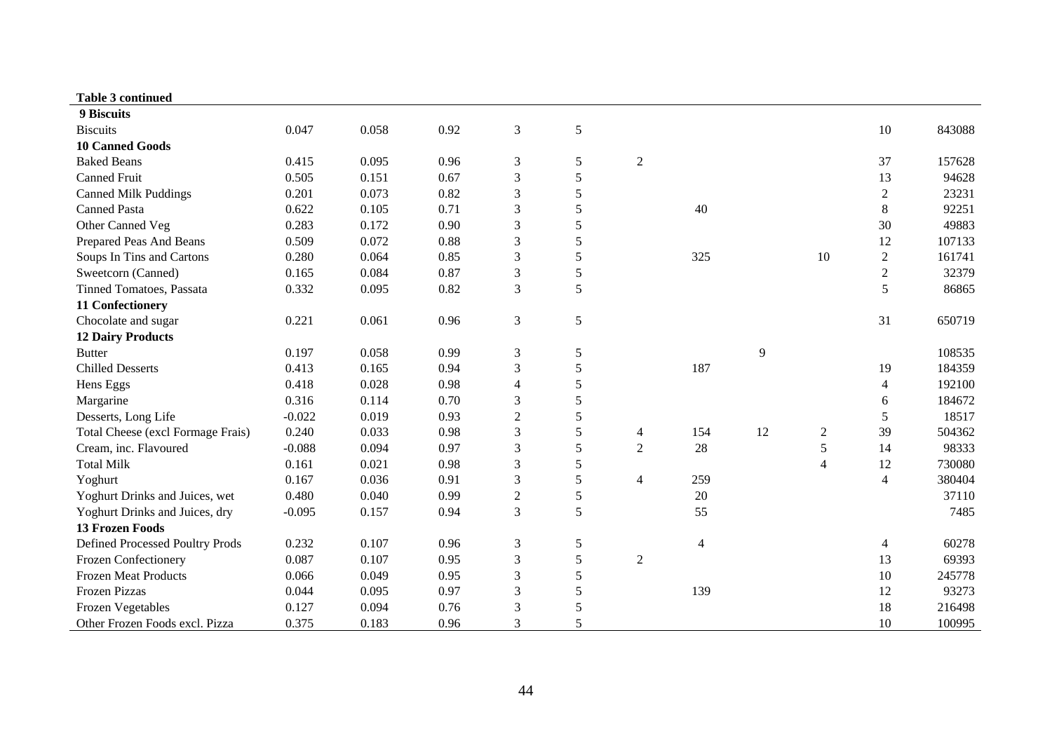**Table 3 continued**

| | | | | | | | | | | | |
|---|---|---|---|---|---|---|---|---|---|---|---|
| **9 Biscuits** | | | | | | | | | | | |
| Biscuits | 0.047 | 0.058 | 0.92 | 3 | 5 | | | | | 10 | 843088 |
| **10 Canned Goods** | | | | | | | | | | | |
| Baked Beans | 0.415 | 0.095 | 0.96 | 3 | 5 | 2 | | | | 37 | 157628 |
| Canned Fruit | 0.505 | 0.151 | 0.67 | 3 | 5 | | | | | 13 | 94628 |
| Canned Milk Puddings | 0.201 | 0.073 | 0.82 | 3 | 5 | | | | | 2 | 23231 |
| Canned Pasta | 0.622 | 0.105 | 0.71 | 3 | 5 | | 40 | | | 8 | 92251 |
| Other Canned Veg | 0.283 | 0.172 | 0.90 | 3 | 5 | | | | | 30 | 49883 |
| Prepared Peas And Beans | 0.509 | 0.072 | 0.88 | 3 | 5 | | | | | 12 | 107133 |
| Soups In Tins and Cartons | 0.280 | 0.064 | 0.85 | 3 | 5 | | 325 | | 10 | 2 | 161741 |
| Sweetcorn (Canned) | 0.165 | 0.084 | 0.87 | 3 | 5 | | | | | 2 | 32379 |
| Tinned Tomatoes, Passata | 0.332 | 0.095 | 0.82 | 3 | 5 | | | | | 5 | 86865 |
| **11 Confectionery** | | | | | | | | | | | |
| Chocolate and sugar | 0.221 | 0.061 | 0.96 | 3 | 5 | | | | | 31 | 650719 |
| **12 Dairy Products** | | | | | | | | | | | |
| Butter | 0.197 | 0.058 | 0.99 | 3 | 5 | | | 9 | | | 108535 |
| Chilled Desserts | 0.413 | 0.165 | 0.94 | 3 | 5 | | 187 | | | 19 | 184359 |
| Hens Eggs | 0.418 | 0.028 | 0.98 | 4 | 5 | | | | | 4 | 192100 |
| Margarine | 0.316 | 0.114 | 0.70 | 3 | 5 | | | | | 6 | 184672 |
| Desserts, Long Life | -0.022 | 0.019 | 0.93 | 2 | 5 | | | | | 5 | 18517 |
| Total Cheese (excl Formage Frais) | 0.240 | 0.033 | 0.98 | 3 | 5 | 4 | 154 | 12 | 2 | 39 | 504362 |
| Cream, inc. Flavoured | -0.088 | 0.094 | 0.97 | 3 | 5 | 2 | 28 | | 5 | 14 | 98333 |
| Total Milk | 0.161 | 0.021 | 0.98 | 3 | 5 | | | | 4 | 12 | 730080 |
| Yoghurt | 0.167 | 0.036 | 0.91 | 3 | 5 | 4 | 259 | | | 4 | 380404 |
| Yoghurt Drinks and Juices, wet | 0.480 | 0.040 | 0.99 | 2 | 5 | | 20 | | | | 37110 |
| Yoghurt Drinks and Juices, dry | -0.095 | 0.157 | 0.94 | 3 | 5 | | 55 | | | | 7485 |
| **13 Frozen Foods** | | | | | | | | | | | |
| Defined Processed Poultry Prods | 0.232 | 0.107 | 0.96 | 3 | 5 | | 4 | | | 4 | 60278 |
| Frozen Confectionery | 0.087 | 0.107 | 0.95 | 3 | 5 | 2 | | | | 13 | 69393 |
| Frozen Meat Products | 0.066 | 0.049 | 0.95 | 3 | 5 | | | | | 10 | 245778 |
| Frozen Pizzas | 0.044 | 0.095 | 0.97 | 3 | 5 | | 139 | | | 12 | 93273 |
| Frozen Vegetables | 0.127 | 0.094 | 0.76 | 3 | 5 | | | | | 18 | 216498 |
| Other Frozen Foods excl. Pizza | 0.375 | 0.183 | 0.96 | 3 | 5 | | | | | 10 | 100995 |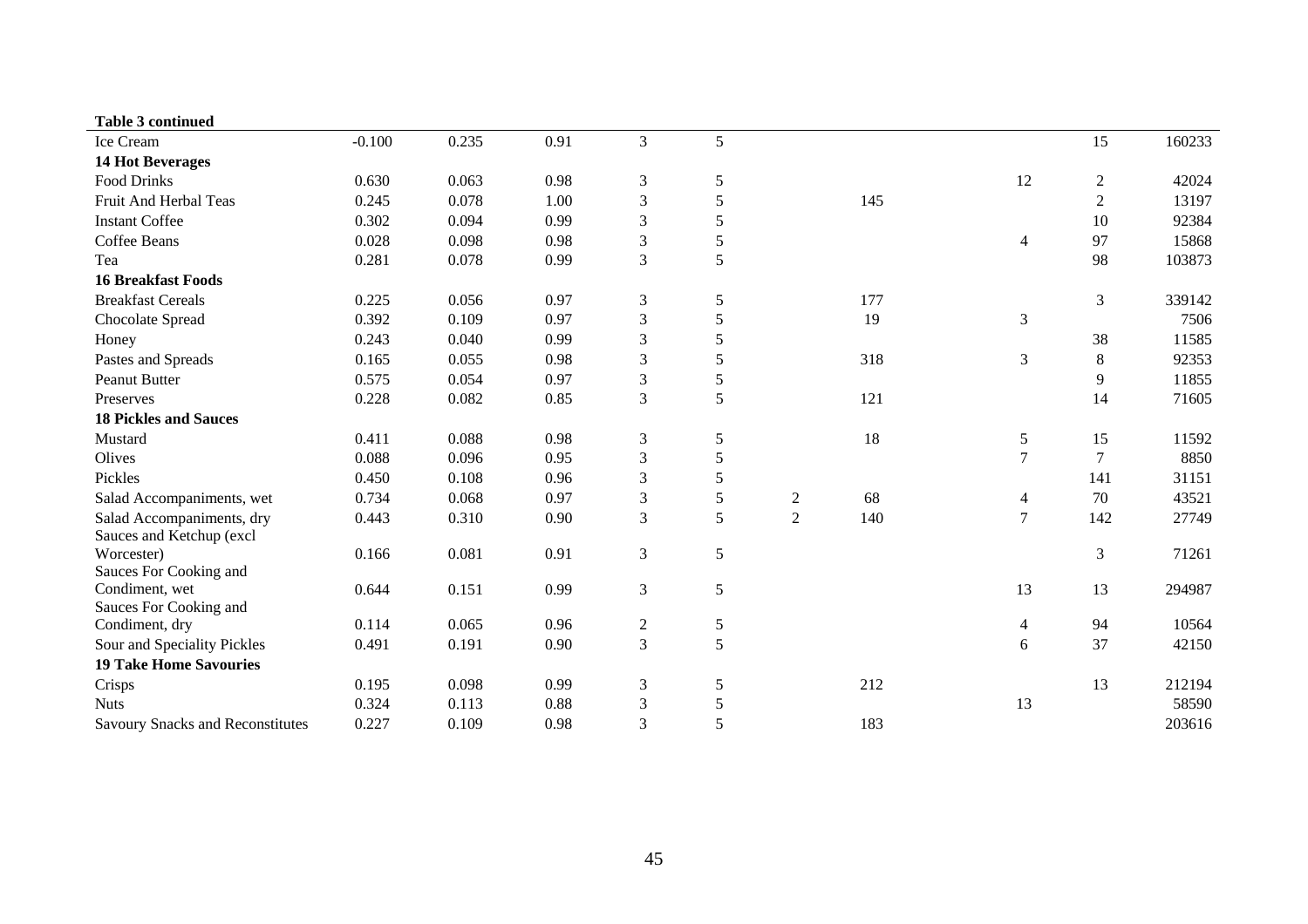**Table 3 continued**

| | | | | | | | | | | |
|---|---|---|---|---|---|---|---|---|---|---|
| Ice Cream | -0.100 | 0.235 | 0.91 | 3 | 5 | | | | 15 | 160233 |
| **14 Hot Beverages** | | | | | | | | | | |
| Food Drinks | 0.630 | 0.063 | 0.98 | 3 | 5 | | | 12 | 2 | 42024 |
| Fruit And Herbal Teas | 0.245 | 0.078 | 1.00 | 3 | 5 | | 145 | | 2 | 13197 |
| Instant Coffee | 0.302 | 0.094 | 0.99 | 3 | 5 | | | | 10 | 92384 |
| Coffee Beans | 0.028 | 0.098 | 0.98 | 3 | 5 | | | 4 | 97 | 15868 |
| Tea | 0.281 | 0.078 | 0.99 | 3 | 5 | | | | 98 | 103873 |
| **16 Breakfast Foods** | | | | | | | | | | |
| Breakfast Cereals | 0.225 | 0.056 | 0.97 | 3 | 5 | | 177 | | 3 | 339142 |
| Chocolate Spread | 0.392 | 0.109 | 0.97 | 3 | 5 | | 19 | 3 | | 7506 |
| Honey | 0.243 | 0.040 | 0.99 | 3 | 5 | | | | 38 | 11585 |
| Pastes and Spreads | 0.165 | 0.055 | 0.98 | 3 | 5 | | 318 | 3 | 8 | 92353 |
| Peanut Butter | 0.575 | 0.054 | 0.97 | 3 | 5 | | | | 9 | 11855 |
| Preserves | 0.228 | 0.082 | 0.85 | 3 | 5 | | 121 | | 14 | 71605 |
| **18 Pickles and Sauces** | | | | | | | | | | |
| Mustard | 0.411 | 0.088 | 0.98 | 3 | 5 | | 18 | 5 | 15 | 11592 |
| Olives | 0.088 | 0.096 | 0.95 | 3 | 5 | | | 7 | 7 | 8850 |
| Pickles | 0.450 | 0.108 | 0.96 | 3 | 5 | | | | 141 | 31151 |
| Salad Accompaniments, wet | 0.734 | 0.068 | 0.97 | 3 | 5 | 2 | 68 | 4 | 70 | 43521 |
| Salad Accompaniments, dry | 0.443 | 0.310 | 0.90 | 3 | 5 | 2 | 140 | 7 | 142 | 27749 |
| Sauces and Ketchup (excl Worcester) | 0.166 | 0.081 | 0.91 | 3 | 5 | | | | 3 | 71261 |
| Sauces For Cooking and Condiment, wet | 0.644 | 0.151 | 0.99 | 3 | 5 | | | 13 | 13 | 294987 |
| Sauces For Cooking and Condiment, dry | 0.114 | 0.065 | 0.96 | 2 | 5 | | | 4 | 94 | 10564 |
| Sour and Speciality Pickles | 0.491 | 0.191 | 0.90 | 3 | 5 | | | 6 | 37 | 42150 |
| **19 Take Home Savouries** | | | | | | | | | | |
| Crisps | 0.195 | 0.098 | 0.99 | 3 | 5 | | 212 | | 13 | 212194 |
| Nuts | 0.324 | 0.113 | 0.88 | 3 | 5 | | | 13 | | 58590 |
| Savoury Snacks and Reconstitutes | 0.227 | 0.109 | 0.98 | 3 | 5 | | 183 | | | 203616 |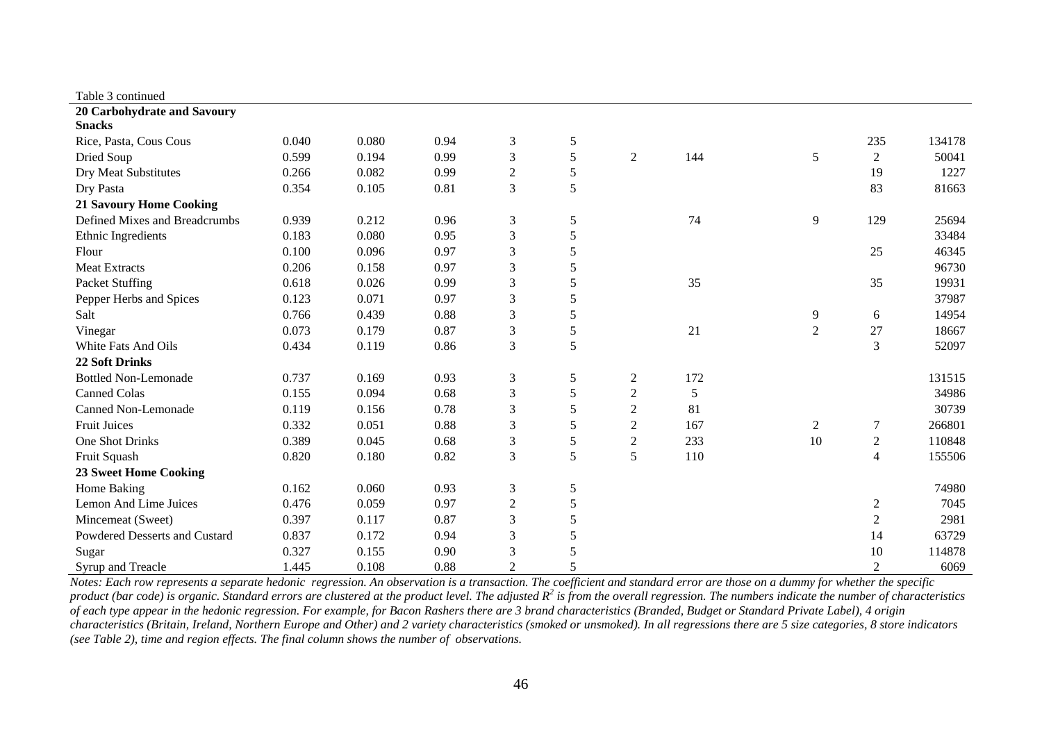Table 3 continued

| | | | | | | | | | | |
|---|---|---|---|---|---|---|---|---|---|---|
| **20 Carbohydrate and Savoury Snacks** | | | | | | | | | | |
| Rice, Pasta, Cous Cous | 0.040 | 0.080 | 0.94 | 3 | 5 | | | | 235 | 134178 |
| Dried Soup | 0.599 | 0.194 | 0.99 | 3 | 5 | 2 | 144 | 5 | 2 | 50041 |
| Dry Meat Substitutes | 0.266 | 0.082 | 0.99 | 2 | 5 | | | | 19 | 1227 |
| Dry Pasta | 0.354 | 0.105 | 0.81 | 3 | 5 | | | | 83 | 81663 |
| **21 Savoury Home Cooking** | | | | | | | | | | |
| Defined Mixes and Breadcrumbs | 0.939 | 0.212 | 0.96 | 3 | 5 | | 74 | 9 | 129 | 25694 |
| Ethnic Ingredients | 0.183 | 0.080 | 0.95 | 3 | 5 | | | | | 33484 |
| Flour | 0.100 | 0.096 | 0.97 | 3 | 5 | | | | 25 | 46345 |
| Meat Extracts | 0.206 | 0.158 | 0.97 | 3 | 5 | | | | | 96730 |
| Packet Stuffing | 0.618 | 0.026 | 0.99 | 3 | 5 | | 35 | | 35 | 19931 |
| Pepper Herbs and Spices | 0.123 | 0.071 | 0.97 | 3 | 5 | | | | | 37987 |
| Salt | 0.766 | 0.439 | 0.88 | 3 | 5 | | | 9 | 6 | 14954 |
| Vinegar | 0.073 | 0.179 | 0.87 | 3 | 5 | | 21 | 2 | 27 | 18667 |
| White Fats And Oils | 0.434 | 0.119 | 0.86 | 3 | 5 | | | | 3 | 52097 |
| **22 Soft Drinks** | | | | | | | | | | |
| Bottled Non-Lemonade | 0.737 | 0.169 | 0.93 | 3 | 5 | 2 | 172 | | | 131515 |
| Canned Colas | 0.155 | 0.094 | 0.68 | 3 | 5 | 2 | 5 | | | 34986 |
| Canned Non-Lemonade | 0.119 | 0.156 | 0.78 | 3 | 5 | 2 | 81 | | | 30739 |
| Fruit Juices | 0.332 | 0.051 | 0.88 | 3 | 5 | 2 | 167 | 2 | 7 | 266801 |
| One Shot Drinks | 0.389 | 0.045 | 0.68 | 3 | 5 | 2 | 233 | 10 | 2 | 110848 |
| Fruit Squash | 0.820 | 0.180 | 0.82 | 3 | 5 | 5 | 110 | | 4 | 155506 |
| **23 Sweet Home Cooking** | | | | | | | | | | |
| Home Baking | 0.162 | 0.060 | 0.93 | 3 | 5 | | | | | 74980 |
| Lemon And Lime Juices | 0.476 | 0.059 | 0.97 | 2 | 5 | | | | 2 | 7045 |
| Mincemeat (Sweet) | 0.397 | 0.117 | 0.87 | 3 | 5 | | | | 2 | 2981 |
| Powdered Desserts and Custard | 0.837 | 0.172 | 0.94 | 3 | 5 | | | | 14 | 63729 |
| Sugar | 0.327 | 0.155 | 0.90 | 3 | 5 | | | | 10 | 114878 |
| Syrup and Treacle | 1.445 | 0.108 | 0.88 | 2 | 5 | | | | 2 | 6069 |

*Notes: Each row represents a separate hedonic regression. An observation is a transaction. The coefficient and standard error are those on a dummy for whether the specific product (bar code) is organic. Standard errors are clustered at the product level. The adjusted $R^2$ is from the overall regression. The numbers indicate the number of characteristics of each type appear in the hedonic regression. For example, for Bacon Rashers there are 3 brand characteristics (Branded, Budget or Standard Private Label), 4 origin characteristics (Britain, Ireland, Northern Europe and Other) and 2 variety characteristics (smoked or unsmoked). In all regressions there are 5 size categories, 8 store indicators (see Table 2), time and region effects. The final column shows the number of observations.*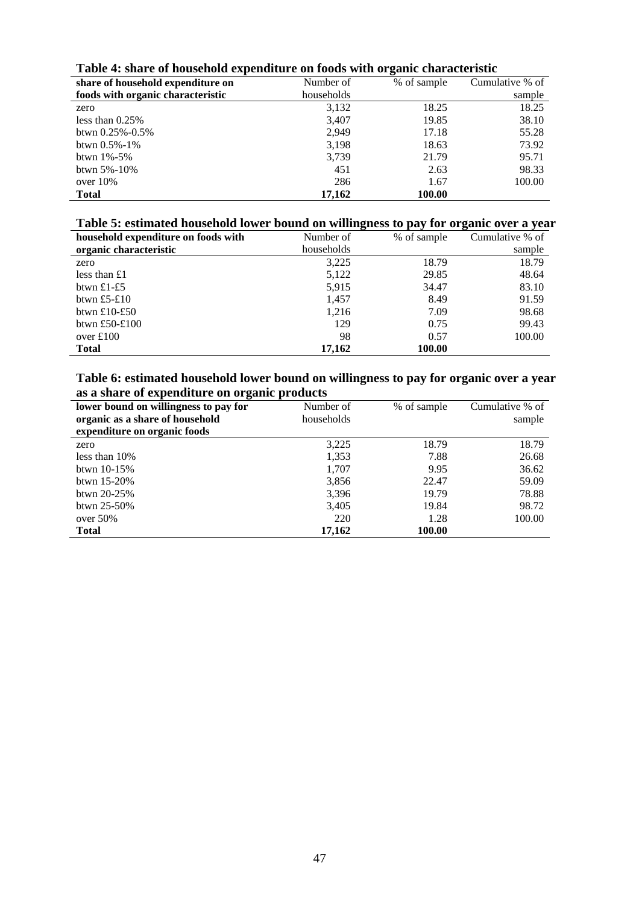**Table 4: share of household expenditure on foods with organic characteristic**

| share of household expenditure on foods with organic characteristic | Number of households | % of sample | Cumulative % of sample |
|---|---|---|---|
| zero | 3,132 | 18.25 | 18.25 |
| less than 0.25% | 3,407 | 19.85 | 38.10 |
| btwn 0.25%-0.5% | 2,949 | 17.18 | 55.28 |
| btwn 0.5%-1% | 3,198 | 18.63 | 73.92 |
| btwn 1%-5% | 3,739 | 21.79 | 95.71 |
| btwn 5%-10% | 451 | 2.63 | 98.33 |
| over 10% | 286 | 1.67 | 100.00 |
| **Total** | **17,162** | **100.00** | |

**Table 5: estimated household lower bound on willingness to pay for organic over a year**

| household expenditure on foods with organic characteristic | Number of households | % of sample | Cumulative % of sample |
|---|---|---|---|
| zero | 3,225 | 18.79 | 18.79 |
| less than £1 | 5,122 | 29.85 | 48.64 |
| btwn £1-£5 | 5,915 | 34.47 | 83.10 |
| btwn £5-£10 | 1,457 | 8.49 | 91.59 |
| btwn £10-£50 | 1,216 | 7.09 | 98.68 |
| btwn £50-£100 | 129 | 0.75 | 99.43 |
| over £100 | 98 | 0.57 | 100.00 |
| **Total** | **17,162** | **100.00** | |

**Table 6: estimated household lower bound on willingness to pay for organic over a year as a share of expenditure on organic products**

| lower bound on willingness to pay for organic as a share of household expenditure on organic foods | Number of households | % of sample | Cumulative % of sample |
|---|---|---|---|
| zero | 3,225 | 18.79 | 18.79 |
| less than 10% | 1,353 | 7.88 | 26.68 |
| btwn 10-15% | 1,707 | 9.95 | 36.62 |
| btwn 15-20% | 3,856 | 22.47 | 59.09 |
| btwn 20-25% | 3,396 | 19.79 | 78.88 |
| btwn 25-50% | 3,405 | 19.84 | 98.72 |
| over 50% | 220 | 1.28 | 100.00 |
| **Total** | **17,162** | **100.00** | |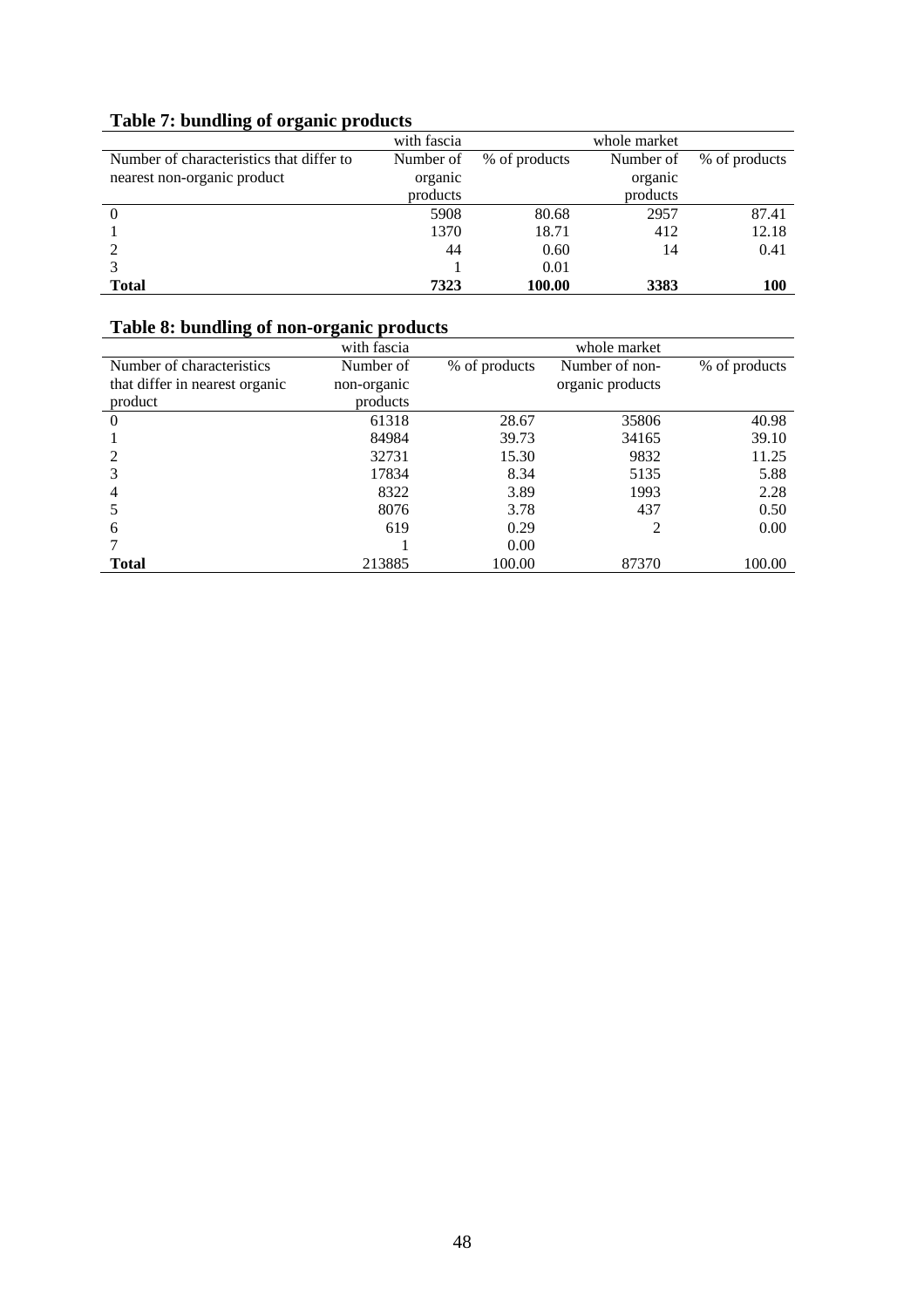## Table 7: bundling of organic products

| | with fascia | | whole market | |
|---|---|---|---|---|
| Number of characteristics that differ to nearest non-organic product | Number of organic products | % of products | Number of organic products | % of products |
| 0 | 5908 | 80.68 | 2957 | 87.41 |
| 1 | 1370 | 18.71 | 412 | 12.18 |
| 2 | 44 | 0.60 | 14 | 0.41 |
| 3 | 1 | 0.01 | | |
| **Total** | **7323** | **100.00** | **3383** | **100** |

## Table 8: bundling of non-organic products

| | with fascia | | whole market | |
|---|---|---|---|---|
| Number of characteristics that differ in nearest organic product | Number of non-organic products | % of products | Number of non-organic products | % of products |
| 0 | 61318 | 28.67 | 35806 | 40.98 |
| 1 | 84984 | 39.73 | 34165 | 39.10 |
| 2 | 32731 | 15.30 | 9832 | 11.25 |
| 3 | 17834 | 8.34 | 5135 | 5.88 |
| 4 | 8322 | 3.89 | 1993 | 2.28 |
| 5 | 8076 | 3.78 | 437 | 0.50 |
| 6 | 619 | 0.29 | 2 | 0.00 |
| 7 | 1 | 0.00 | | |
| **Total** | 213885 | 100.00 | 87370 | 100.00 |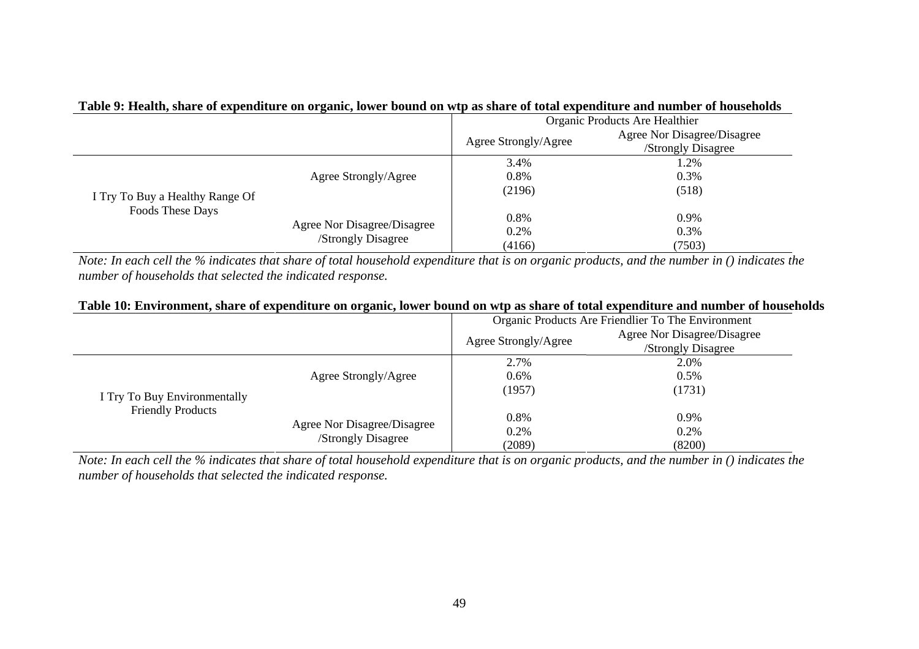**Table 9: Health, share of expenditure on organic, lower bound on wtp as share of total expenditure and number of households**

| | | Organic Products Are Healthier | |
|---|---|---|---|
| | | Agree Strongly/Agree | Agree Nor Disagree/Disagree /Strongly Disagree |
| I Try To Buy a Healthy Range Of Foods These Days | Agree Strongly/Agree | 3.4%<br>0.8%<br>(2196) | 1.2%<br>0.3%<br>(518) |
| | Agree Nor Disagree/Disagree /Strongly Disagree | 0.8%<br>0.2%<br>(4166) | 0.9%<br>0.3%<br>(7503) |

*Note: In each cell the % indicates that share of total household expenditure that is on organic products, and the number in () indicates the number of households that selected the indicated response.*

**Table 10: Environment, share of expenditure on organic, lower bound on wtp as share of total expenditure and number of households**

| | | Organic Products Are Friendlier To The Environment | |
|---|---|---|---|
| | | Agree Strongly/Agree | Agree Nor Disagree/Disagree /Strongly Disagree |
| I Try To Buy Environmentally Friendly Products | Agree Strongly/Agree | 2.7%<br>0.6%<br>(1957) | 2.0%<br>0.5%<br>(1731) |
| | Agree Nor Disagree/Disagree /Strongly Disagree | 0.8%<br>0.2%<br>(2089) | 0.9%<br>0.2%<br>(8200) |

*Note: In each cell the % indicates that share of total household expenditure that is on organic products, and the number in () indicates the number of households that selected the indicated response.*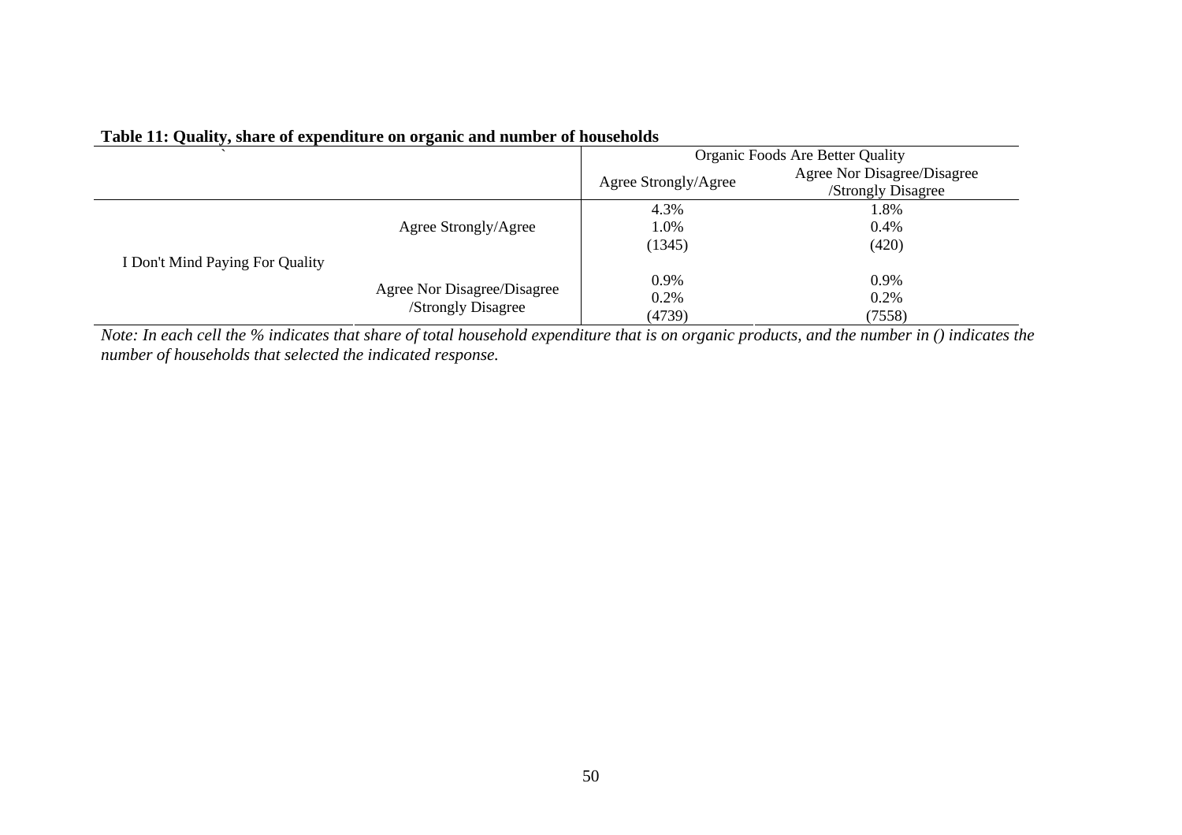**Table 11: Quality, share of expenditure on organic and number of households**

| | | Organic Foods Are Better Quality | |
|---|---|---|---|
| | | Agree Strongly/Agree | Agree Nor Disagree/Disagree /Strongly Disagree |
| I Don't Mind Paying For Quality | Agree Strongly/Agree | 4.3%<br>1.0%<br>(1345) | 1.8%<br>0.4%<br>(420) |
| | Agree Nor Disagree/Disagree /Strongly Disagree | 0.9%<br>0.2%<br>(4739) | 0.9%<br>0.2%<br>(7558) |

*Note: In each cell the % indicates that share of total household expenditure that is on organic products, and the number in () indicates the number of households that selected the indicated response.*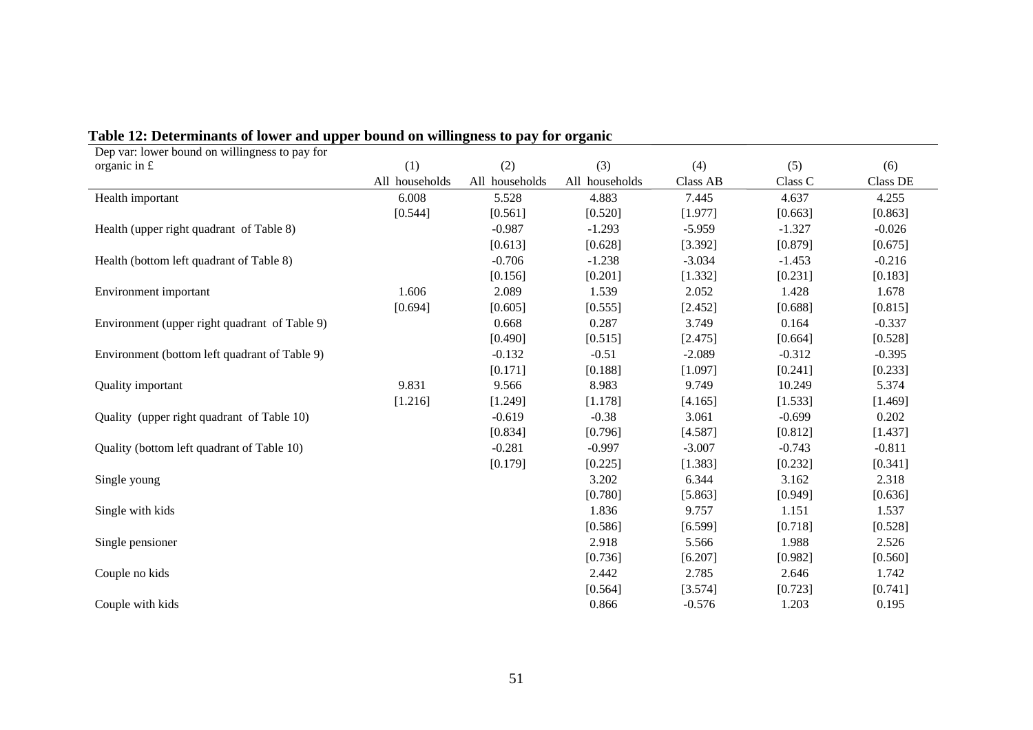**Table 12: Determinants of lower and upper bound on willingness to pay for organic**

| Dep var: lower bound on willingness to pay for organic in £ | (1) | (2) | (3) | (4) | (5) | (6) |
|---|---|---|---|---|---|---|
| | All households | All households | All households | Class AB | Class C | Class DE |
| Health important | 6.008 | 5.528 | 4.883 | 7.445 | 4.637 | 4.255 |
| | [0.544] | [0.561] | [0.520] | [1.977] | [0.663] | [0.863] |
| Health (upper right quadrant of Table 8) | | -0.987 | -1.293 | -5.959 | -1.327 | -0.026 |
| | | [0.613] | [0.628] | [3.392] | [0.879] | [0.675] |
| Health (bottom left quadrant of Table 8) | | -0.706 | -1.238 | -3.034 | -1.453 | -0.216 |
| | | [0.156] | [0.201] | [1.332] | [0.231] | [0.183] |
| Environment important | 1.606 | 2.089 | 1.539 | 2.052 | 1.428 | 1.678 |
| | [0.694] | [0.605] | [0.555] | [2.452] | [0.688] | [0.815] |
| Environment (upper right quadrant of Table 9) | | 0.668 | 0.287 | 3.749 | 0.164 | -0.337 |
| | | [0.490] | [0.515] | [2.475] | [0.664] | [0.528] |
| Environment (bottom left quadrant of Table 9) | | -0.132 | -0.51 | -2.089 | -0.312 | -0.395 |
| | | [0.171] | [0.188] | [1.097] | [0.241] | [0.233] |
| Quality important | 9.831 | 9.566 | 8.983 | 9.749 | 10.249 | 5.374 |
| | [1.216] | [1.249] | [1.178] | [4.165] | [1.533] | [1.469] |
| Quality (upper right quadrant of Table 10) | | -0.619 | -0.38 | 3.061 | -0.699 | 0.202 |
| | | [0.834] | [0.796] | [4.587] | [0.812] | [1.437] |
| Quality (bottom left quadrant of Table 10) | | -0.281 | -0.997 | -3.007 | -0.743 | -0.811 |
| | | [0.179] | [0.225] | [1.383] | [0.232] | [0.341] |
| Single young | | | 3.202 | 6.344 | 3.162 | 2.318 |
| | | | [0.780] | [5.863] | [0.949] | [0.636] |
| Single with kids | | | 1.836 | 9.757 | 1.151 | 1.537 |
| | | | [0.586] | [6.599] | [0.718] | [0.528] |
| Single pensioner | | | 2.918 | 5.566 | 1.988 | 2.526 |
| | | | [0.736] | [6.207] | [0.982] | [0.560] |
| Couple no kids | | | 2.442 | 2.785 | 2.646 | 1.742 |
| | | | [0.564] | [3.574] | [0.723] | [0.741] |
| Couple with kids | | | 0.866 | -0.576 | 1.203 | 0.195 |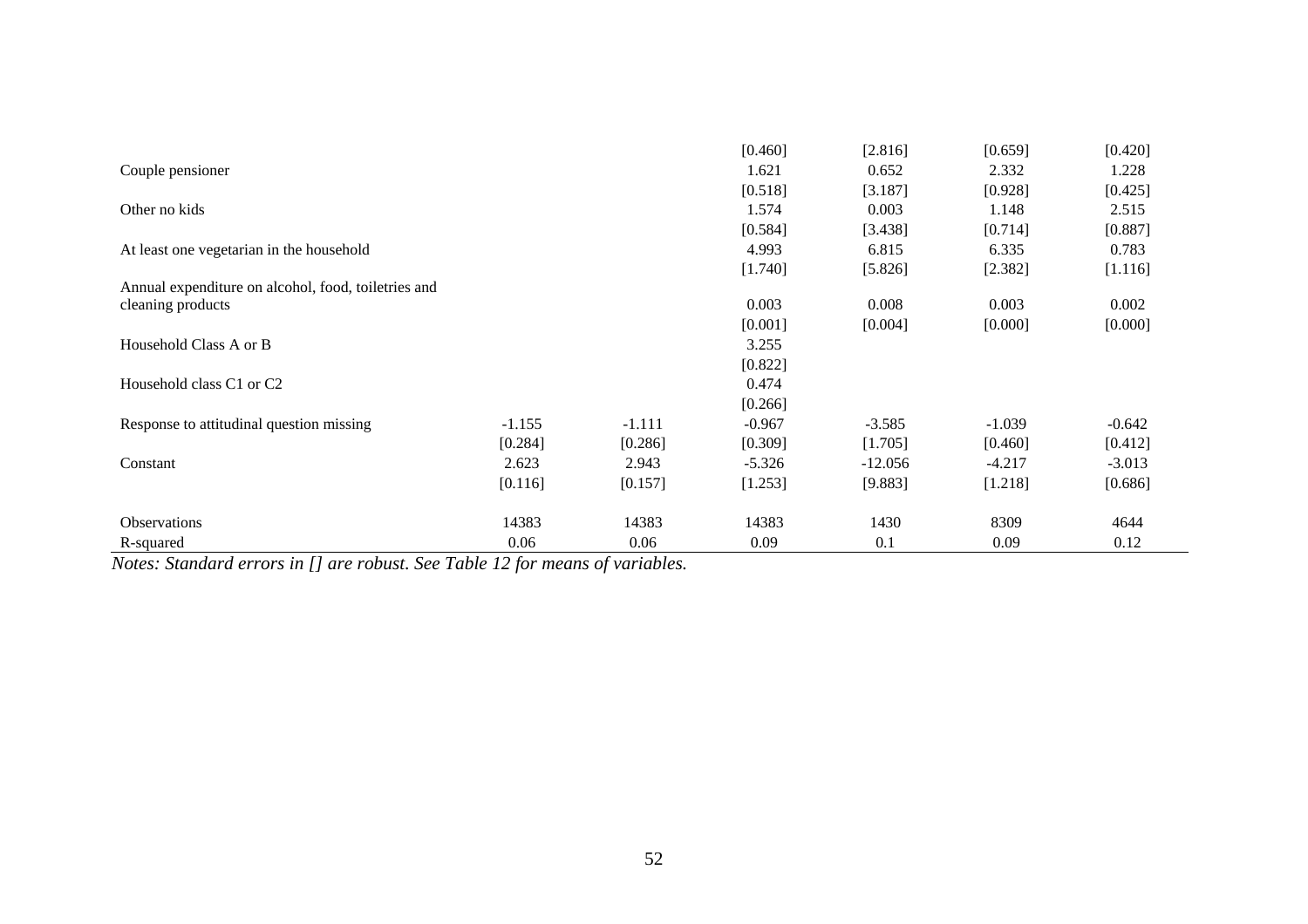| | | | | | | |
|---|---|---|---|---|---|---|
| | | | [0.460] | [2.816] | [0.659] | [0.420] |
| Couple pensioner | | | 1.621 | 0.652 | 2.332 | 1.228 |
| | | | [0.518] | [3.187] | [0.928] | [0.425] |
| Other no kids | | | 1.574 | 0.003 | 1.148 | 2.515 |
| | | | [0.584] | [3.438] | [0.714] | [0.887] |
| At least one vegetarian in the household | | | 4.993 | 6.815 | 6.335 | 0.783 |
| | | | [1.740] | [5.826] | [2.382] | [1.116] |
| Annual expenditure on alcohol, food, toiletries and cleaning products | | | 0.003 | 0.008 | 0.003 | 0.002 |
| | | | [0.001] | [0.004] | [0.000] | [0.000] |
| Household Class A or B | | | 3.255 | | | |
| | | | [0.822] | | | |
| Household class C1 or C2 | | | 0.474 | | | |
| | | | [0.266] | | | |
| Response to attitudinal question missing | -1.155 | -1.111 | -0.967 | -3.585 | -1.039 | -0.642 |
| | [0.284] | [0.286] | [0.309] | [1.705] | [0.460] | [0.412] |
| Constant | 2.623 | 2.943 | -5.326 | -12.056 | -4.217 | -3.013 |
| | [0.116] | [0.157] | [1.253] | [9.883] | [1.218] | [0.686] |
| Observations | 14383 | 14383 | 14383 | 1430 | 8309 | 4644 |
| R-squared | 0.06 | 0.06 | 0.09 | 0.1 | 0.09 | 0.12 |

*Notes: Standard errors in [] are robust. See Table 12 for means of variables.*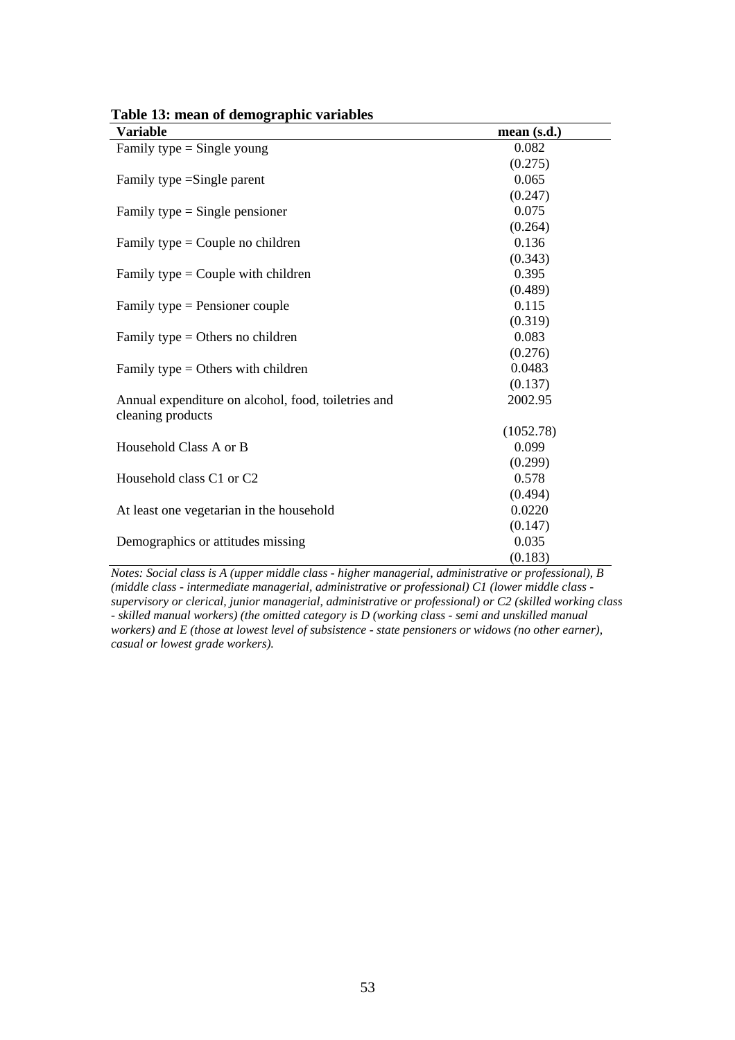**Table 13: mean of demographic variables**

| Variable | mean (s.d.) |
|---|---|
| Family type = Single young | 0.082 |
| | (0.275) |
| Family type =Single parent | 0.065 |
| | (0.247) |
| Family type = Single pensioner | 0.075 |
| | (0.264) |
| Family type = Couple no children | 0.136 |
| | (0.343) |
| Family type = Couple with children | 0.395 |
| | (0.489) |
| Family type = Pensioner couple | 0.115 |
| | (0.319) |
| Family type = Others no children | 0.083 |
| | (0.276) |
| Family type = Others with children | 0.0483 |
| | (0.137) |
| Annual expenditure on alcohol, food, toiletries and cleaning products | 2002.95 |
| | (1052.78) |
| Household Class A or B | 0.099 |
| | (0.299) |
| Household class C1 or C2 | 0.578 |
| | (0.494) |
| At least one vegetarian in the household | 0.0220 |
| | (0.147) |
| Demographics or attitudes missing | 0.035 |
| | (0.183) |

*Notes: Social class is A (upper middle class - higher managerial, administrative or professional), B (middle class - intermediate managerial, administrative or professional) C1 (lower middle class - supervisory or clerical, junior managerial, administrative or professional) or C2 (skilled working class - skilled manual workers) (the omitted category is D (working class - semi and unskilled manual workers) and E (those at lowest level of subsistence - state pensioners or widows (no other earner), casual or lowest grade workers).*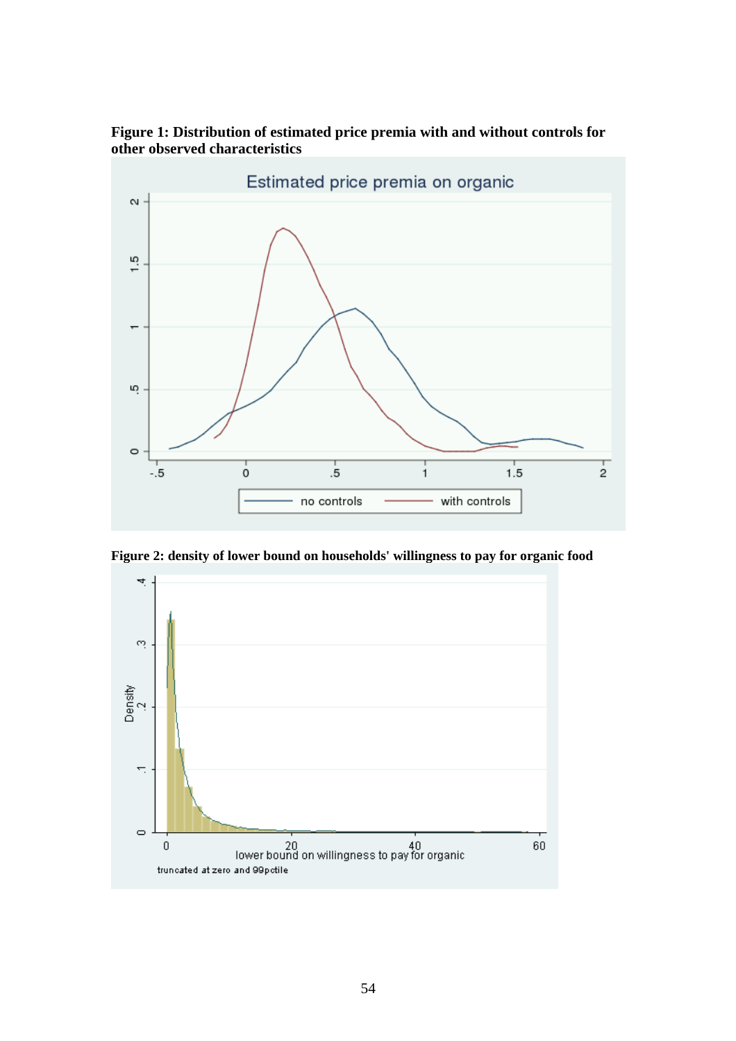**Figure 1: Distribution of estimated price premia with and without controls for other observed characteristics**

**Figure 2: density of lower bound on households' willingness to pay for organic food**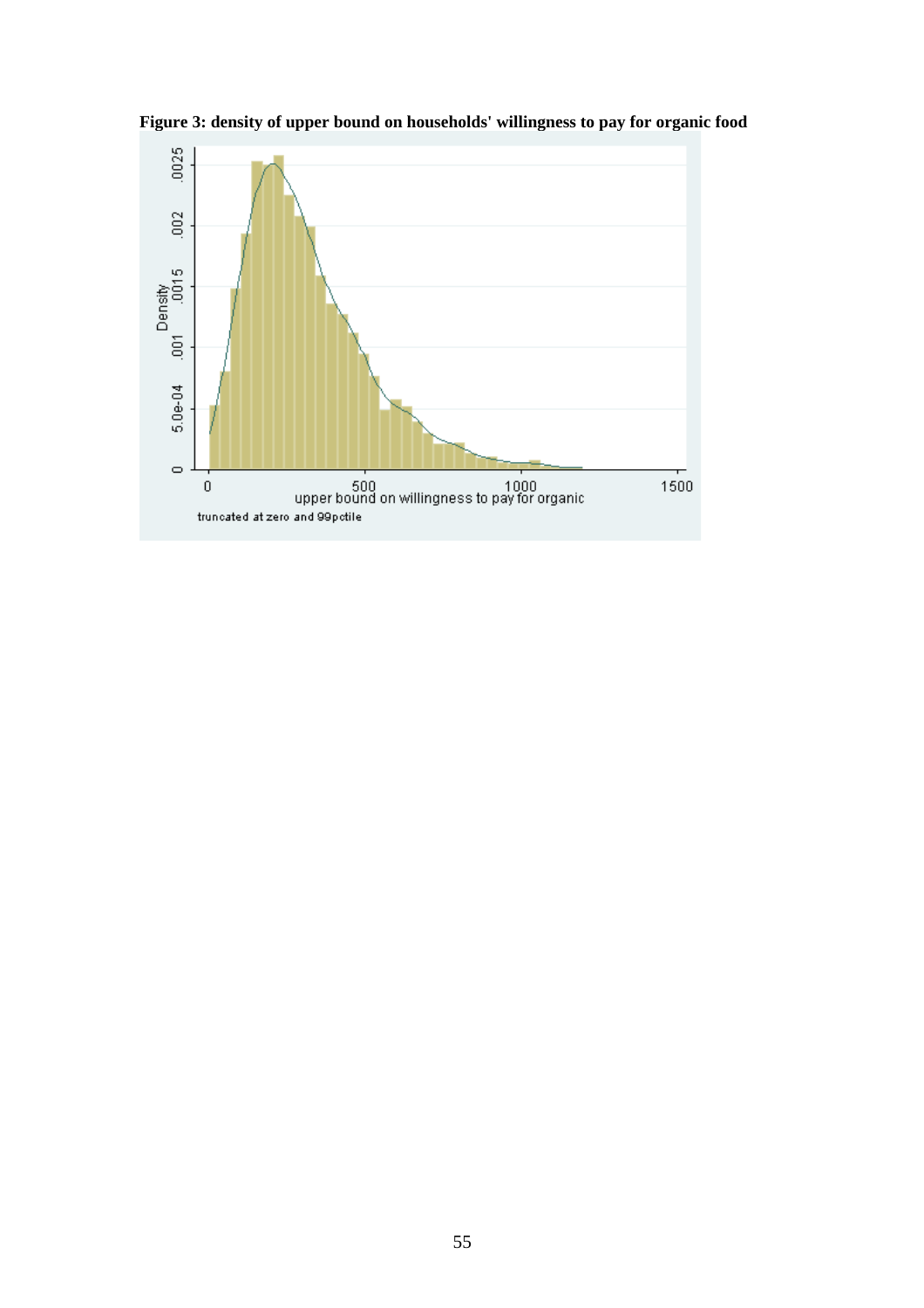**Figure 3: density of upper bound on households' willingness to pay for organic food**

Density

0
5.0e-04
.001
.0015
.002
.0025

0
500
1000
1500

upper bound on willingness to pay for organic

truncated at zero and 99pctile